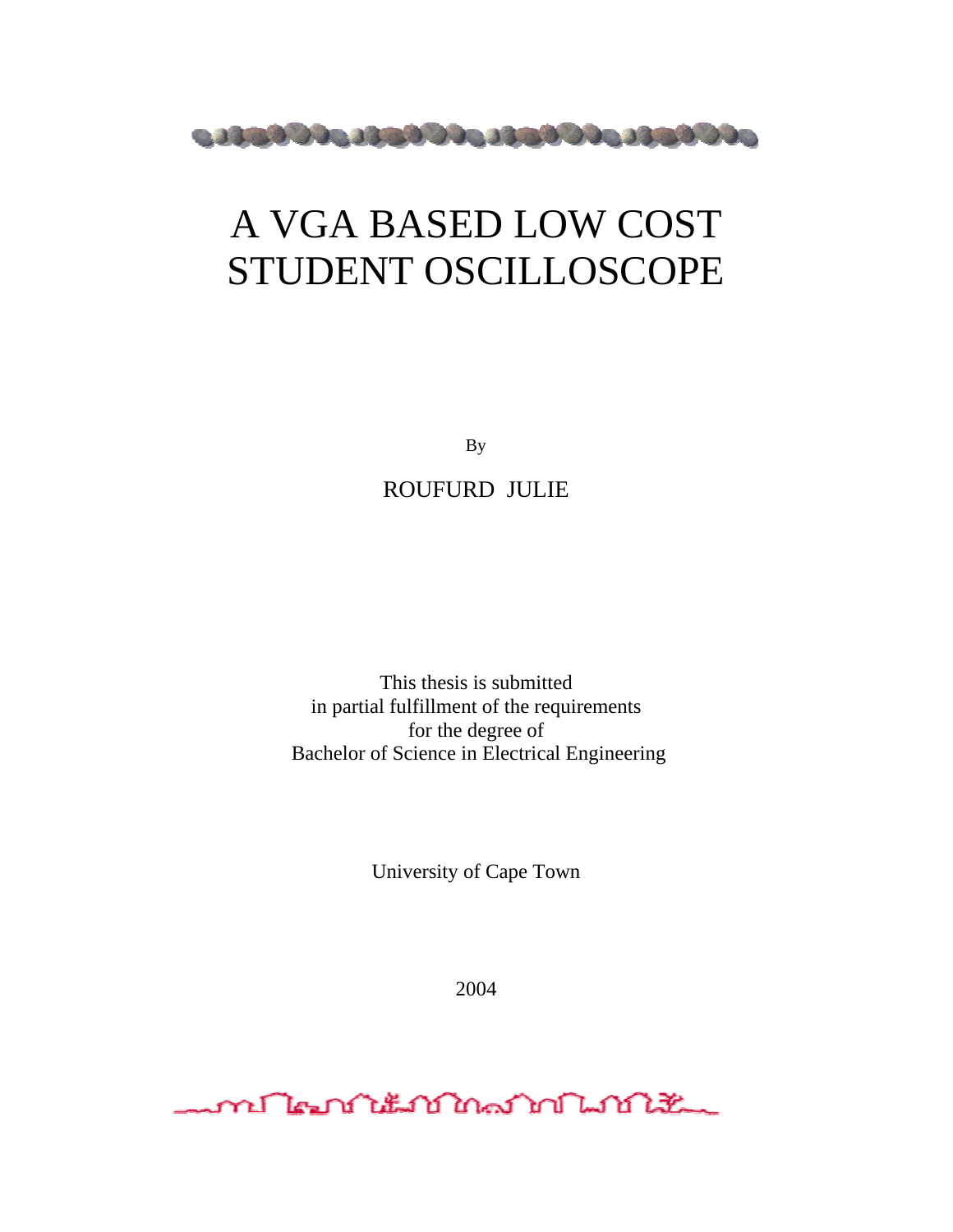# A VGA BASED LOW COST STUDENT OSCILLOSCOPE

By

ROUFURD JULIE

This thesis is submitted
in partial fulfillment of the requirements
for the degree of
Bachelor of Science in Electrical Engineering

University of Cape Town

2004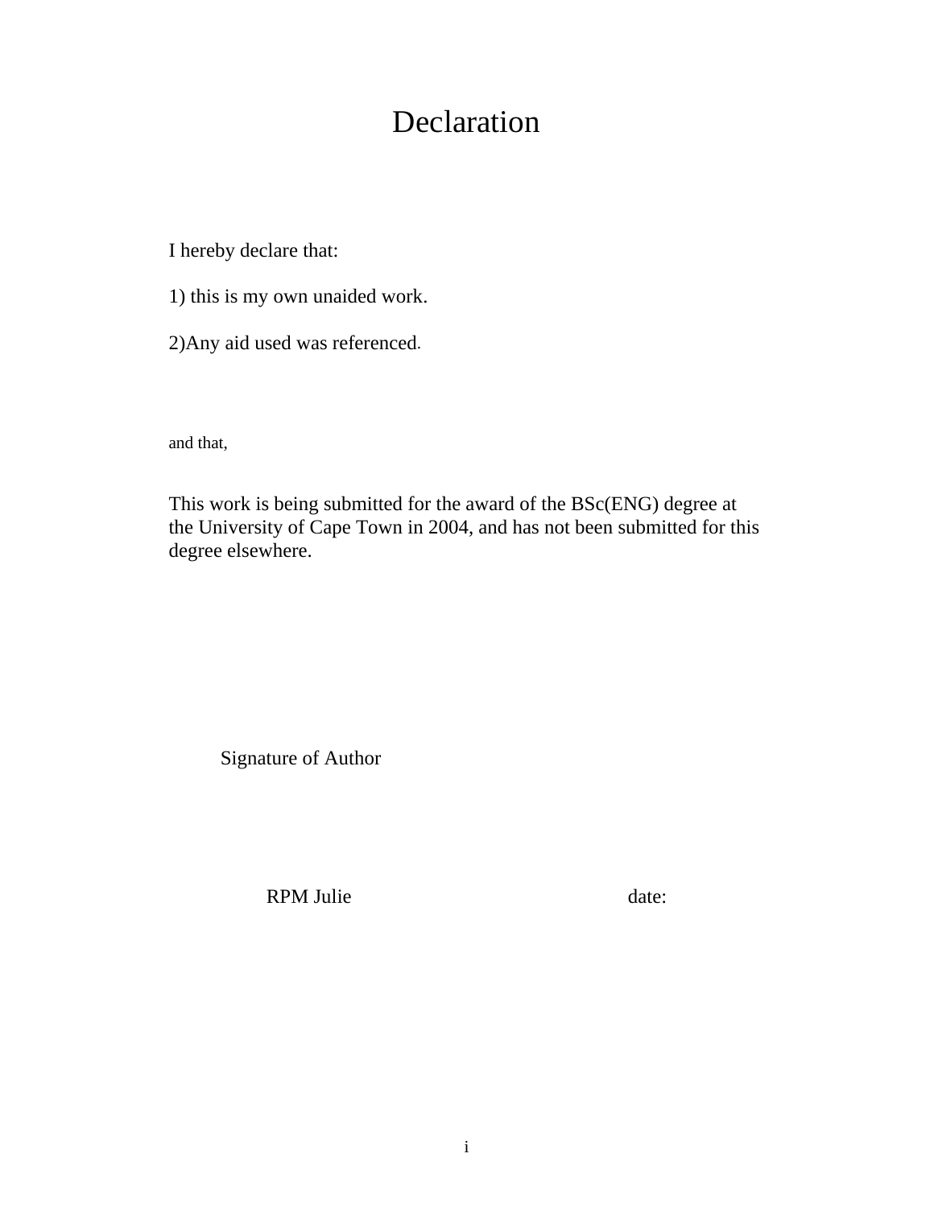# Declaration

I hereby declare that:

1) this is my own unaided work.

2)Any aid used was referenced.

and that,

This work is being submitted for the award of the BSc(ENG) degree at the University of Cape Town in 2004, and has not been submitted for this degree elsewhere.

Signature of Author

RPM Julie                                        date: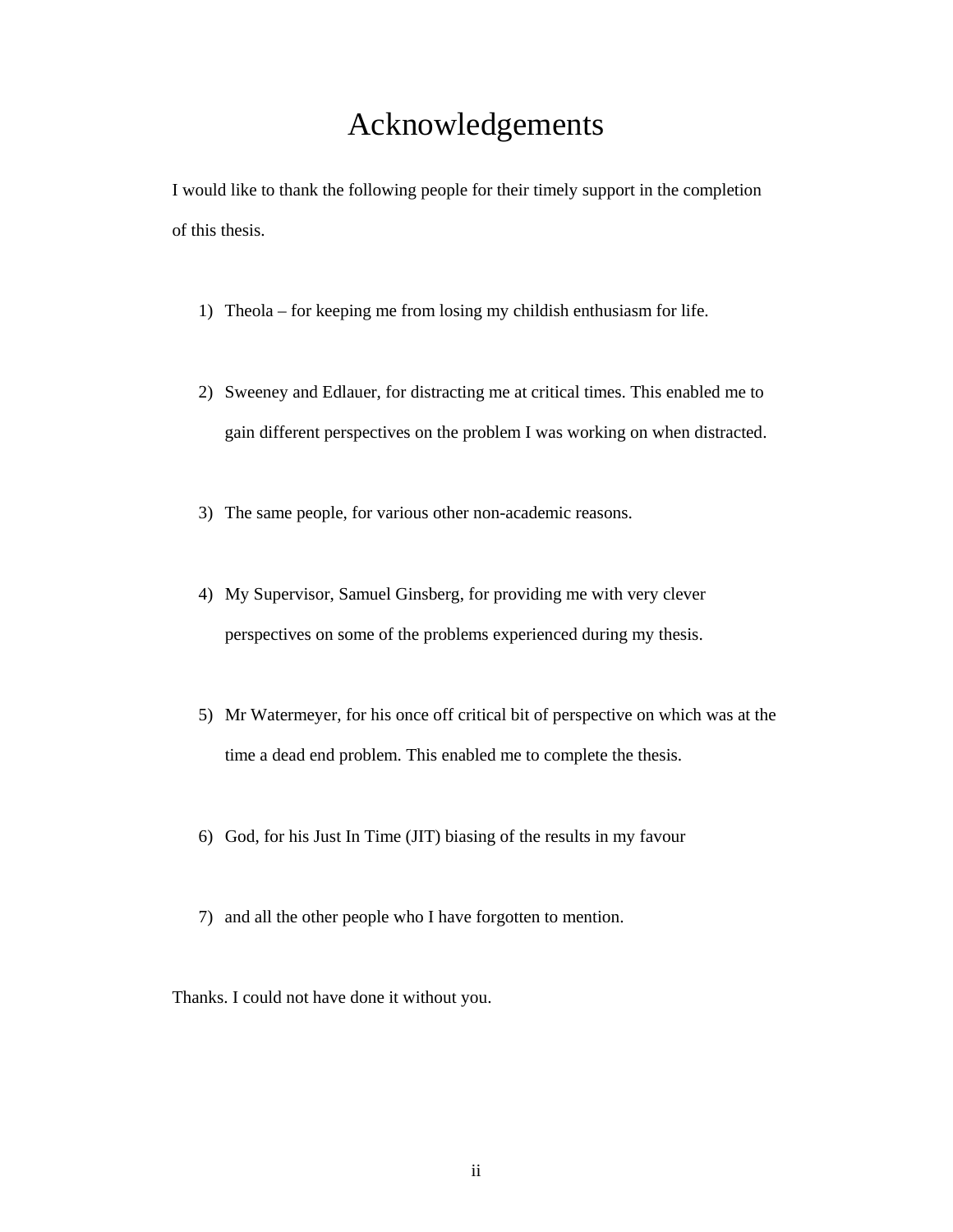# Acknowledgements

I would like to thank the following people for their timely support in the completion of this thesis.

1) Theola – for keeping me from losing my childish enthusiasm for life.

2) Sweeney and Edlauer, for distracting me at critical times. This enabled me to gain different perspectives on the problem I was working on when distracted.

3) The same people, for various other non-academic reasons.

4) My Supervisor, Samuel Ginsberg, for providing me with very clever perspectives on some of the problems experienced during my thesis.

5) Mr Watermeyer, for his once off critical bit of perspective on which was at the time a dead end problem. This enabled me to complete the thesis.

6) God, for his Just In Time (JIT) biasing of the results in my favour

7) and all the other people who I have forgotten to mention.

Thanks. I could not have done it without you.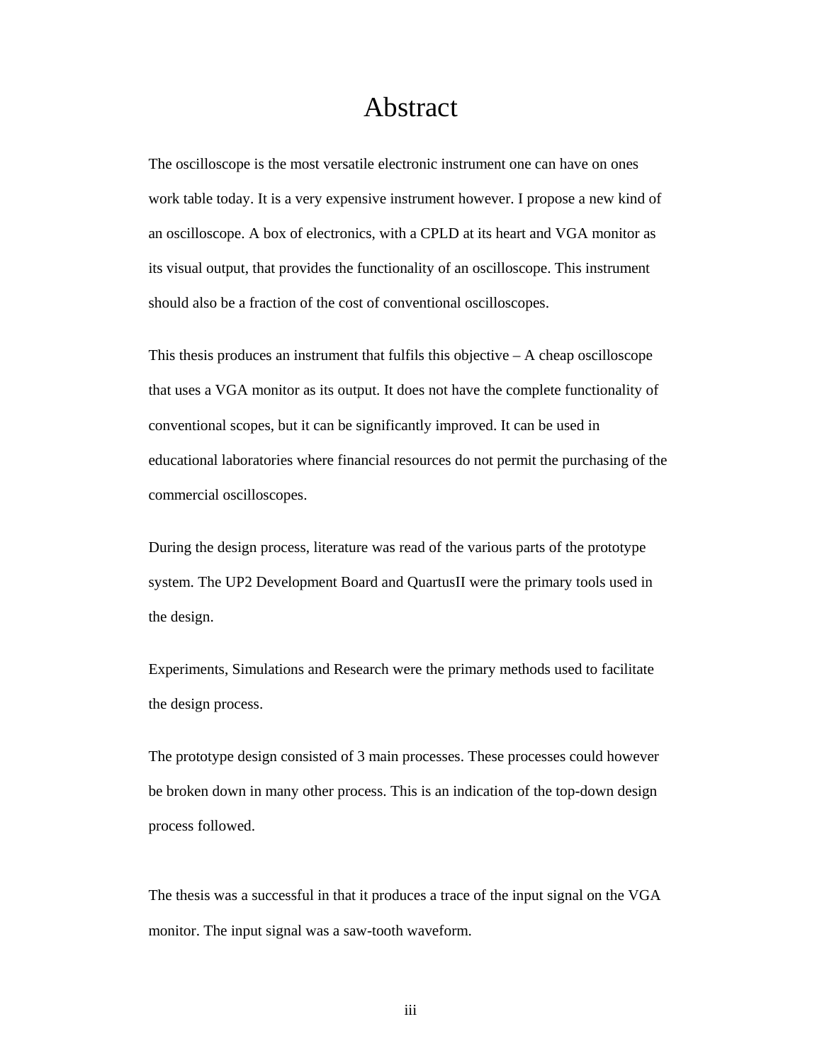# Abstract

The oscilloscope is the most versatile electronic instrument one can have on ones work table today. It is a very expensive instrument however. I propose a new kind of an oscilloscope. A box of electronics, with a CPLD at its heart and VGA monitor as its visual output, that provides the functionality of an oscilloscope. This instrument should also be a fraction of the cost of conventional oscilloscopes.

This thesis produces an instrument that fulfils this objective – A cheap oscilloscope that uses a VGA monitor as its output. It does not have the complete functionality of conventional scopes, but it can be significantly improved. It can be used in educational laboratories where financial resources do not permit the purchasing of the commercial oscilloscopes.

During the design process, literature was read of the various parts of the prototype system. The UP2 Development Board and QuartusII were the primary tools used in the design.

Experiments, Simulations and Research were the primary methods used to facilitate the design process.

The prototype design consisted of 3 main processes. These processes could however be broken down in many other process. This is an indication of the top-down design process followed.

The thesis was a successful in that it produces a trace of the input signal on the VGA monitor. The input signal was a saw-tooth waveform.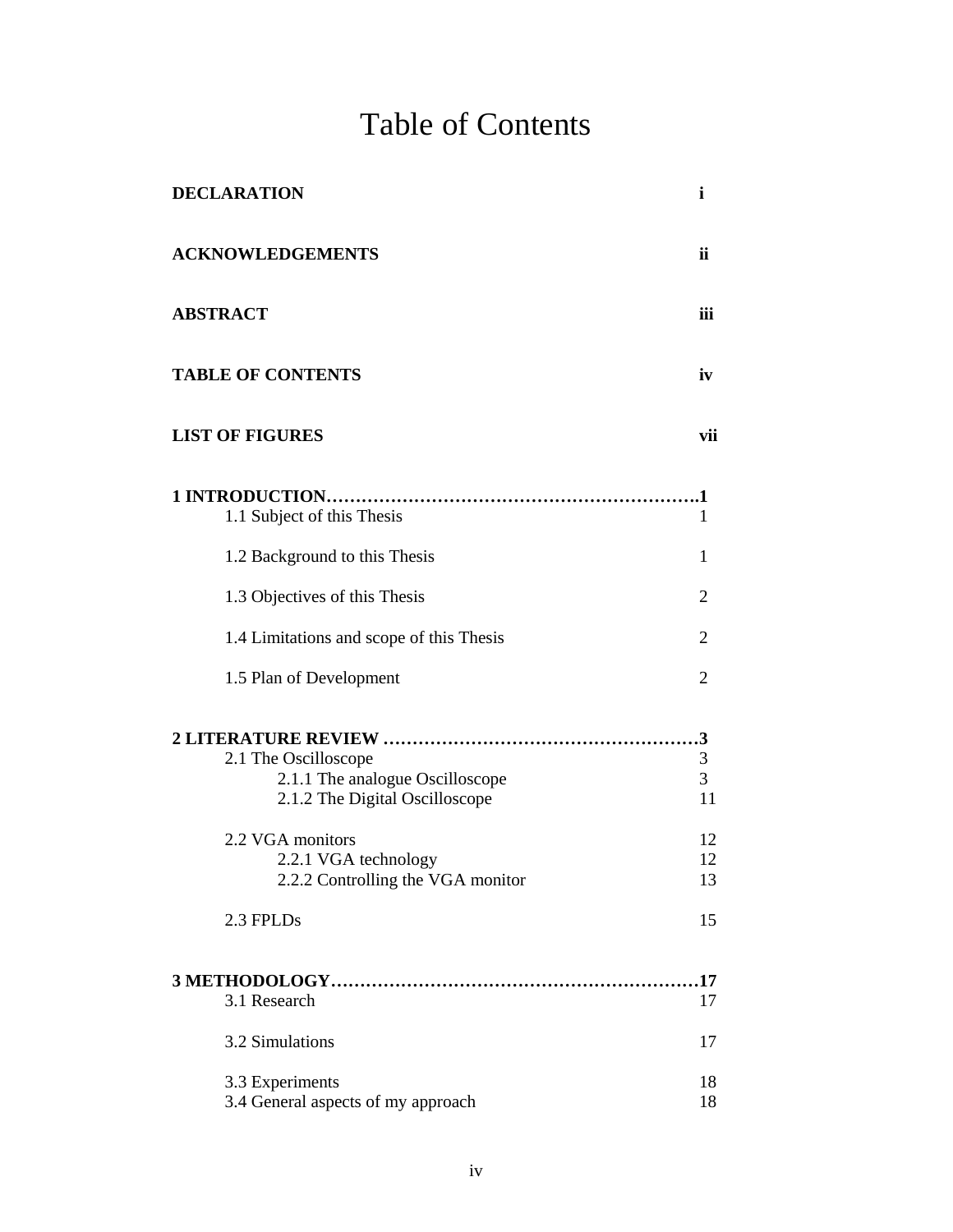# Table of Contents

**DECLARATION** **i**

**ACKNOWLEDGEMENTS** **ii**

**ABSTRACT** **iii**

**TABLE OF CONTENTS** **iv**

**LIST OF FIGURES** **vii**

**1 INTRODUCTION……………………………………………………….1**

- 1.1 Subject of this Thesis 1
- 1.2 Background to this Thesis 1
- 1.3 Objectives of this Thesis 2
- 1.4 Limitations and scope of this Thesis 2
- 1.5 Plan of Development 2

**2 LITERATURE REVIEW ……………………………………………3**

- 2.1 The Oscilloscope 3
  - 2.1.1 The analogue Oscilloscope 3
  - 2.1.2 The Digital Oscilloscope 11
- 2.2 VGA monitors 12
  - 2.2.1 VGA technology 12
  - 2.2.2 Controlling the VGA monitor 13
- 2.3 FPLDs 15

**3 METHODOLOGY………………………………………………………17**

- 3.1 Research 17
- 3.2 Simulations 17
- 3.3 Experiments 18
- 3.4 General aspects of my approach 18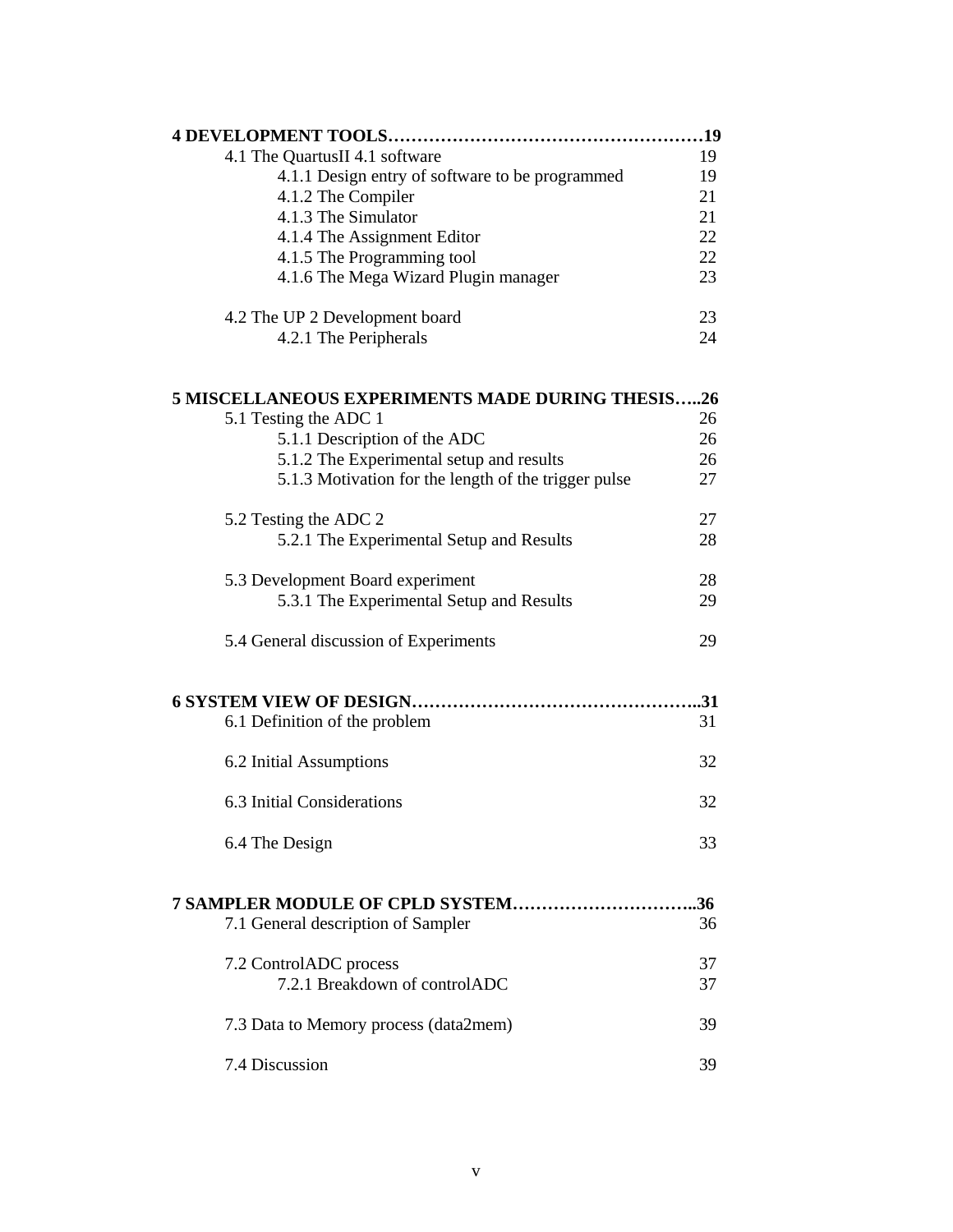**4 DEVELOPMENT TOOLS……………………………………………19**

4.1 The QuartusII 4.1 software 19

4.1.1 Design entry of software to be programmed 19

4.1.2 The Compiler 21

4.1.3 The Simulator 21

4.1.4 The Assignment Editor 22

4.1.5 The Programming tool 22

4.1.6 The Mega Wizard Plugin manager 23

4.2 The UP 2 Development board 23

4.2.1 The Peripherals 24

**5 MISCELLANEOUS EXPERIMENTS MADE DURING THESIS…..26**

5.1 Testing the ADC 1 26

5.1.1 Description of the ADC 26

5.1.2 The Experimental setup and results 26

5.1.3 Motivation for the length of the trigger pulse 27

5.2 Testing the ADC 2 27

5.2.1 The Experimental Setup and Results 28

5.3 Development Board experiment 28

5.3.1 The Experimental Setup and Results 29

5.4 General discussion of Experiments 29

**6 SYSTEM VIEW OF DESIGN…………………………………………..31**

6.1 Definition of the problem 31

6.2 Initial Assumptions 32

6.3 Initial Considerations 32

6.4 The Design 33

**7 SAMPLER MODULE OF CPLD SYSTEM…………………………..36**

7.1 General description of Sampler 36

7.2 ControlADC process 37

7.2.1 Breakdown of controlADC 37

7.3 Data to Memory process (data2mem) 39

7.4 Discussion 39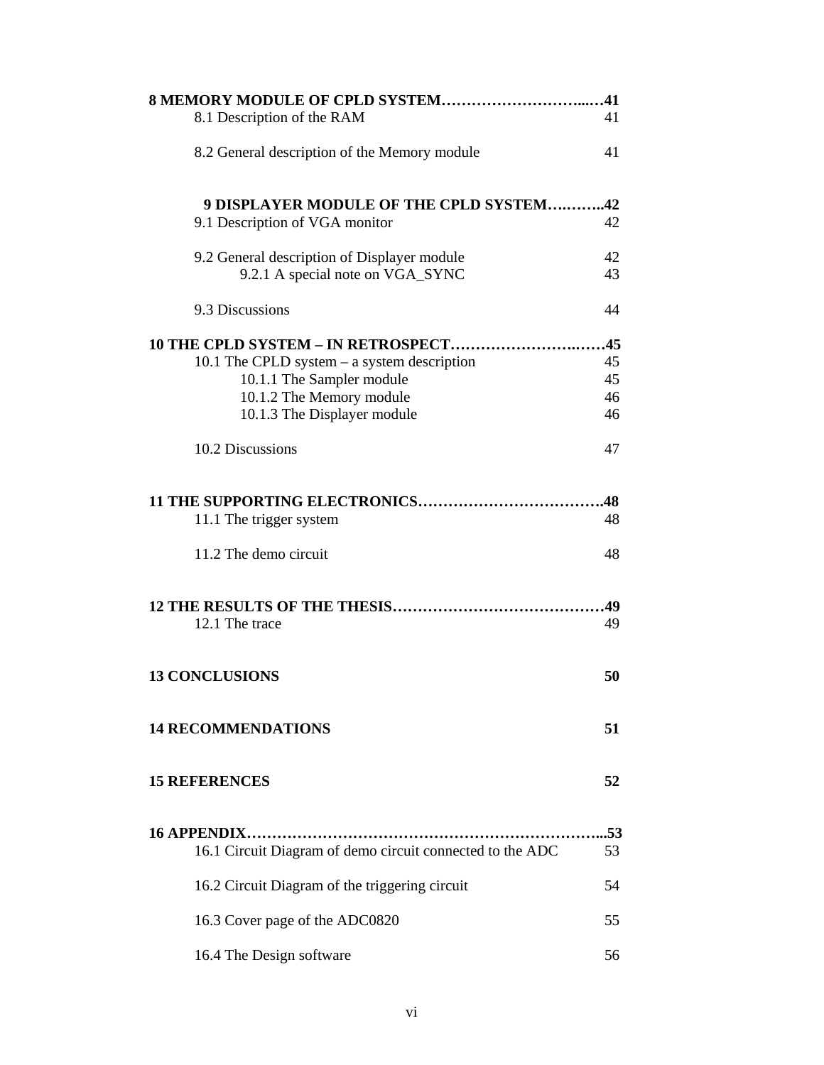**8 MEMORY MODULE OF CPLD SYSTEM……………………….…41**

8.1 Description of the RAM 41

8.2 General description of the Memory module 41

**9 DISPLAYER MODULE OF THE CPLD SYSTEM…..……..42**

9.1 Description of VGA monitor 42

9.2 General description of Displayer module 42

9.2.1 A special note on VGA_SYNC 43

9.3 Discussions 44

**10 THE CPLD SYSTEM – IN RETROSPECT……………………..……45**

10.1 The CPLD system – a system description 45

10.1.1 The Sampler module 45

10.1.2 The Memory module 46

10.1.3 The Displayer module 46

10.2 Discussions 47

**11 THE SUPPORTING ELECTRONICS……………………………….48**

11.1 The trigger system 48

11.2 The demo circuit 48

**12 THE RESULTS OF THE THESIS……………………………………49**

12.1 The trace 49

**13 CONCLUSIONS 50**

**14 RECOMMENDATIONS 51**

**15 REFERENCES 52**

**16 APPENDIX…………………………………………………………...53**

16.1 Circuit Diagram of demo circuit connected to the ADC 53

16.2 Circuit Diagram of the triggering circuit 54

16.3 Cover page of the ADC0820 55

16.4 The Design software 56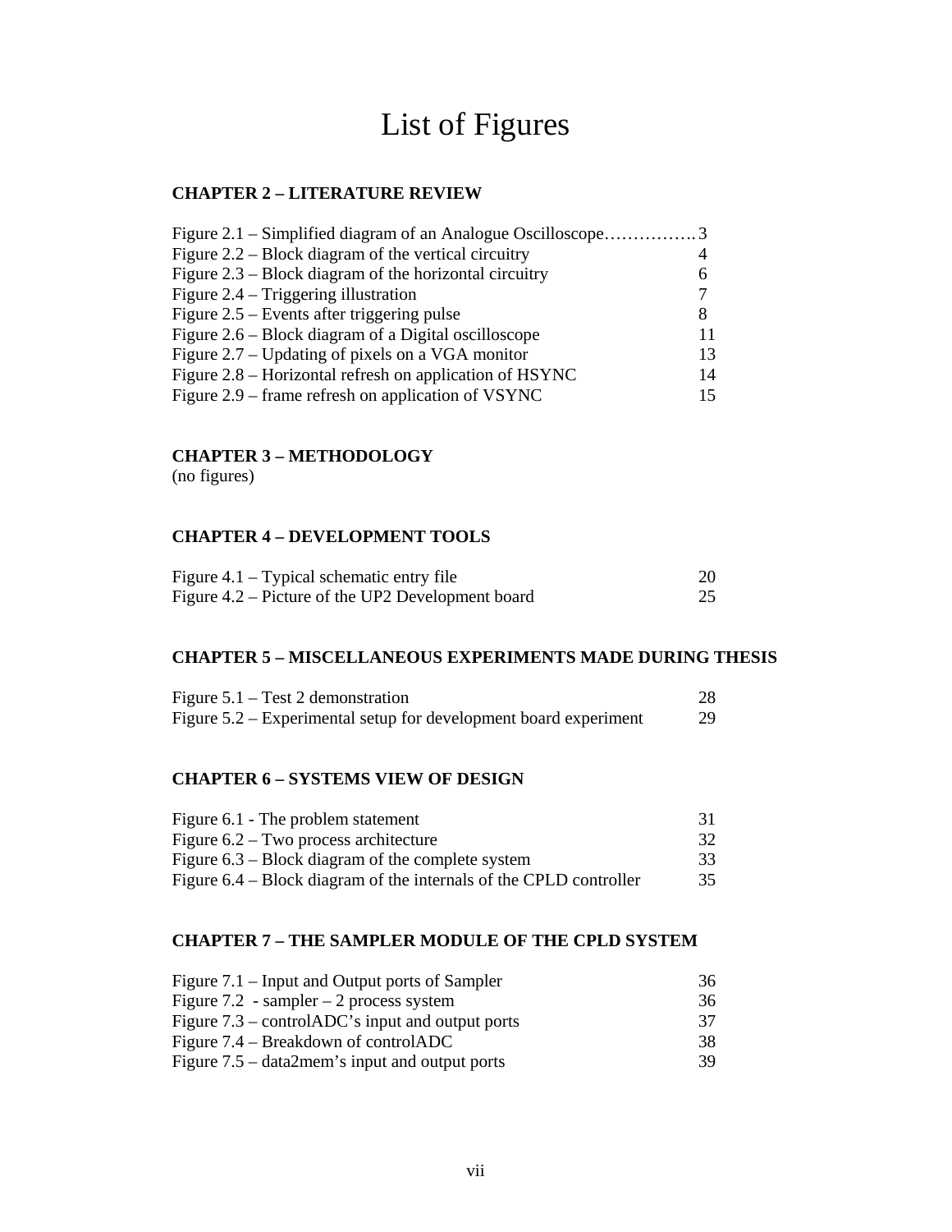# List of Figures

### CHAPTER 2 – LITERATURE REVIEW

Figure 2.1 – Simplified diagram of an Analogue Oscilloscope……………3
Figure 2.2 – Block diagram of the vertical circuitry 4
Figure 2.3 – Block diagram of the horizontal circuitry 6
Figure 2.4 – Triggering illustration 7
Figure 2.5 – Events after triggering pulse 8
Figure 2.6 – Block diagram of a Digital oscilloscope 11
Figure 2.7 – Updating of pixels on a VGA monitor 13
Figure 2.8 – Horizontal refresh on application of HSYNC 14
Figure 2.9 – frame refresh on application of VSYNC 15

### CHAPTER 3 – METHODOLOGY

(no figures)

### CHAPTER 4 – DEVELOPMENT TOOLS

Figure 4.1 – Typical schematic entry file 20
Figure 4.2 – Picture of the UP2 Development board 25

### CHAPTER 5 – MISCELLANEOUS EXPERIMENTS MADE DURING THESIS

Figure 5.1 – Test 2 demonstration 28
Figure 5.2 – Experimental setup for development board experiment 29

### CHAPTER 6 – SYSTEMS VIEW OF DESIGN

Figure 6.1 - The problem statement 31
Figure 6.2 – Two process architecture 32
Figure 6.3 – Block diagram of the complete system 33
Figure 6.4 – Block diagram of the internals of the CPLD controller 35

### CHAPTER 7 – THE SAMPLER MODULE OF THE CPLD SYSTEM

Figure 7.1 – Input and Output ports of Sampler 36
Figure 7.2 - sampler – 2 process system 36
Figure 7.3 – controlADC's input and output ports 37
Figure 7.4 – Breakdown of controlADC 38
Figure 7.5 – data2mem's input and output ports 39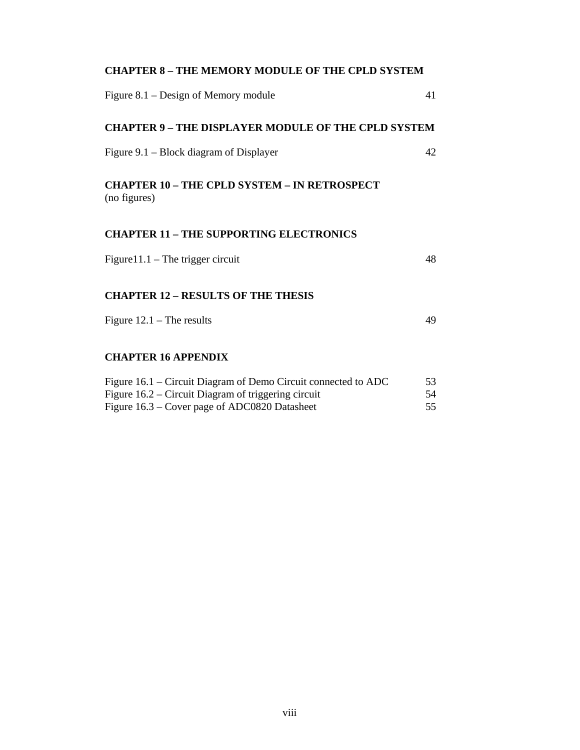**CHAPTER 8 – THE MEMORY MODULE OF THE CPLD SYSTEM**

Figure 8.1 – Design of Memory module 41

**CHAPTER 9 – THE DISPLAYER MODULE OF THE CPLD SYSTEM**

Figure 9.1 – Block diagram of Displayer 42

**CHAPTER 10 – THE CPLD SYSTEM – IN RETROSPECT**
(no figures)

**CHAPTER 11 – THE SUPPORTING ELECTRONICS**

Figure11.1 – The trigger circuit 48

**CHAPTER 12 – RESULTS OF THE THESIS**

Figure 12.1 – The results 49

**CHAPTER 16 APPENDIX**

Figure 16.1 – Circuit Diagram of Demo Circuit connected to ADC 53
Figure 16.2 – Circuit Diagram of triggering circuit 54
Figure 16.3 – Cover page of ADC0820 Datasheet 55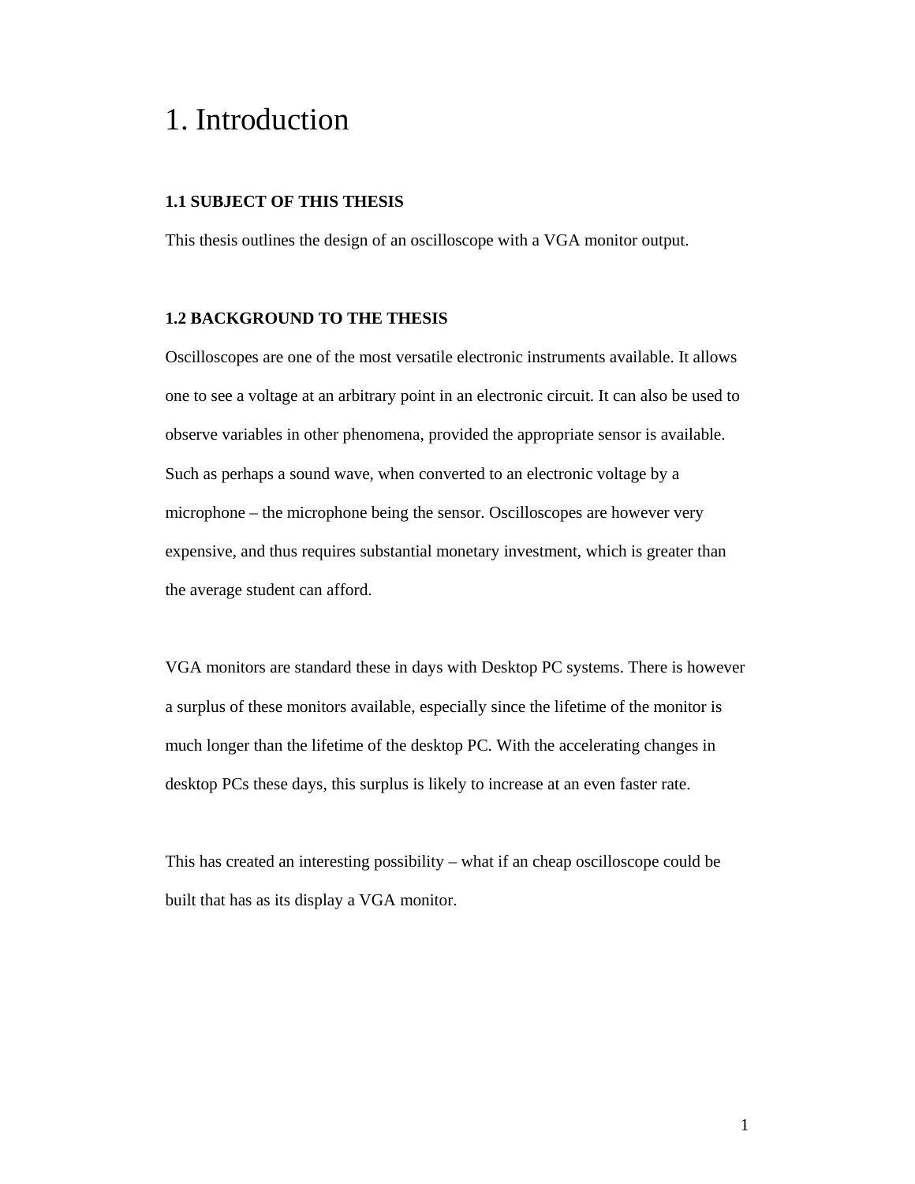# 1. Introduction

### 1.1 SUBJECT OF THIS THESIS

This thesis outlines the design of an oscilloscope with a VGA monitor output.

### 1.2 BACKGROUND TO THE THESIS

Oscilloscopes are one of the most versatile electronic instruments available. It allows one to see a voltage at an arbitrary point in an electronic circuit. It can also be used to observe variables in other phenomena, provided the appropriate sensor is available. Such as perhaps a sound wave, when converted to an electronic voltage by a microphone – the microphone being the sensor. Oscilloscopes are however very expensive, and thus requires substantial monetary investment, which is greater than the average student can afford.

VGA monitors are standard these in days with Desktop PC systems. There is however a surplus of these monitors available, especially since the lifetime of the monitor is much longer than the lifetime of the desktop PC. With the accelerating changes in desktop PCs these days, this surplus is likely to increase at an even faster rate.

This has created an interesting possibility – what if an cheap oscilloscope could be built that has as its display a VGA monitor.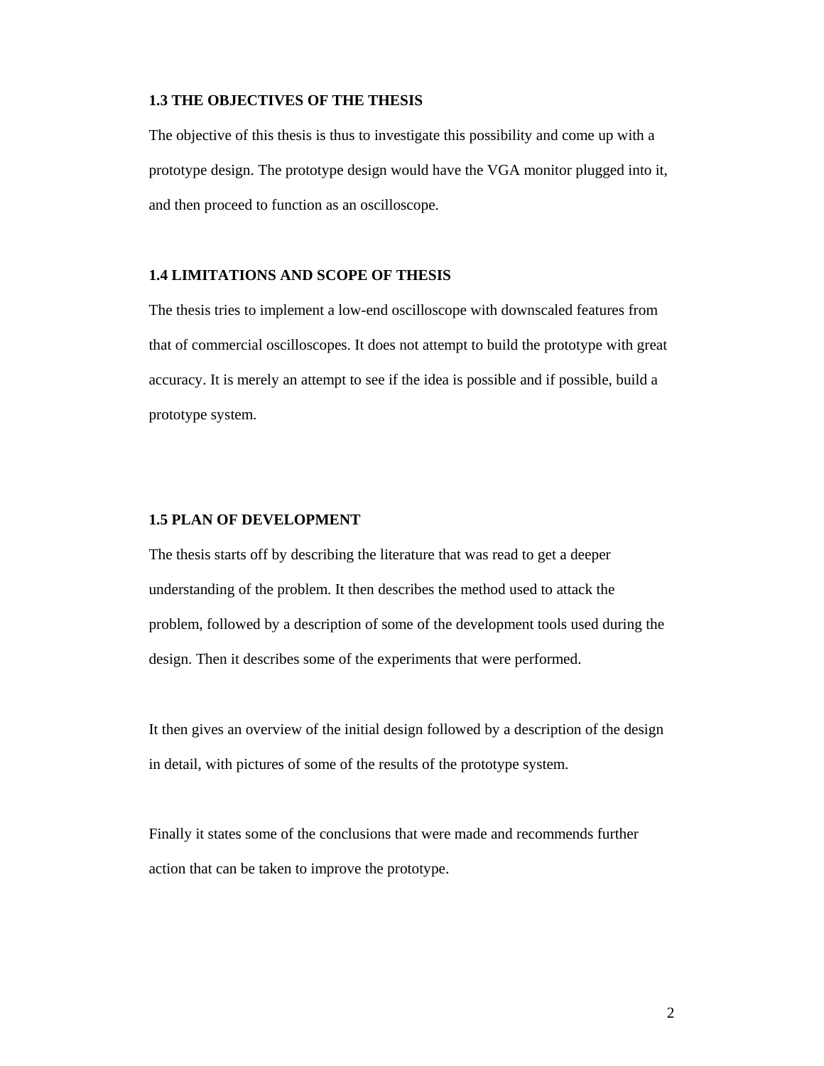### 1.3 THE OBJECTIVES OF THE THESIS

The objective of this thesis is thus to investigate this possibility and come up with a prototype design. The prototype design would have the VGA monitor plugged into it, and then proceed to function as an oscilloscope.

### 1.4 LIMITATIONS AND SCOPE OF THESIS

The thesis tries to implement a low-end oscilloscope with downscaled features from that of commercial oscilloscopes. It does not attempt to build the prototype with great accuracy. It is merely an attempt to see if the idea is possible and if possible, build a prototype system.

### 1.5 PLAN OF DEVELOPMENT

The thesis starts off by describing the literature that was read to get a deeper understanding of the problem. It then describes the method used to attack the problem, followed by a description of some of the development tools used during the design. Then it describes some of the experiments that were performed.

It then gives an overview of the initial design followed by a description of the design in detail, with pictures of some of the results of the prototype system.

Finally it states some of the conclusions that were made and recommends further action that can be taken to improve the prototype.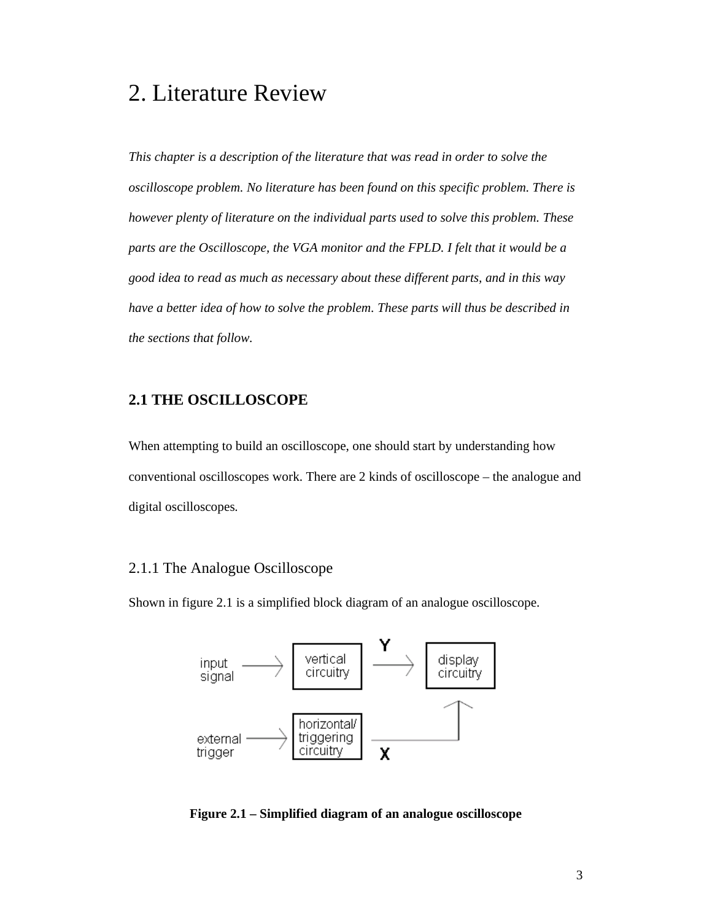# 2. Literature Review

*This chapter is a description of the literature that was read in order to solve the oscilloscope problem. No literature has been found on this specific problem. There is however plenty of literature on the individual parts used to solve this problem. These parts are the Oscilloscope, the VGA monitor and the FPLD. I felt that it would be a good idea to read as much as necessary about these different parts, and in this way have a better idea of how to solve the problem. These parts will thus be described in the sections that follow.*

## 2.1 THE OSCILLOSCOPE

When attempting to build an oscilloscope, one should start by understanding how conventional oscilloscopes work. There are 2 kinds of oscilloscope – the analogue and digital oscilloscopes.

### 2.1.1 The Analogue Oscilloscope

Shown in figure 2.1 is a simplified block diagram of an analogue oscilloscope.

**Figure 2.1 – Simplified diagram of an analogue oscilloscope**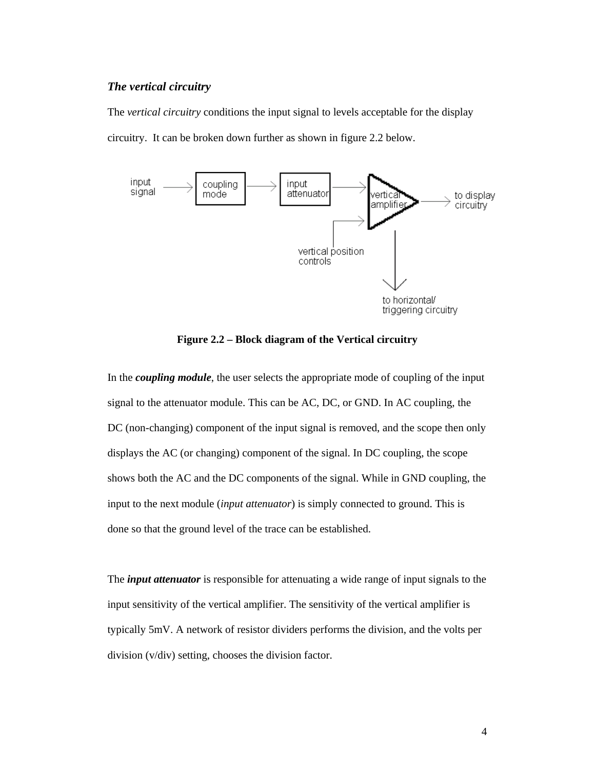### *The vertical circuitry*

The *vertical circuitry* conditions the input signal to levels acceptable for the display circuitry. It can be broken down further as shown in figure 2.2 below.

**Figure 2.2 – Block diagram of the Vertical circuitry**

In the ***coupling module***, the user selects the appropriate mode of coupling of the input signal to the attenuator module. This can be AC, DC, or GND. In AC coupling, the DC (non-changing) component of the input signal is removed, and the scope then only displays the AC (or changing) component of the signal. In DC coupling, the scope shows both the AC and the DC components of the signal. While in GND coupling, the input to the next module (*input attenuator*) is simply connected to ground. This is done so that the ground level of the trace can be established.

The ***input attenuator*** is responsible for attenuating a wide range of input signals to the input sensitivity of the vertical amplifier. The sensitivity of the vertical amplifier is typically 5mV. A network of resistor dividers performs the division, and the volts per division (v/div) setting, chooses the division factor.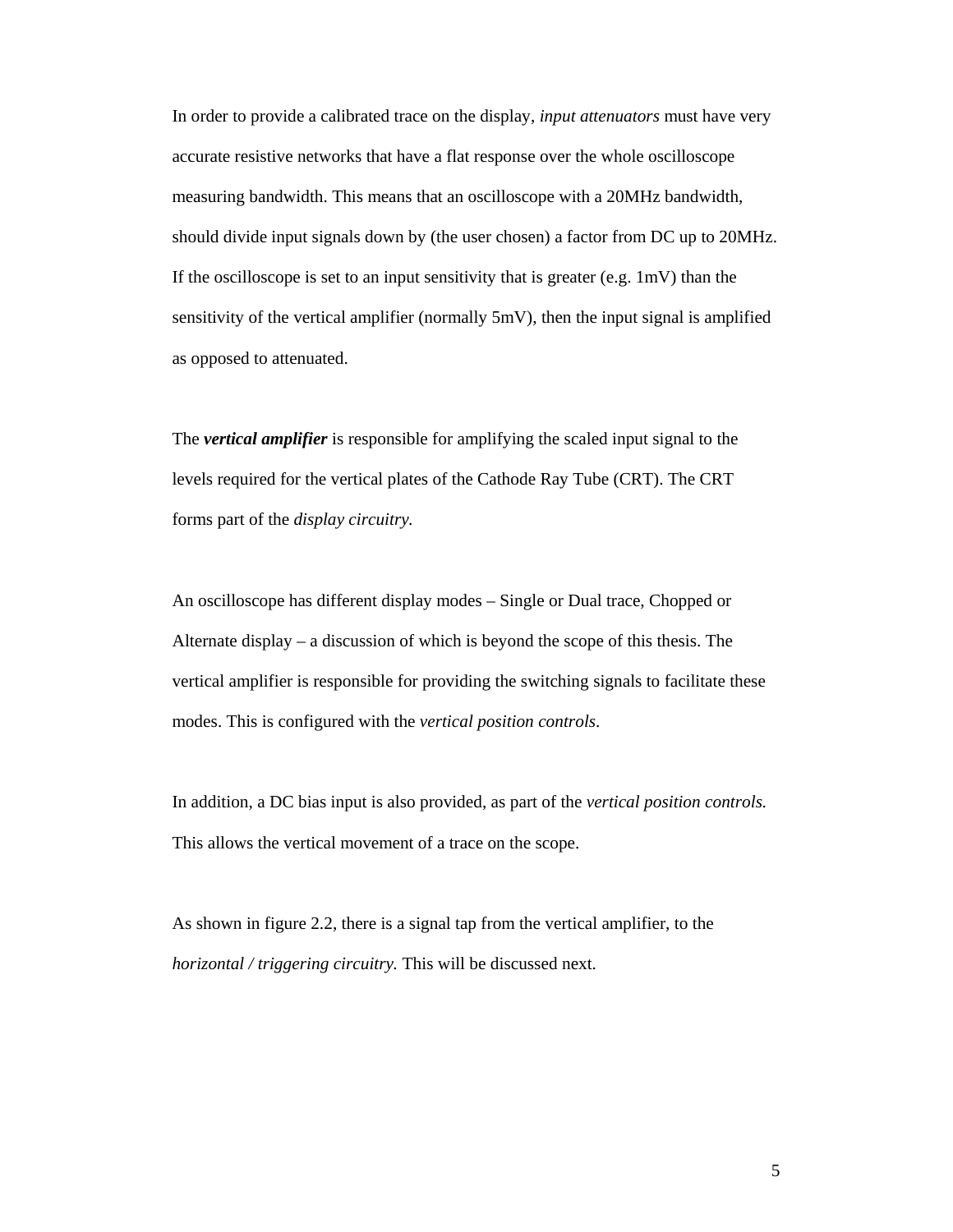In order to provide a calibrated trace on the display, *input attenuators* must have very accurate resistive networks that have a flat response over the whole oscilloscope measuring bandwidth. This means that an oscilloscope with a 20MHz bandwidth, should divide input signals down by (the user chosen) a factor from DC up to 20MHz. If the oscilloscope is set to an input sensitivity that is greater (e.g. 1mV) than the sensitivity of the vertical amplifier (normally 5mV), then the input signal is amplified as opposed to attenuated.

The ***vertical amplifier*** is responsible for amplifying the scaled input signal to the levels required for the vertical plates of the Cathode Ray Tube (CRT). The CRT forms part of the *display circuitry.*

An oscilloscope has different display modes – Single or Dual trace, Chopped or Alternate display – a discussion of which is beyond the scope of this thesis. The vertical amplifier is responsible for providing the switching signals to facilitate these modes. This is configured with the *vertical position controls*.

In addition, a DC bias input is also provided, as part of the *vertical position controls.* This allows the vertical movement of a trace on the scope.

As shown in figure 2.2, there is a signal tap from the vertical amplifier, to the *horizontal / triggering circuitry.* This will be discussed next.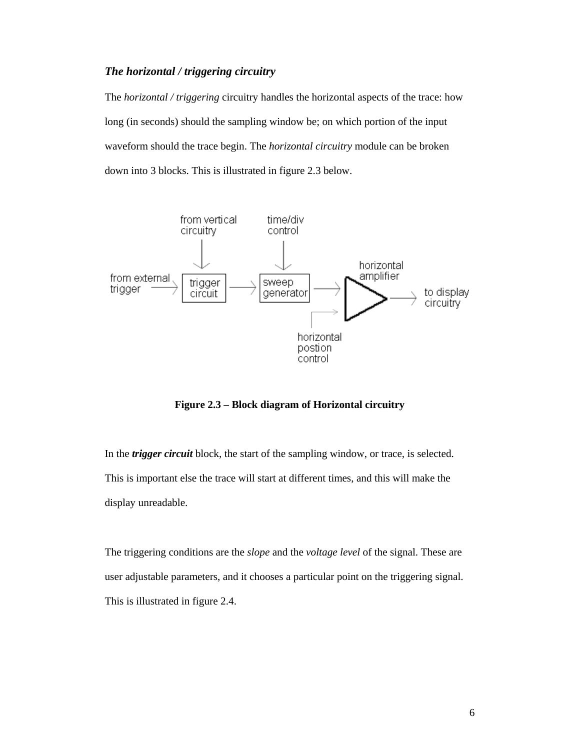### *The horizontal / triggering circuitry*

The *horizontal / triggering* circuitry handles the horizontal aspects of the trace: how long (in seconds) should the sampling window be; on which portion of the input waveform should the trace begin. The *horizontal circuitry* module can be broken down into 3 blocks. This is illustrated in figure 2.3 below.

**Figure 2.3 – Block diagram of Horizontal circuitry**

In the ***trigger circuit*** block, the start of the sampling window, or trace, is selected. This is important else the trace will start at different times, and this will make the display unreadable.

The triggering conditions are the *slope* and the *voltage level* of the signal. These are user adjustable parameters, and it chooses a particular point on the triggering signal. This is illustrated in figure 2.4.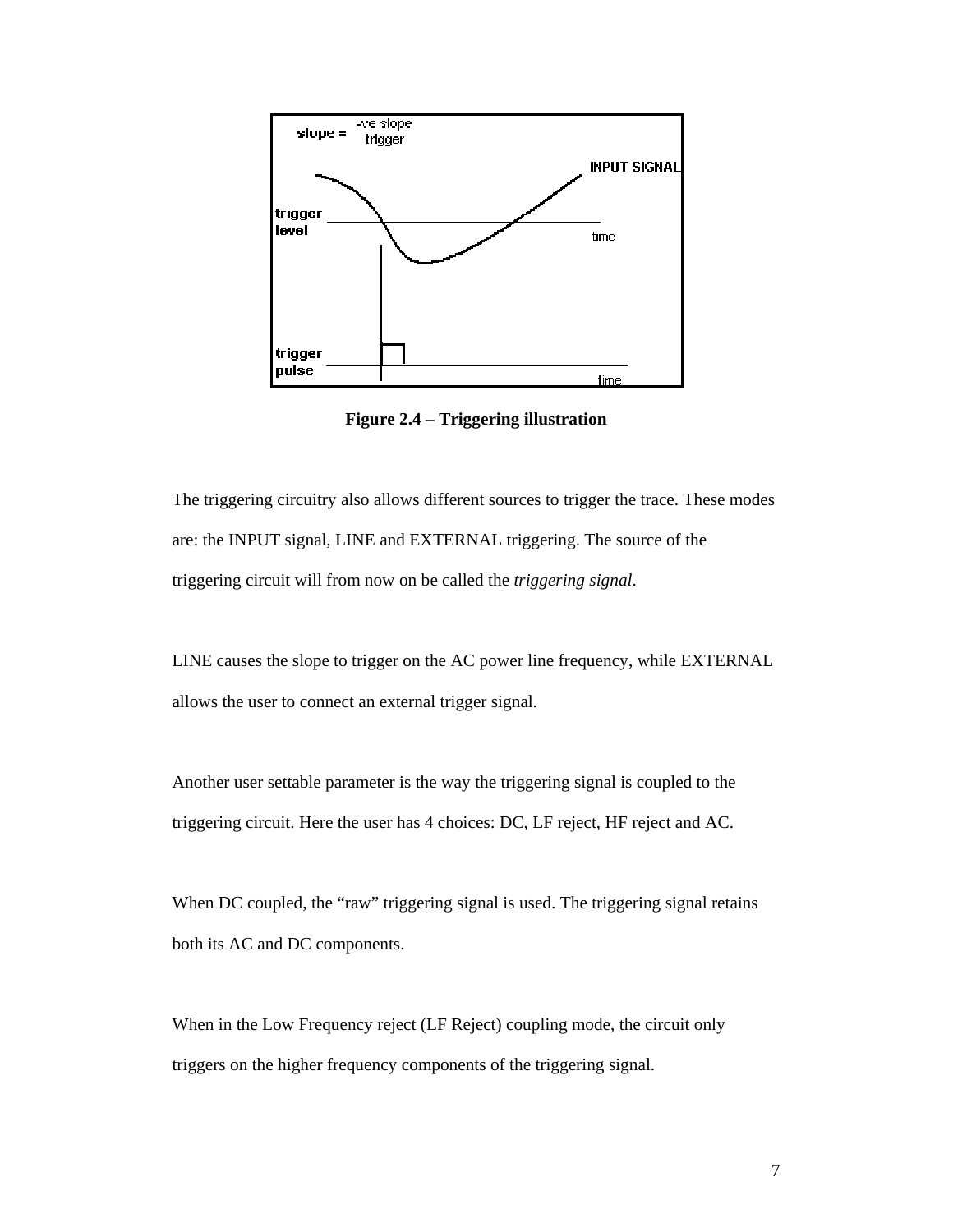**Figure 2.4 – Triggering illustration**

The triggering circuitry also allows different sources to trigger the trace. These modes are: the INPUT signal, LINE and EXTERNAL triggering. The source of the triggering circuit will from now on be called the *triggering signal*.

LINE causes the slope to trigger on the AC power line frequency, while EXTERNAL allows the user to connect an external trigger signal.

Another user settable parameter is the way the triggering signal is coupled to the triggering circuit. Here the user has 4 choices: DC, LF reject, HF reject and AC.

When DC coupled, the “raw” triggering signal is used. The triggering signal retains both its AC and DC components.

When in the Low Frequency reject (LF Reject) coupling mode, the circuit only triggers on the higher frequency components of the triggering signal.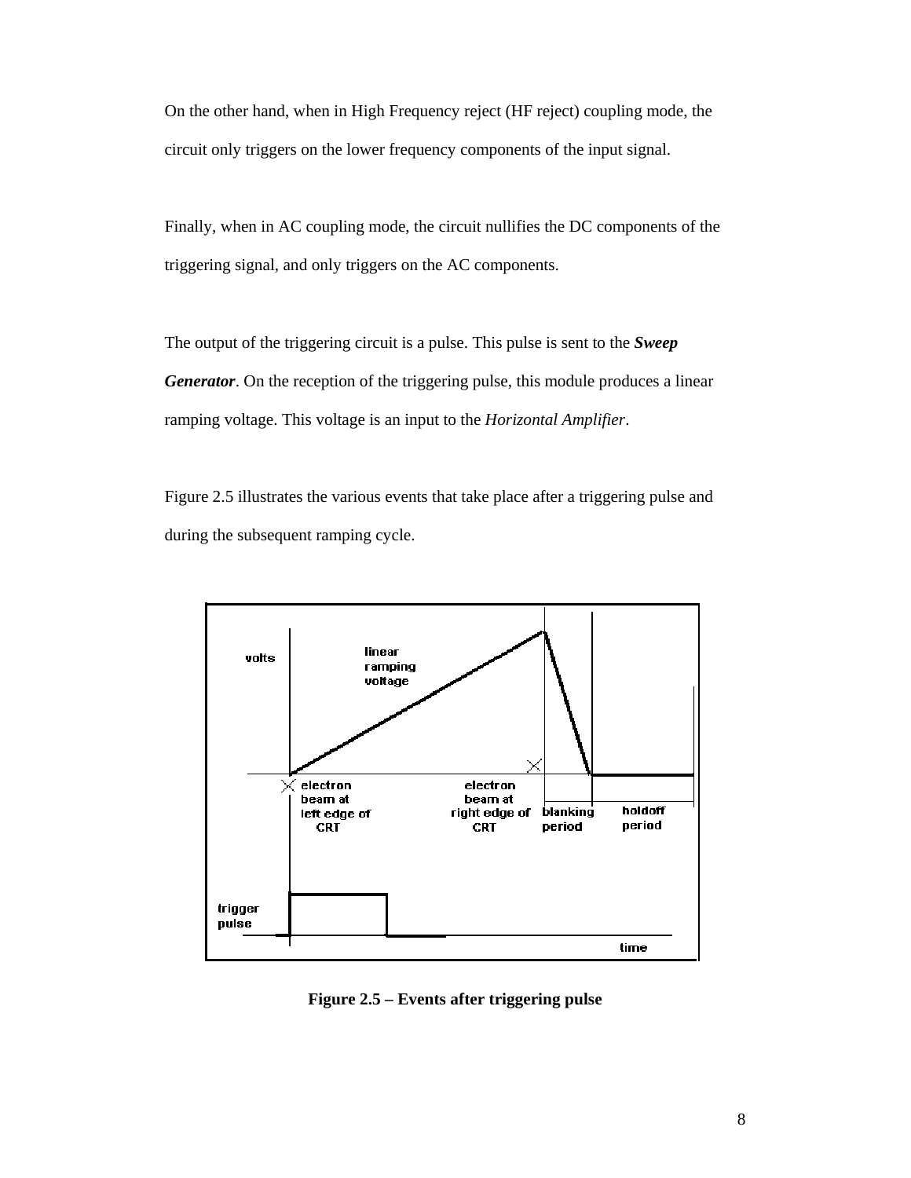On the other hand, when in High Frequency reject (HF reject) coupling mode, the circuit only triggers on the lower frequency components of the input signal.

Finally, when in AC coupling mode, the circuit nullifies the DC components of the triggering signal, and only triggers on the AC components.

The output of the triggering circuit is a pulse. This pulse is sent to the ***Sweep Generator***. On the reception of the triggering pulse, this module produces a linear ramping voltage. This voltage is an input to the *Horizontal Amplifier*.

Figure 2.5 illustrates the various events that take place after a triggering pulse and during the subsequent ramping cycle.

**Figure 2.5 – Events after triggering pulse**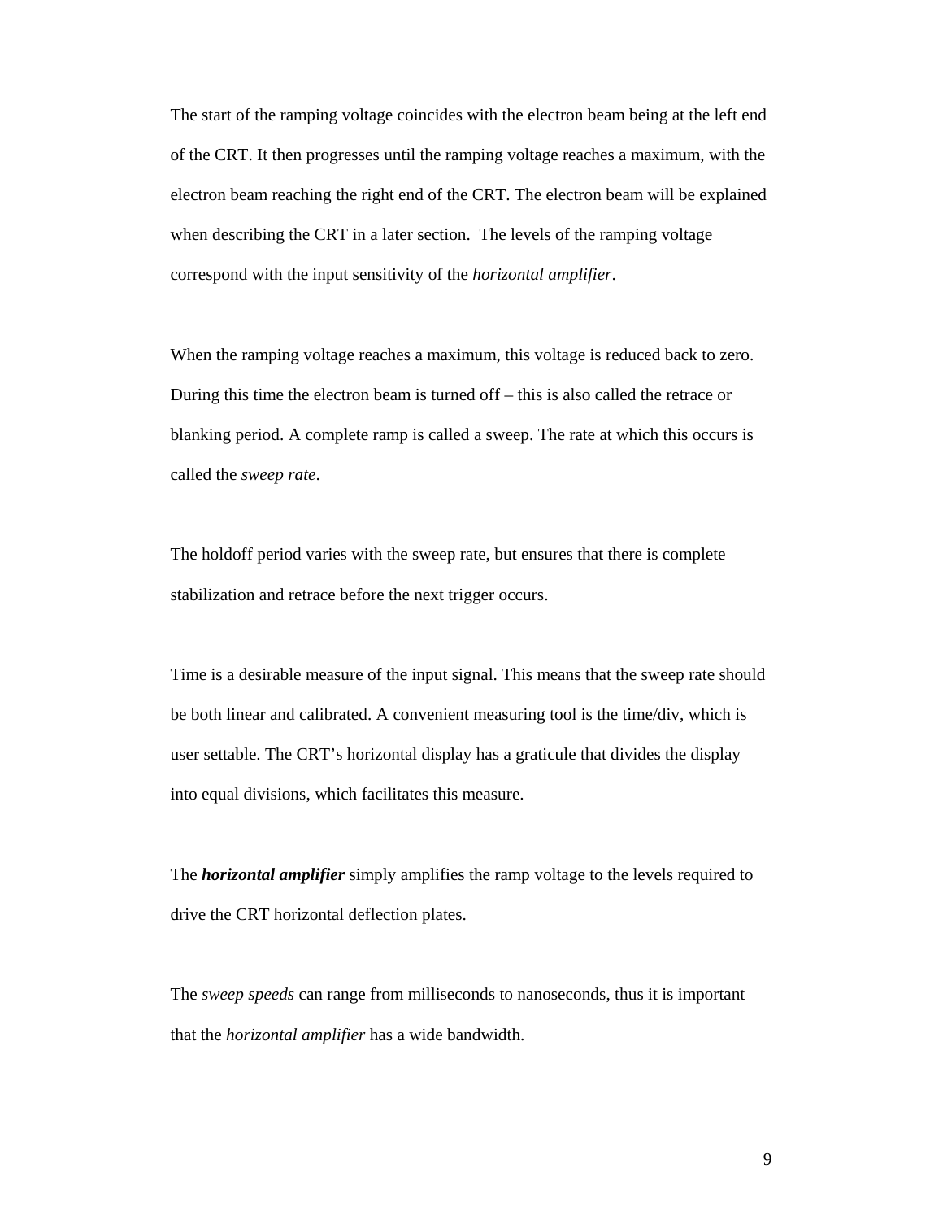The start of the ramping voltage coincides with the electron beam being at the left end of the CRT. It then progresses until the ramping voltage reaches a maximum, with the electron beam reaching the right end of the CRT. The electron beam will be explained when describing the CRT in a later section.  The levels of the ramping voltage correspond with the input sensitivity of the *horizontal amplifier*.

When the ramping voltage reaches a maximum, this voltage is reduced back to zero. During this time the electron beam is turned off – this is also called the retrace or blanking period. A complete ramp is called a sweep. The rate at which this occurs is called the *sweep rate*.

The holdoff period varies with the sweep rate, but ensures that there is complete stabilization and retrace before the next trigger occurs.

Time is a desirable measure of the input signal. This means that the sweep rate should be both linear and calibrated. A convenient measuring tool is the time/div, which is user settable. The CRT's horizontal display has a graticule that divides the display into equal divisions, which facilitates this measure.

The ***horizontal amplifier*** simply amplifies the ramp voltage to the levels required to drive the CRT horizontal deflection plates.

The *sweep speeds* can range from milliseconds to nanoseconds, thus it is important that the *horizontal amplifier* has a wide bandwidth.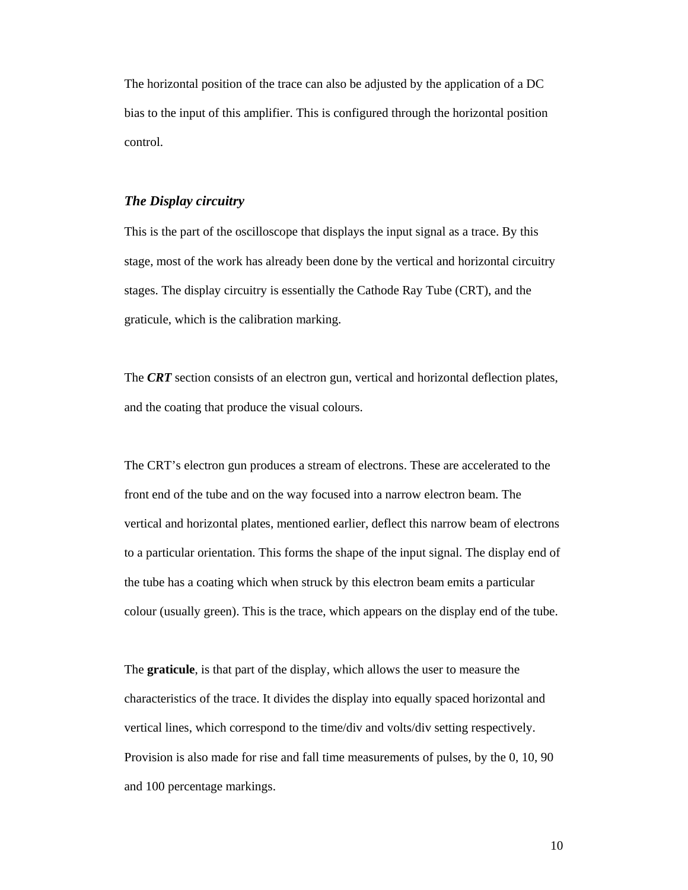The horizontal position of the trace can also be adjusted by the application of a DC bias to the input of this amplifier. This is configured through the horizontal position control.

### ***The Display circuitry***

This is the part of the oscilloscope that displays the input signal as a trace. By this stage, most of the work has already been done by the vertical and horizontal circuitry stages. The display circuitry is essentially the Cathode Ray Tube (CRT), and the graticule, which is the calibration marking.

The ***CRT*** section consists of an electron gun, vertical and horizontal deflection plates, and the coating that produce the visual colours.

The CRT's electron gun produces a stream of electrons. These are accelerated to the front end of the tube and on the way focused into a narrow electron beam. The vertical and horizontal plates, mentioned earlier, deflect this narrow beam of electrons to a particular orientation. This forms the shape of the input signal. The display end of the tube has a coating which when struck by this electron beam emits a particular colour (usually green). This is the trace, which appears on the display end of the tube.

The **graticule**, is that part of the display, which allows the user to measure the characteristics of the trace. It divides the display into equally spaced horizontal and vertical lines, which correspond to the time/div and volts/div setting respectively. Provision is also made for rise and fall time measurements of pulses, by the 0, 10, 90 and 100 percentage markings.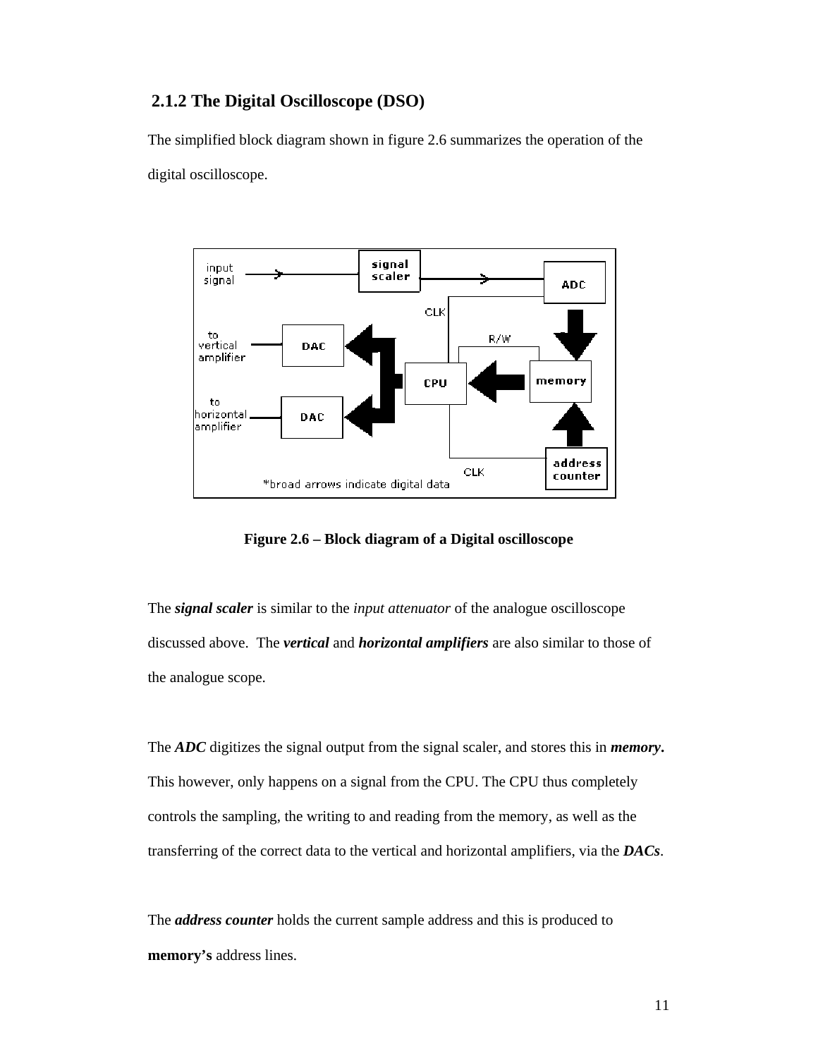## 2.1.2 The Digital Oscilloscope (DSO)

The simplified block diagram shown in figure 2.6 summarizes the operation of the digital oscilloscope.

**Figure 2.6 – Block diagram of a Digital oscilloscope**

The ***signal scaler*** is similar to the *input attenuator* of the analogue oscilloscope discussed above. The ***vertical*** and ***horizontal amplifiers*** are also similar to those of the analogue scope.

The ***ADC*** digitizes the signal output from the signal scaler, and stores this in ***memory*****.** This however, only happens on a signal from the CPU. The CPU thus completely controls the sampling, the writing to and reading from the memory, as well as the transferring of the correct data to the vertical and horizontal amplifiers, via the ***DACs***.

The ***address counter*** holds the current sample address and this is produced to **memory's** address lines.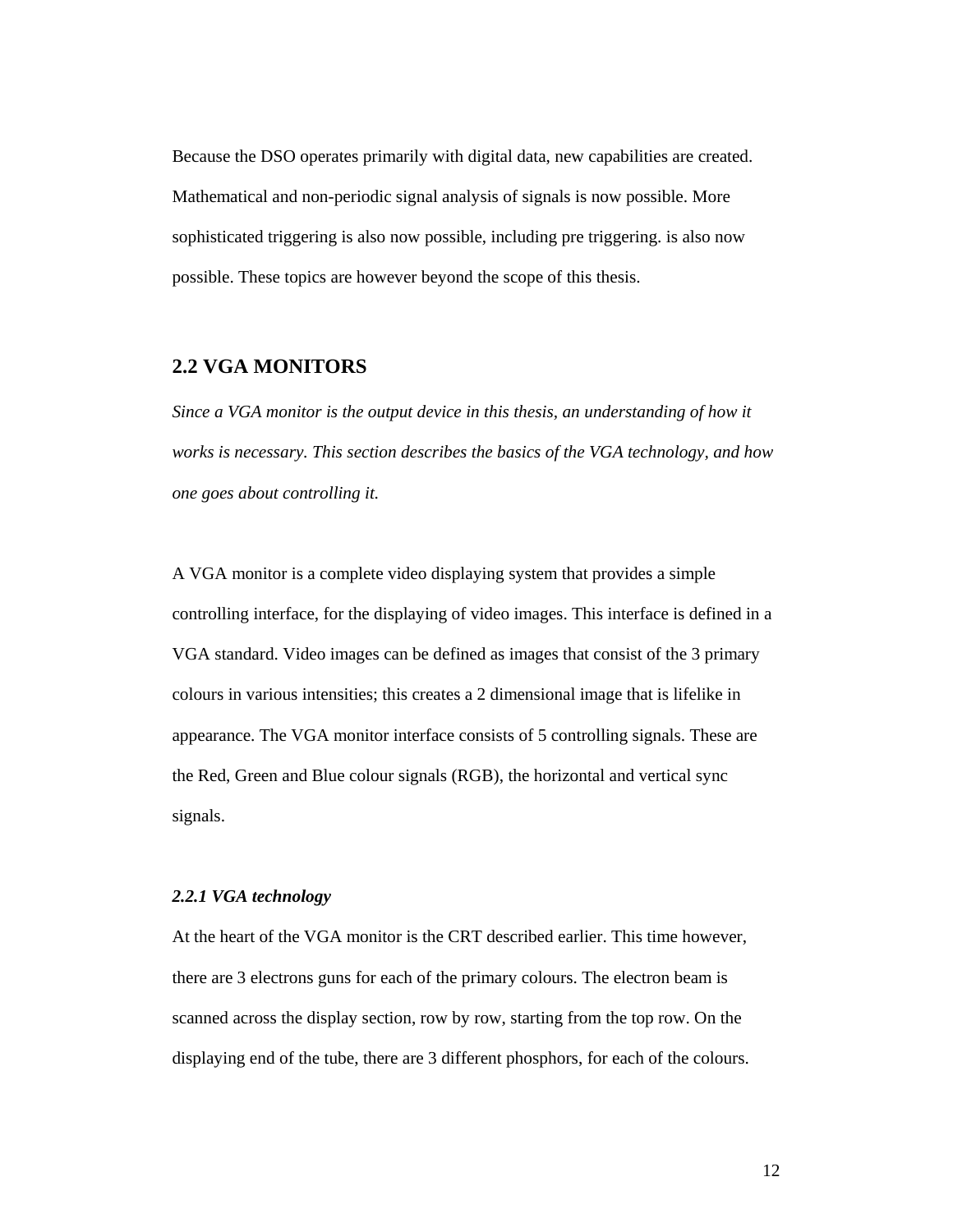Because the DSO operates primarily with digital data, new capabilities are created. Mathematical and non-periodic signal analysis of signals is now possible. More sophisticated triggering is also now possible, including pre triggering. is also now possible. These topics are however beyond the scope of this thesis.

## 2.2 VGA MONITORS

*Since a VGA monitor is the output device in this thesis, an understanding of how it works is necessary. This section describes the basics of the VGA technology, and how one goes about controlling it.*

A VGA monitor is a complete video displaying system that provides a simple controlling interface, for the displaying of video images. This interface is defined in a VGA standard. Video images can be defined as images that consist of the 3 primary colours in various intensities; this creates a 2 dimensional image that is lifelike in appearance. The VGA monitor interface consists of 5 controlling signals. These are the Red, Green and Blue colour signals (RGB), the horizontal and vertical sync signals.

### *2.2.1 VGA technology*

At the heart of the VGA monitor is the CRT described earlier. This time however, there are 3 electrons guns for each of the primary colours. The electron beam is scanned across the display section, row by row, starting from the top row. On the displaying end of the tube, there are 3 different phosphors, for each of the colours.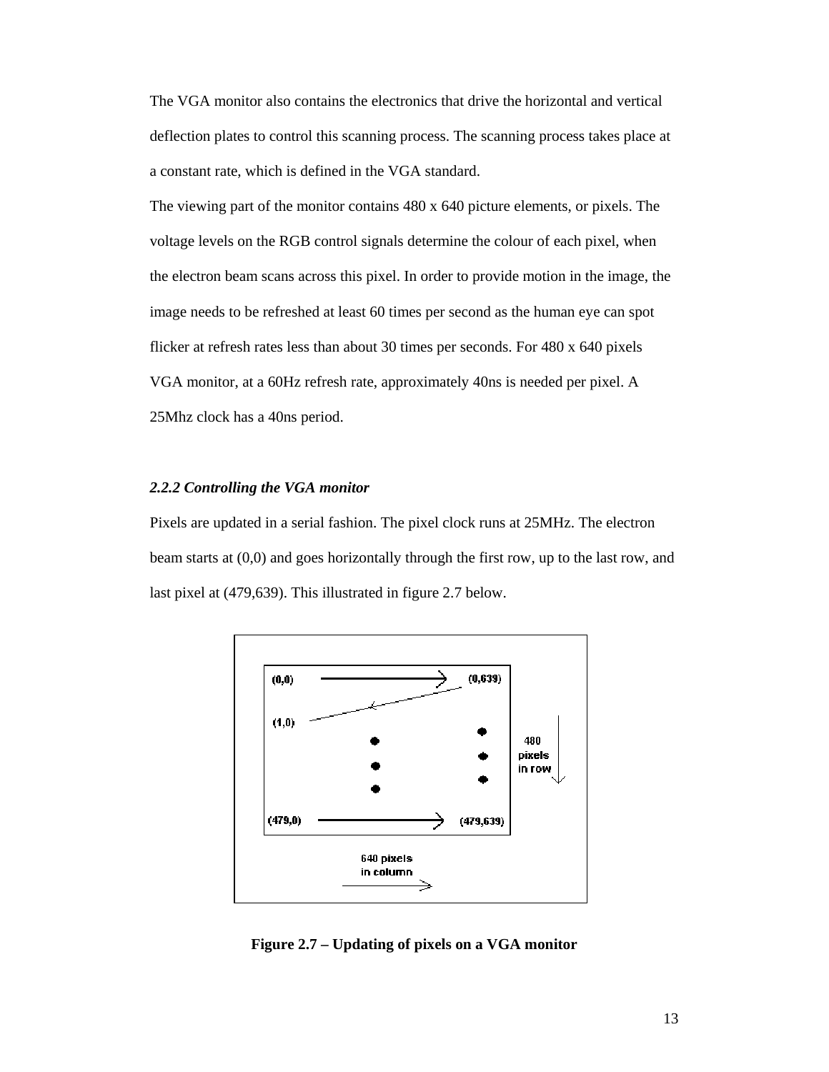The VGA monitor also contains the electronics that drive the horizontal and vertical deflection plates to control this scanning process. The scanning process takes place at a constant rate, which is defined in the VGA standard.

The viewing part of the monitor contains 480 x 640 picture elements, or pixels. The voltage levels on the RGB control signals determine the colour of each pixel, when the electron beam scans across this pixel. In order to provide motion in the image, the image needs to be refreshed at least 60 times per second as the human eye can spot flicker at refresh rates less than about 30 times per seconds. For 480 x 640 pixels VGA monitor, at a 60Hz refresh rate, approximately 40ns is needed per pixel. A 25Mhz clock has a 40ns period.

### *2.2.2 Controlling the VGA monitor*

Pixels are updated in a serial fashion. The pixel clock runs at 25MHz. The electron beam starts at (0,0) and goes horizontally through the first row, up to the last row, and last pixel at (479,639). This illustrated in figure 2.7 below.

**Figure 2.7 – Updating of pixels on a VGA monitor**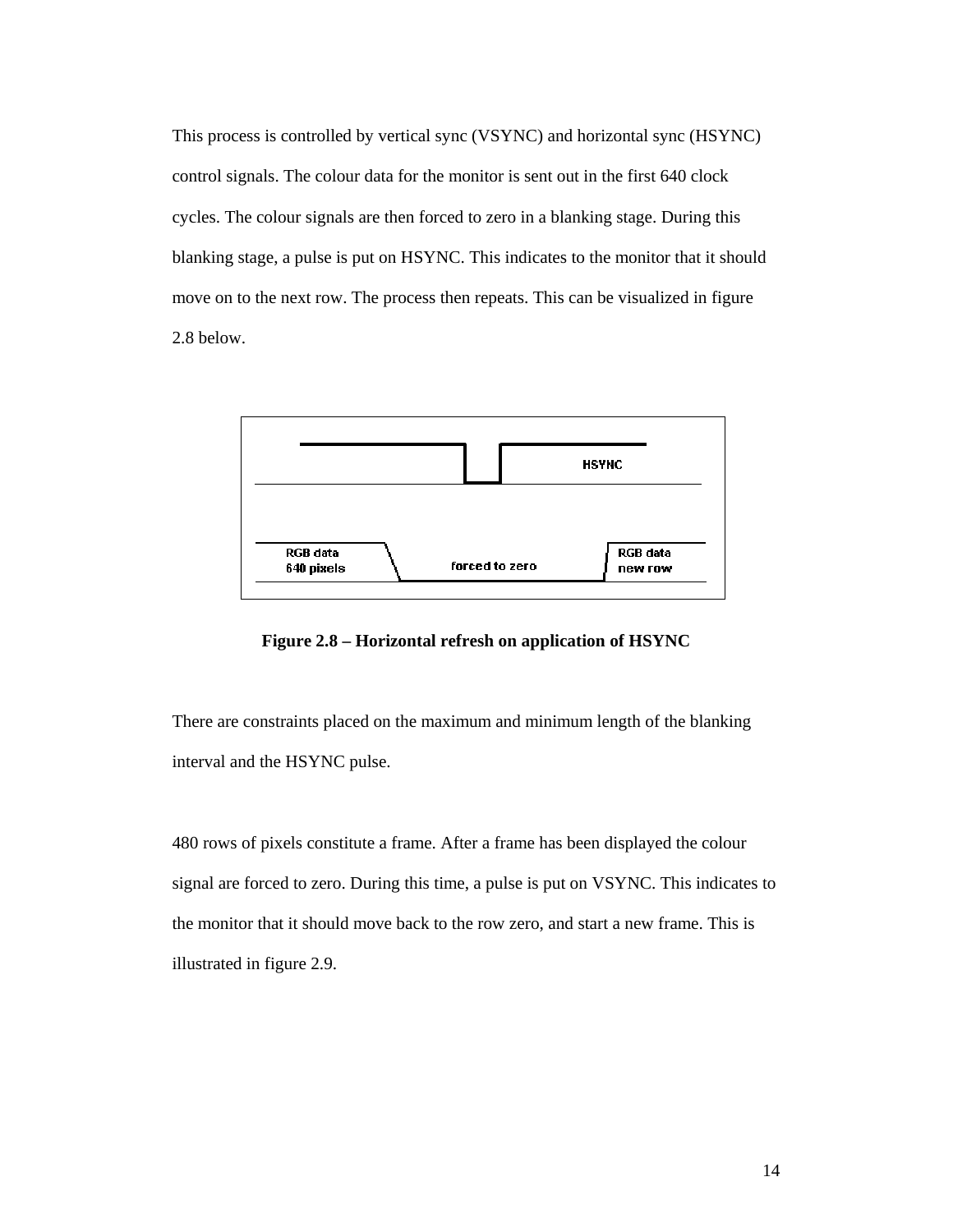This process is controlled by vertical sync (VSYNC) and horizontal sync (HSYNC) control signals. The colour data for the monitor is sent out in the first 640 clock cycles. The colour signals are then forced to zero in a blanking stage. During this blanking stage, a pulse is put on HSYNC. This indicates to the monitor that it should move on to the next row. The process then repeats. This can be visualized in figure 2.8 below.

**Figure 2.8 – Horizontal refresh on application of HSYNC**

There are constraints placed on the maximum and minimum length of the blanking interval and the HSYNC pulse.

480 rows of pixels constitute a frame. After a frame has been displayed the colour signal are forced to zero. During this time, a pulse is put on VSYNC. This indicates to the monitor that it should move back to the row zero, and start a new frame. This is illustrated in figure 2.9.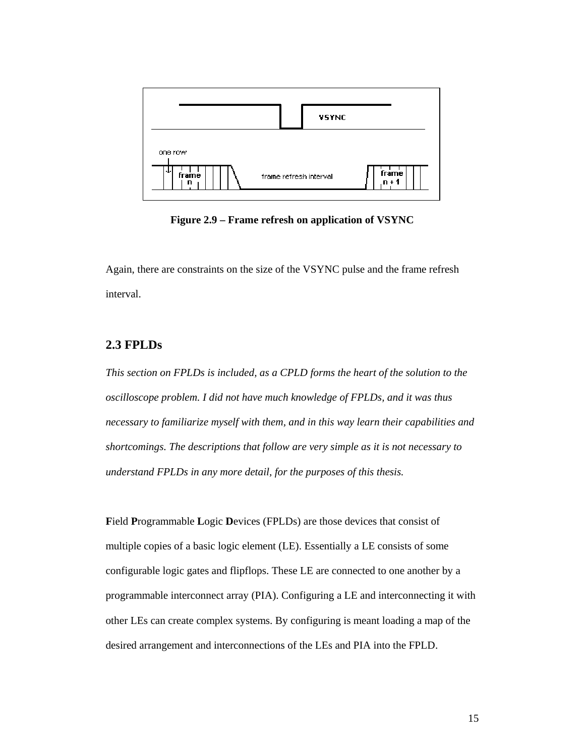**Figure 2.9 – Frame refresh on application of VSYNC**

Again, there are constraints on the size of the VSYNC pulse and the frame refresh interval.

## 2.3 FPLDs

*This section on FPLDs is included, as a CPLD forms the heart of the solution to the oscilloscope problem. I did not have much knowledge of FPLDs, and it was thus necessary to familiarize myself with them, and in this way learn their capabilities and shortcomings. The descriptions that follow are very simple as it is not necessary to understand FPLDs in any more detail, for the purposes of this thesis.*

**F**ield **P**rogrammable **L**ogic **D**evices (FPLDs) are those devices that consist of multiple copies of a basic logic element (LE). Essentially a LE consists of some configurable logic gates and flipflops. These LE are connected to one another by a programmable interconnect array (PIA). Configuring a LE and interconnecting it with other LEs can create complex systems. By configuring is meant loading a map of the desired arrangement and interconnections of the LEs and PIA into the FPLD.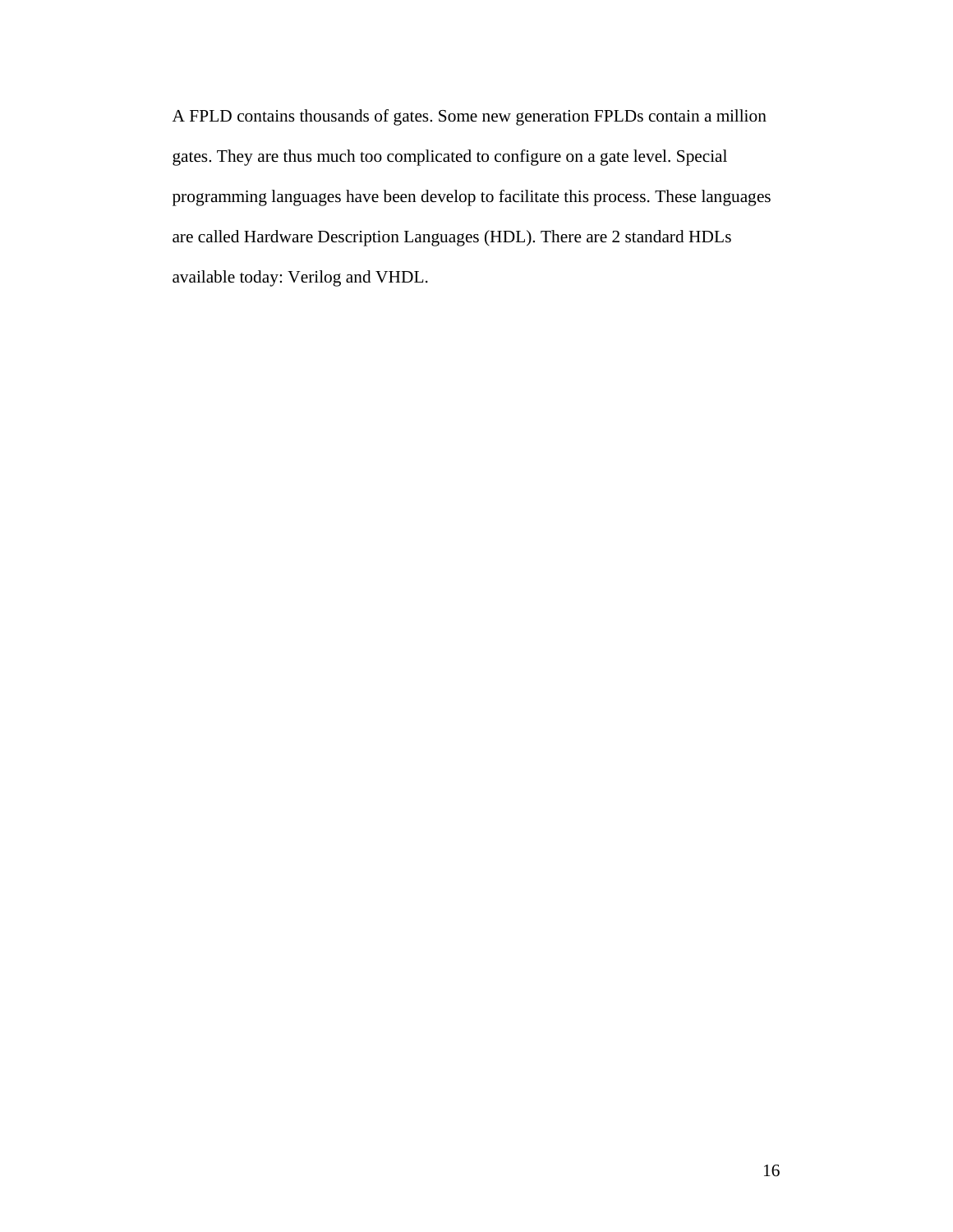A FPLD contains thousands of gates. Some new generation FPLDs contain a million gates. They are thus much too complicated to configure on a gate level. Special programming languages have been develop to facilitate this process. These languages are called Hardware Description Languages (HDL). There are 2 standard HDLs available today: Verilog and VHDL.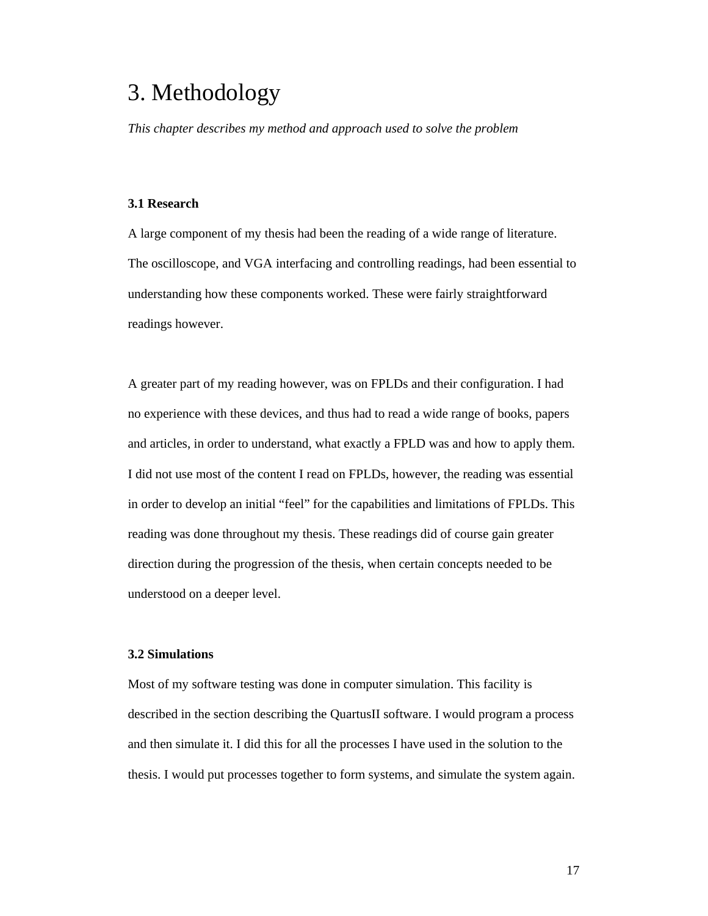# 3. Methodology

*This chapter describes my method and approach used to solve the problem*

### 3.1 Research

A large component of my thesis had been the reading of a wide range of literature. The oscilloscope, and VGA interfacing and controlling readings, had been essential to understanding how these components worked. These were fairly straightforward readings however.

A greater part of my reading however, was on FPLDs and their configuration. I had no experience with these devices, and thus had to read a wide range of books, papers and articles, in order to understand, what exactly a FPLD was and how to apply them. I did not use most of the content I read on FPLDs, however, the reading was essential in order to develop an initial "feel" for the capabilities and limitations of FPLDs. This reading was done throughout my thesis. These readings did of course gain greater direction during the progression of the thesis, when certain concepts needed to be understood on a deeper level.

### 3.2 Simulations

Most of my software testing was done in computer simulation. This facility is described in the section describing the QuartusII software. I would program a process and then simulate it. I did this for all the processes I have used in the solution to the thesis. I would put processes together to form systems, and simulate the system again.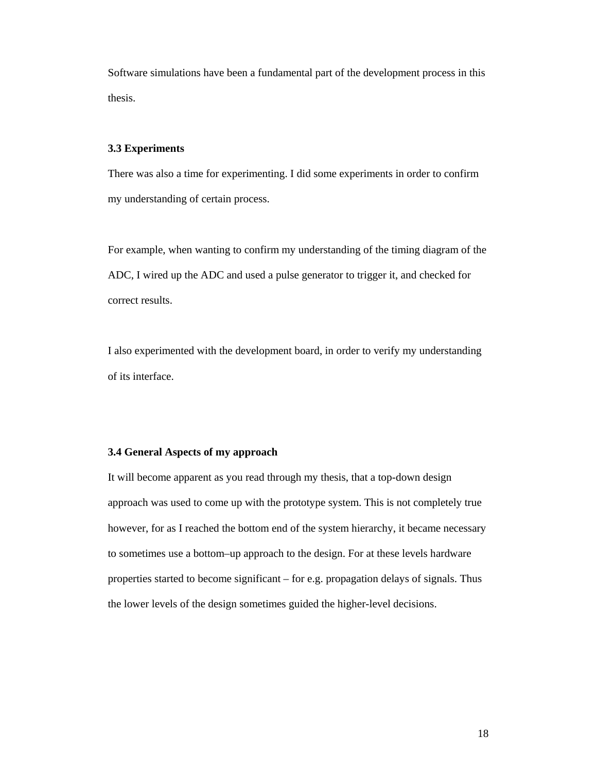Software simulations have been a fundamental part of the development process in this thesis.

### 3.3 Experiments

There was also a time for experimenting. I did some experiments in order to confirm my understanding of certain process.

For example, when wanting to confirm my understanding of the timing diagram of the ADC, I wired up the ADC and used a pulse generator to trigger it, and checked for correct results.

I also experimented with the development board, in order to verify my understanding of its interface.

### 3.4 General Aspects of my approach

It will become apparent as you read through my thesis, that a top-down design approach was used to come up with the prototype system. This is not completely true however, for as I reached the bottom end of the system hierarchy, it became necessary to sometimes use a bottom–up approach to the design. For at these levels hardware properties started to become significant – for e.g. propagation delays of signals. Thus the lower levels of the design sometimes guided the higher-level decisions.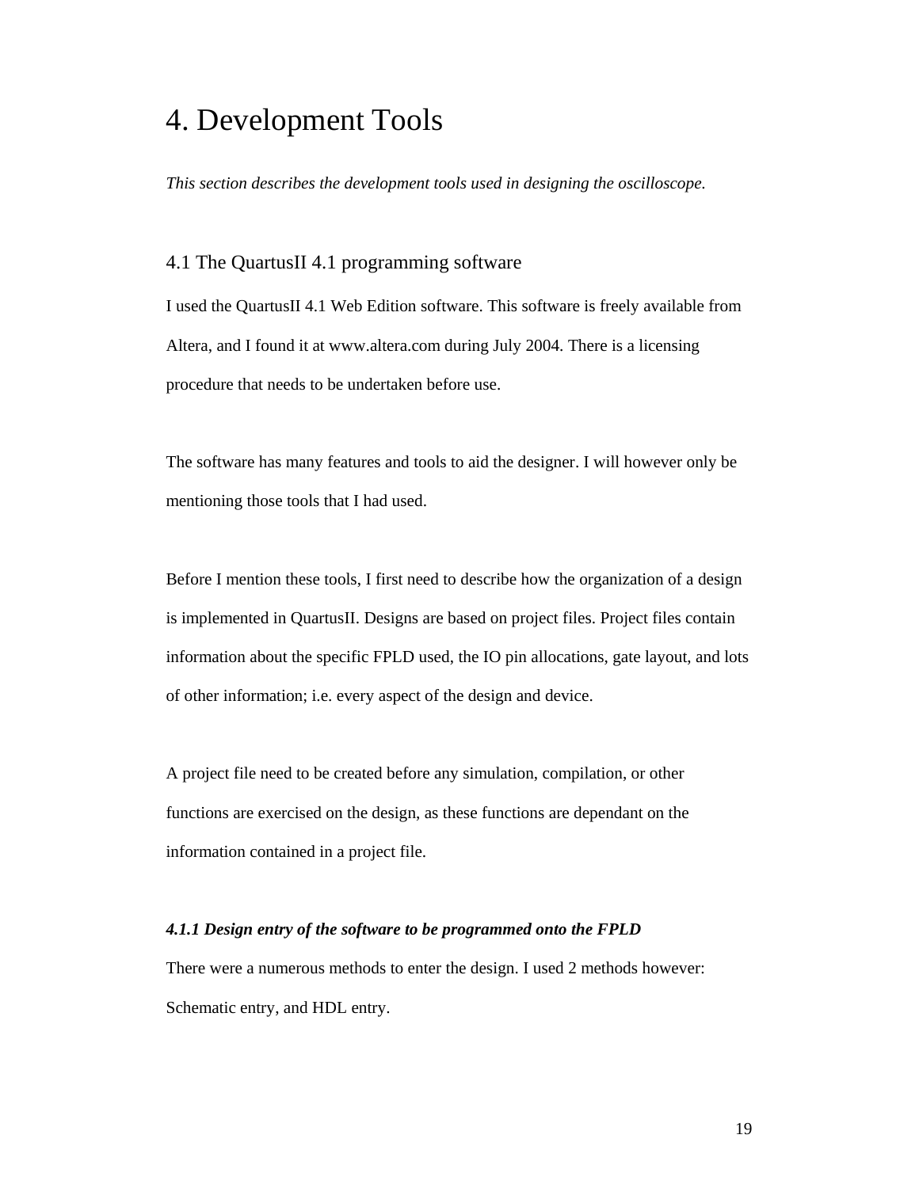# 4. Development Tools

*This section describes the development tools used in designing the oscilloscope.*

## 4.1 The QuartusII 4.1 programming software

I used the QuartusII 4.1 Web Edition software. This software is freely available from Altera, and I found it at www.altera.com during July 2004. There is a licensing procedure that needs to be undertaken before use.

The software has many features and tools to aid the designer. I will however only be mentioning those tools that I had used.

Before I mention these tools, I first need to describe how the organization of a design is implemented in QuartusII. Designs are based on project files. Project files contain information about the specific FPLD used, the IO pin allocations, gate layout, and lots of other information; i.e. every aspect of the design and device.

A project file need to be created before any simulation, compilation, or other functions are exercised on the design, as these functions are dependant on the information contained in a project file.

### ***4.1.1 Design entry of the software to be programmed onto the FPLD***

There were a numerous methods to enter the design. I used 2 methods however: Schematic entry, and HDL entry.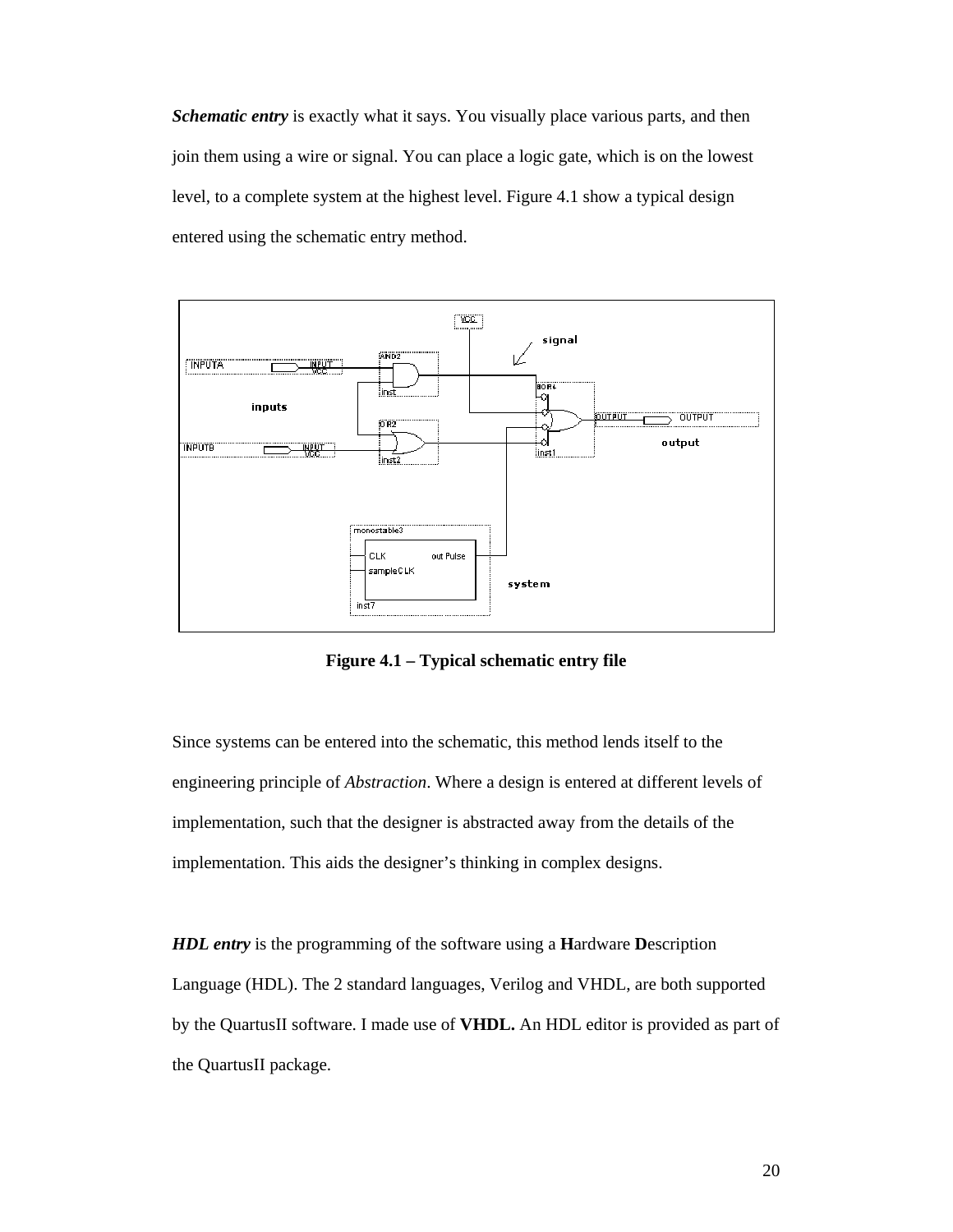***Schematic entry*** is exactly what it says. You visually place various parts, and then join them using a wire or signal. You can place a logic gate, which is on the lowest level, to a complete system at the highest level. Figure 4.1 show a typical design entered using the schematic entry method.

**Figure 4.1 – Typical schematic entry file**

Since systems can be entered into the schematic, this method lends itself to the engineering principle of *Abstraction*. Where a design is entered at different levels of implementation, such that the designer is abstracted away from the details of the implementation. This aids the designer's thinking in complex designs.

***HDL entry*** is the programming of the software using a **H**ardware **D**escription Language (HDL). The 2 standard languages, Verilog and VHDL, are both supported by the QuartusII software. I made use of **VHDL.** An HDL editor is provided as part of the QuartusII package.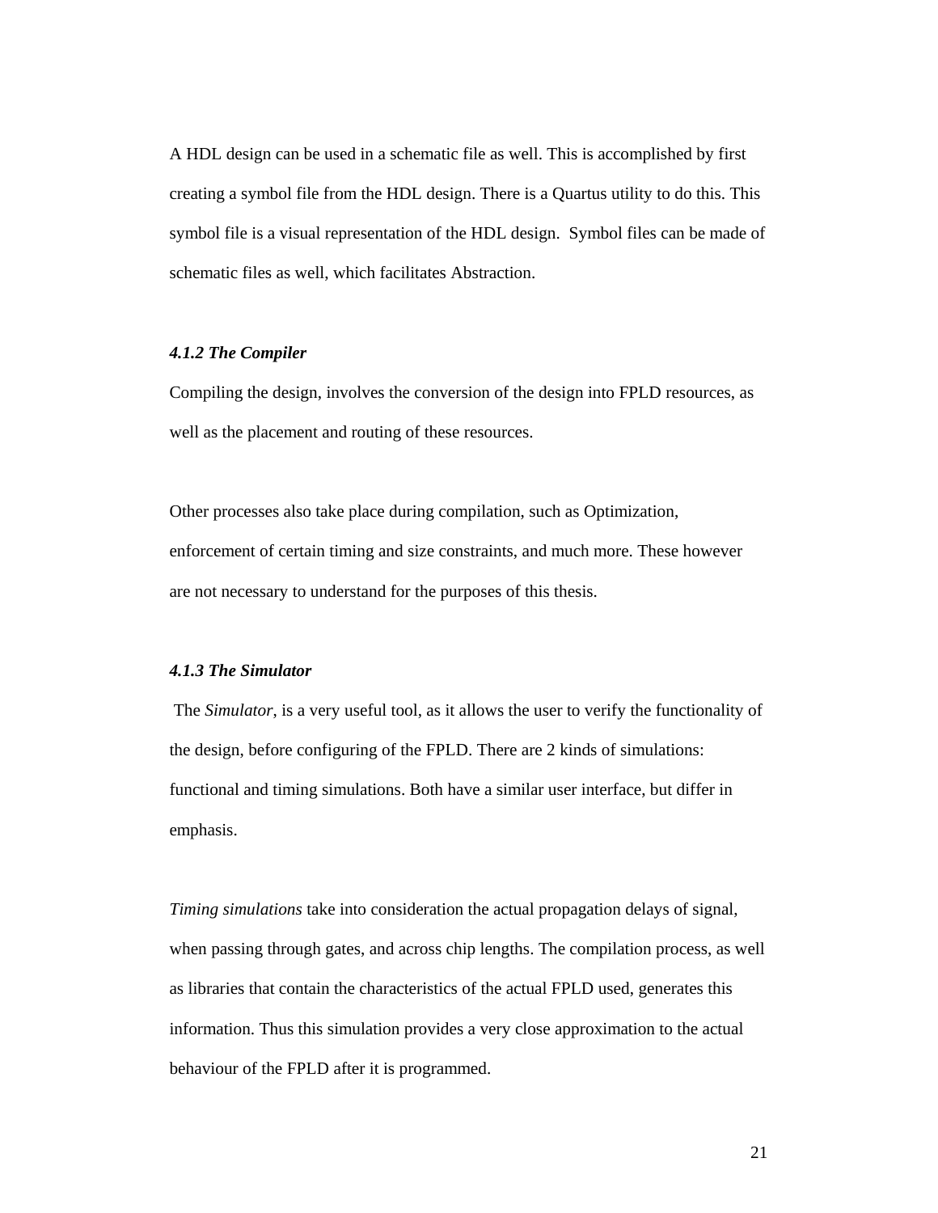A HDL design can be used in a schematic file as well. This is accomplished by first creating a symbol file from the HDL design. There is a Quartus utility to do this. This symbol file is a visual representation of the HDL design. Symbol files can be made of schematic files as well, which facilitates Abstraction.

#### *4.1.2 The Compiler*

Compiling the design, involves the conversion of the design into FPLD resources, as well as the placement and routing of these resources.

Other processes also take place during compilation, such as Optimization, enforcement of certain timing and size constraints, and much more. These however are not necessary to understand for the purposes of this thesis.

#### *4.1.3 The Simulator*

The *Simulator*, is a very useful tool, as it allows the user to verify the functionality of the design, before configuring of the FPLD. There are 2 kinds of simulations: functional and timing simulations. Both have a similar user interface, but differ in emphasis.

*Timing simulations* take into consideration the actual propagation delays of signal, when passing through gates, and across chip lengths. The compilation process, as well as libraries that contain the characteristics of the actual FPLD used, generates this information. Thus this simulation provides a very close approximation to the actual behaviour of the FPLD after it is programmed.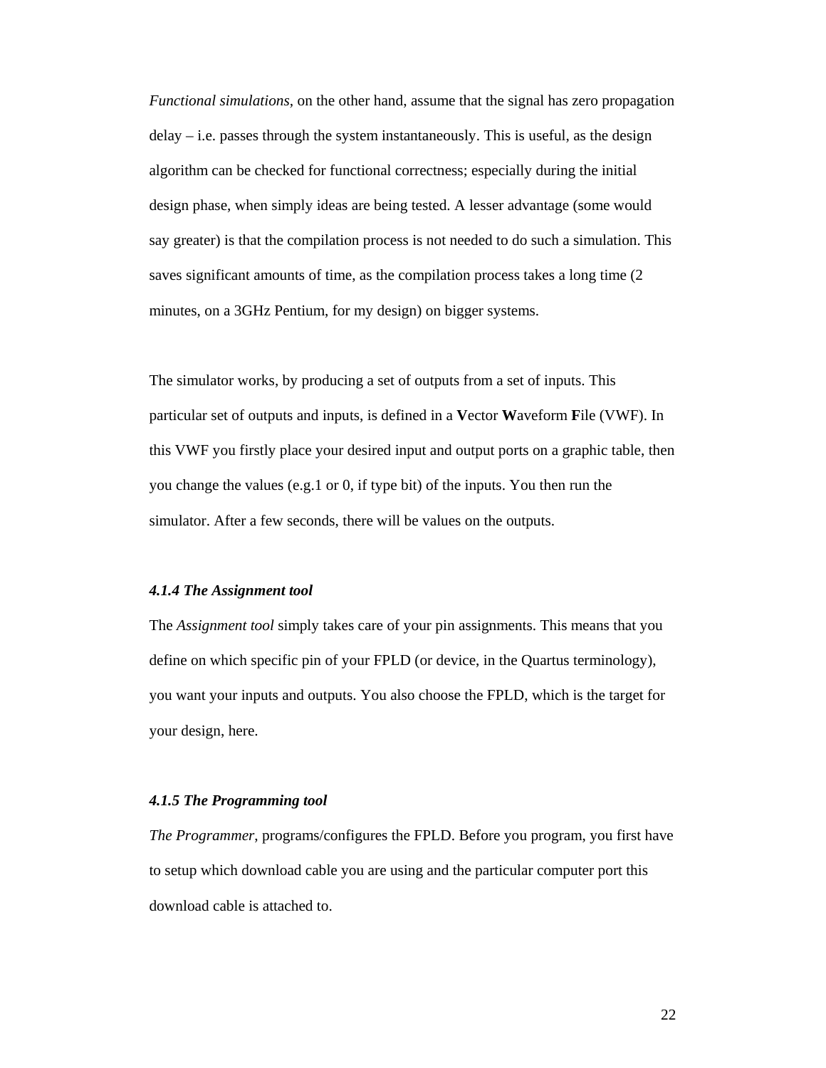*Functional simulations*, on the other hand, assume that the signal has zero propagation delay – i.e. passes through the system instantaneously. This is useful, as the design algorithm can be checked for functional correctness; especially during the initial design phase, when simply ideas are being tested. A lesser advantage (some would say greater) is that the compilation process is not needed to do such a simulation. This saves significant amounts of time, as the compilation process takes a long time (2 minutes, on a 3GHz Pentium, for my design) on bigger systems.

The simulator works, by producing a set of outputs from a set of inputs. This particular set of outputs and inputs, is defined in a **V**ector **W**aveform **F**ile (VWF). In this VWF you firstly place your desired input and output ports on a graphic table, then you change the values (e.g.1 or 0, if type bit) of the inputs. You then run the simulator. After a few seconds, there will be values on the outputs.

#### *4.1.4 The Assignment tool*

The *Assignment tool* simply takes care of your pin assignments. This means that you define on which specific pin of your FPLD (or device, in the Quartus terminology), you want your inputs and outputs. You also choose the FPLD, which is the target for your design, here.

#### *4.1.5 The Programming tool*

*The Programmer*, programs/configures the FPLD. Before you program, you first have to setup which download cable you are using and the particular computer port this download cable is attached to.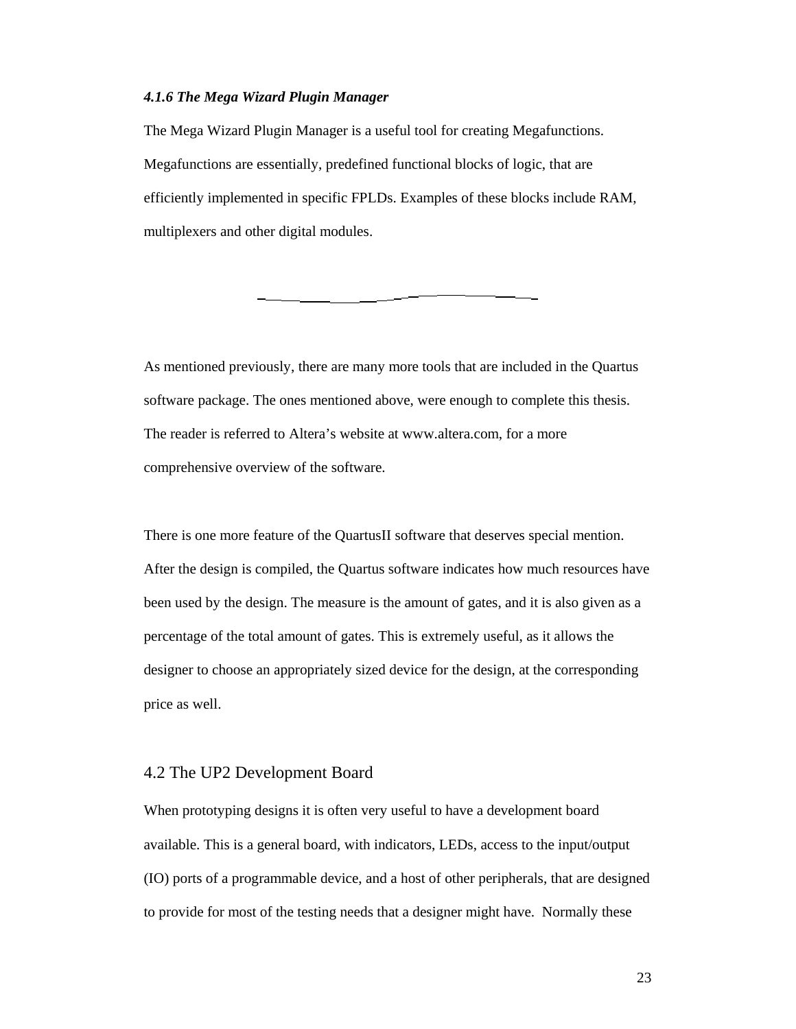#### *4.1.6 The Mega Wizard Plugin Manager*

The Mega Wizard Plugin Manager is a useful tool for creating Megafunctions. Megafunctions are essentially, predefined functional blocks of logic, that are efficiently implemented in specific FPLDs. Examples of these blocks include RAM, multiplexers and other digital modules.

As mentioned previously, there are many more tools that are included in the Quartus software package. The ones mentioned above, were enough to complete this thesis. The reader is referred to Altera's website at www.altera.com, for a more comprehensive overview of the software.

There is one more feature of the QuartusII software that deserves special mention. After the design is compiled, the Quartus software indicates how much resources have been used by the design. The measure is the amount of gates, and it is also given as a percentage of the total amount of gates. This is extremely useful, as it allows the designer to choose an appropriately sized device for the design, at the corresponding price as well.

### 4.2 The UP2 Development Board

When prototyping designs it is often very useful to have a development board available. This is a general board, with indicators, LEDs, access to the input/output (IO) ports of a programmable device, and a host of other peripherals, that are designed to provide for most of the testing needs that a designer might have. Normally these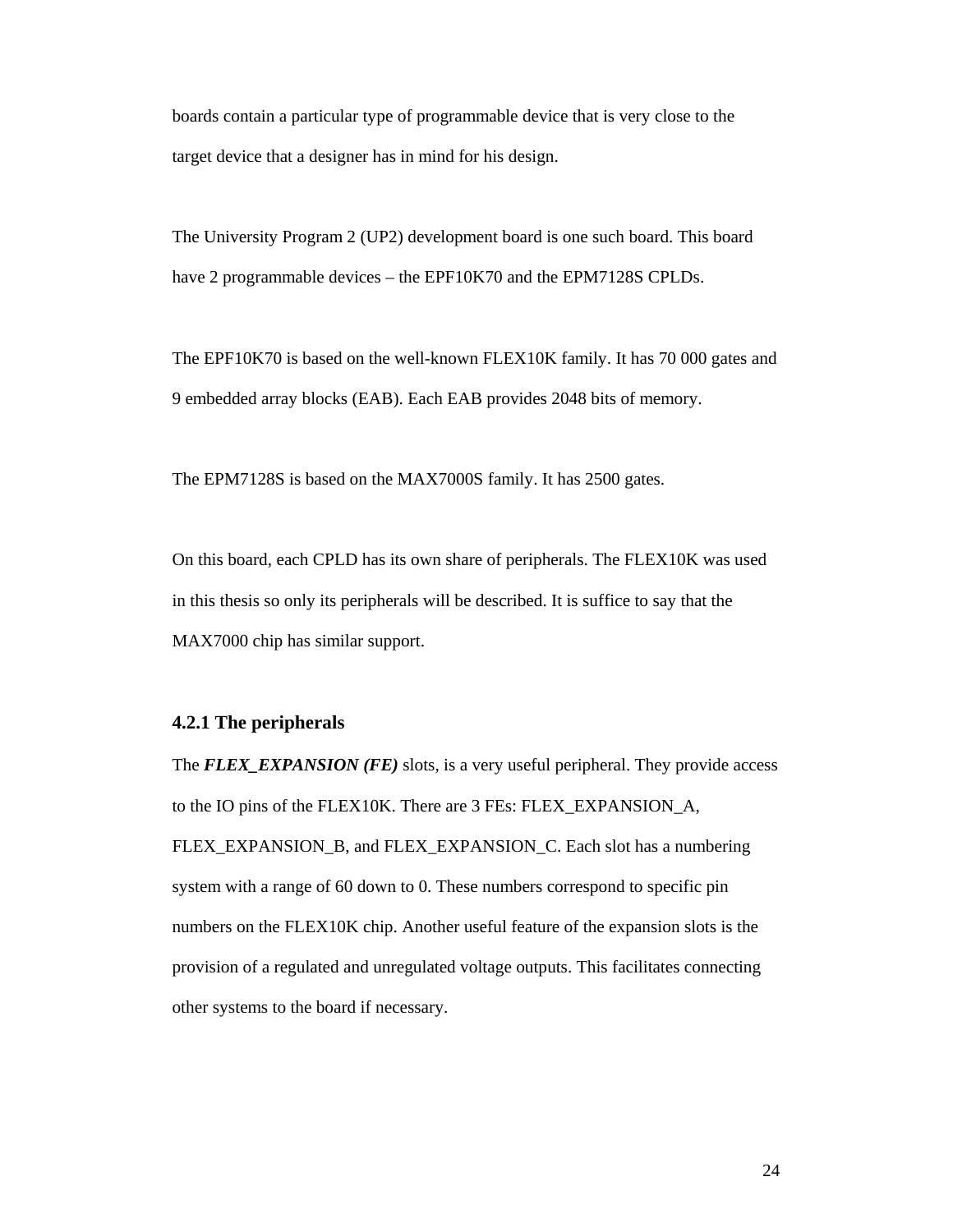boards contain a particular type of programmable device that is very close to the target device that a designer has in mind for his design.

The University Program 2 (UP2) development board is one such board. This board have 2 programmable devices – the EPF10K70 and the EPM7128S CPLDs.

The EPF10K70 is based on the well-known FLEX10K family. It has 70 000 gates and 9 embedded array blocks (EAB). Each EAB provides 2048 bits of memory.

The EPM7128S is based on the MAX7000S family. It has 2500 gates.

On this board, each CPLD has its own share of peripherals. The FLEX10K was used in this thesis so only its peripherals will be described. It is suffice to say that the MAX7000 chip has similar support.

### 4.2.1 The peripherals

The ***FLEX_EXPANSION (FE)*** slots, is a very useful peripheral. They provide access to the IO pins of the FLEX10K. There are 3 FEs: FLEX_EXPANSION_A, FLEX_EXPANSION_B, and FLEX_EXPANSION_C. Each slot has a numbering system with a range of 60 down to 0. These numbers correspond to specific pin numbers on the FLEX10K chip. Another useful feature of the expansion slots is the provision of a regulated and unregulated voltage outputs. This facilitates connecting other systems to the board if necessary.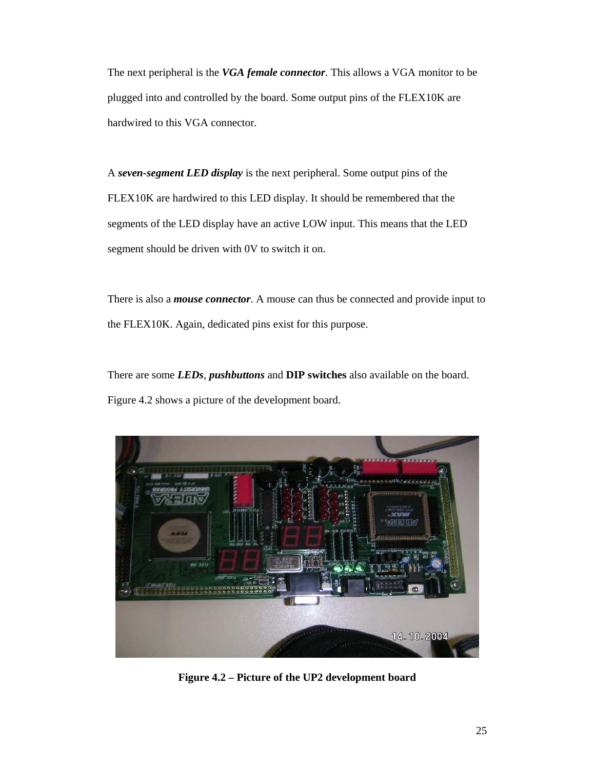The next peripheral is the ***VGA female connector***. This allows a VGA monitor to be plugged into and controlled by the board. Some output pins of the FLEX10K are hardwired to this VGA connector.

A ***seven-segment LED display*** is the next peripheral. Some output pins of the FLEX10K are hardwired to this LED display. It should be remembered that the segments of the LED display have an active LOW input. This means that the LED segment should be driven with 0V to switch it on.

There is also a ***mouse connector***. A mouse can thus be connected and provide input to the FLEX10K. Again, dedicated pins exist for this purpose.

There are some ***LEDs***, ***pushbuttons*** and **DIP switches** also available on the board. Figure 4.2 shows a picture of the development board.

**Figure 4.2 – Picture of the UP2 development board**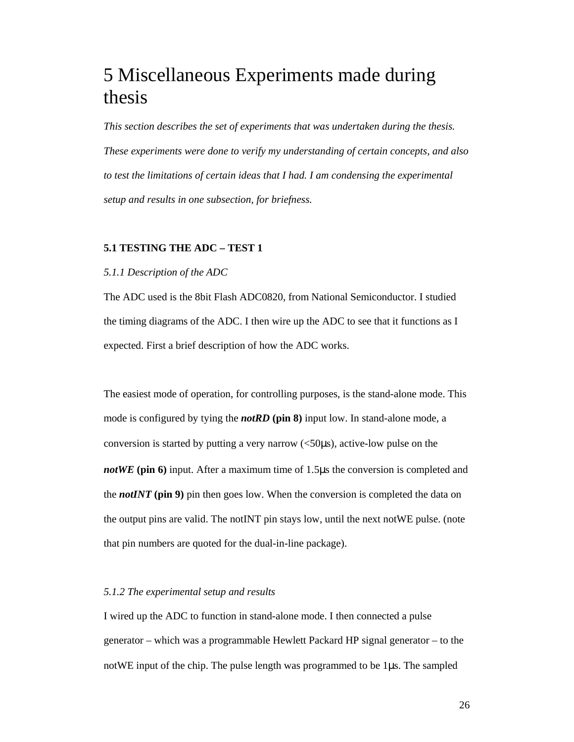# 5 Miscellaneous Experiments made during thesis

*This section describes the set of experiments that was undertaken during the thesis. These experiments were done to verify my understanding of certain concepts, and also to test the limitations of certain ideas that I had. I am condensing the experimental setup and results in one subsection, for briefness.*

### 5.1 TESTING THE ADC – TEST 1

*5.1.1 Description of the ADC*

The ADC used is the 8bit Flash ADC0820, from National Semiconductor. I studied the timing diagrams of the ADC. I then wire up the ADC to see that it functions as I expected. First a brief description of how the ADC works.

The easiest mode of operation, for controlling purposes, is the stand-alone mode. This mode is configured by tying the ***notRD*** **(pin 8)** input low. In stand-alone mode, a conversion is started by putting a very narrow (<50µs), active-low pulse on the ***notWE*** **(pin 6)** input. After a maximum time of 1.5µs the conversion is completed and the ***notINT*** **(pin 9)** pin then goes low. When the conversion is completed the data on the output pins are valid. The notINT pin stays low, until the next notWE pulse. (note that pin numbers are quoted for the dual-in-line package).

*5.1.2 The experimental setup and results*

I wired up the ADC to function in stand-alone mode. I then connected a pulse generator – which was a programmable Hewlett Packard HP signal generator – to the notWE input of the chip. The pulse length was programmed to be 1µs. The sampled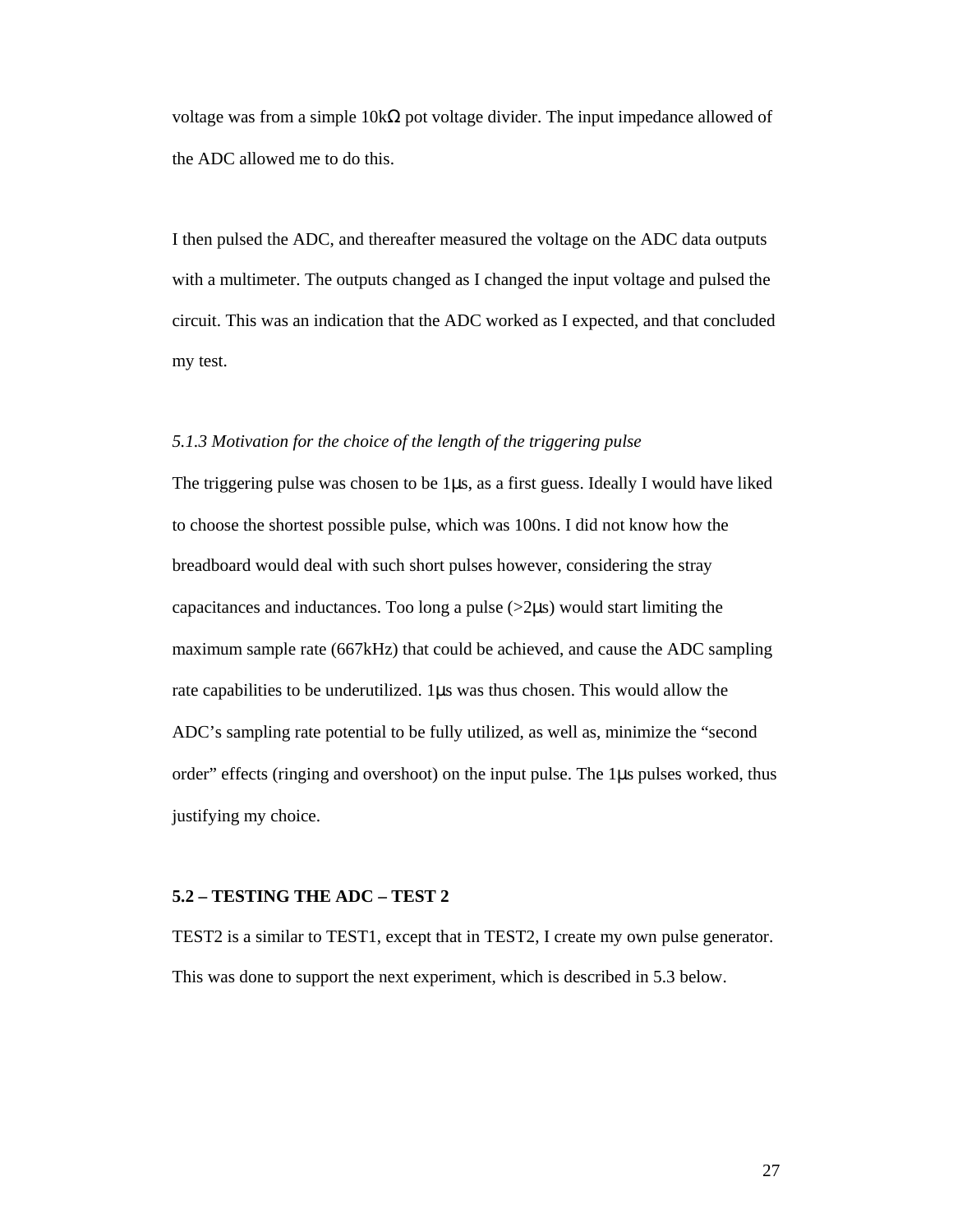voltage was from a simple 10kΩ pot voltage divider. The input impedance allowed of the ADC allowed me to do this.

I then pulsed the ADC, and thereafter measured the voltage on the ADC data outputs with a multimeter. The outputs changed as I changed the input voltage and pulsed the circuit. This was an indication that the ADC worked as I expected, and that concluded my test.

### *5.1.3 Motivation for the choice of the length of the triggering pulse*

The triggering pulse was chosen to be 1µs, as a first guess. Ideally I would have liked to choose the shortest possible pulse, which was 100ns. I did not know how the breadboard would deal with such short pulses however, considering the stray capacitances and inductances. Too long a pulse (>2µs) would start limiting the maximum sample rate (667kHz) that could be achieved, and cause the ADC sampling rate capabilities to be underutilized. 1µs was thus chosen. This would allow the ADC's sampling rate potential to be fully utilized, as well as, minimize the "second order" effects (ringing and overshoot) on the input pulse. The 1µs pulses worked, thus justifying my choice.

## **5.2 – TESTING THE ADC – TEST 2**

TEST2 is a similar to TEST1, except that in TEST2, I create my own pulse generator. This was done to support the next experiment, which is described in 5.3 below.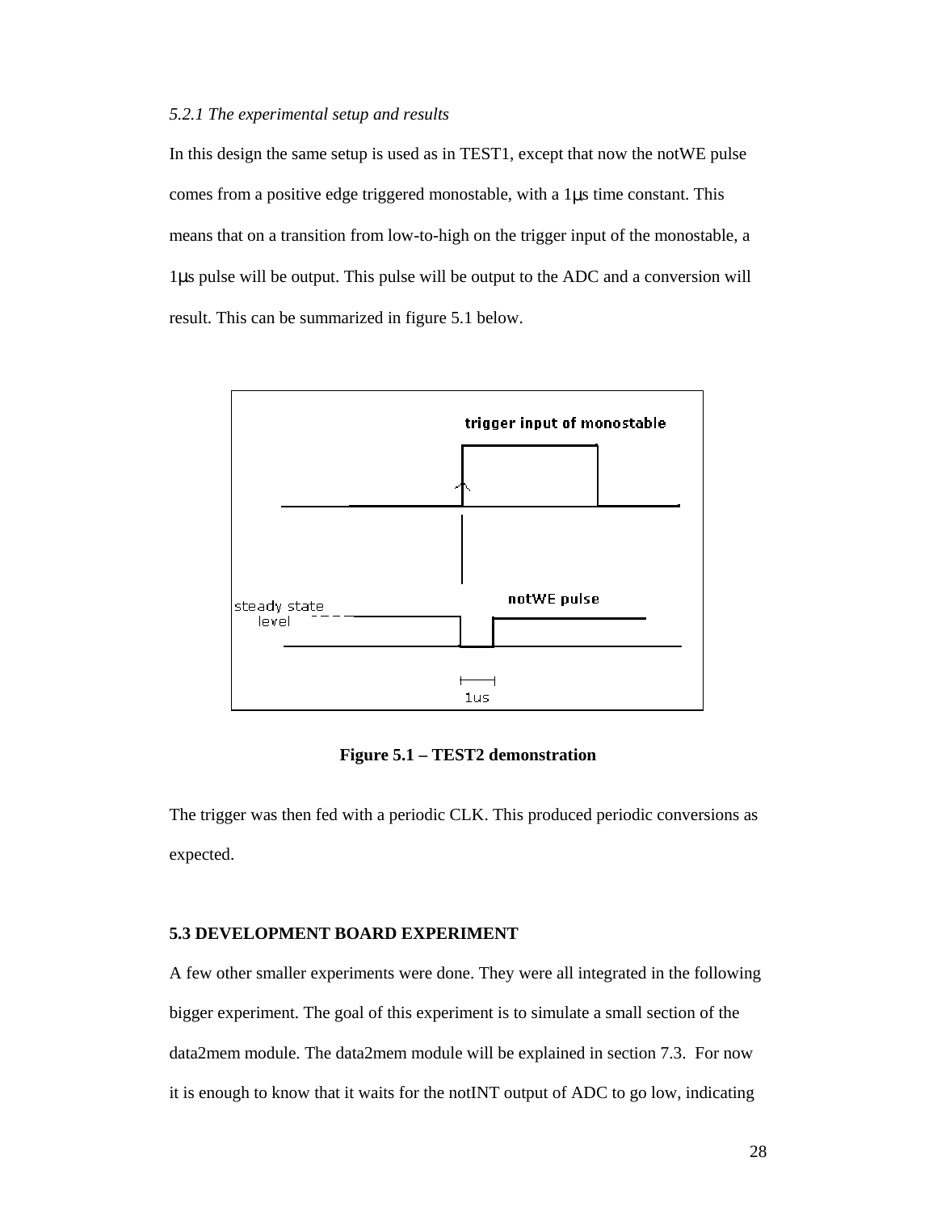*5.2.1 The experimental setup and results*

In this design the same setup is used as in TEST1, except that now the notWE pulse comes from a positive edge triggered monostable, with a 1μs time constant. This means that on a transition from low-to-high on the trigger input of the monostable, a 1μs pulse will be output. This pulse will be output to the ADC and a conversion will result. This can be summarized in figure 5.1 below.

**Figure 5.1 – TEST2 demonstration**

The trigger was then fed with a periodic CLK. This produced periodic conversions as expected.

**5.3 DEVELOPMENT BOARD EXPERIMENT**

A few other smaller experiments were done. They were all integrated in the following bigger experiment. The goal of this experiment is to simulate a small section of the data2mem module. The data2mem module will be explained in section 7.3. For now it is enough to know that it waits for the notINT output of ADC to go low, indicating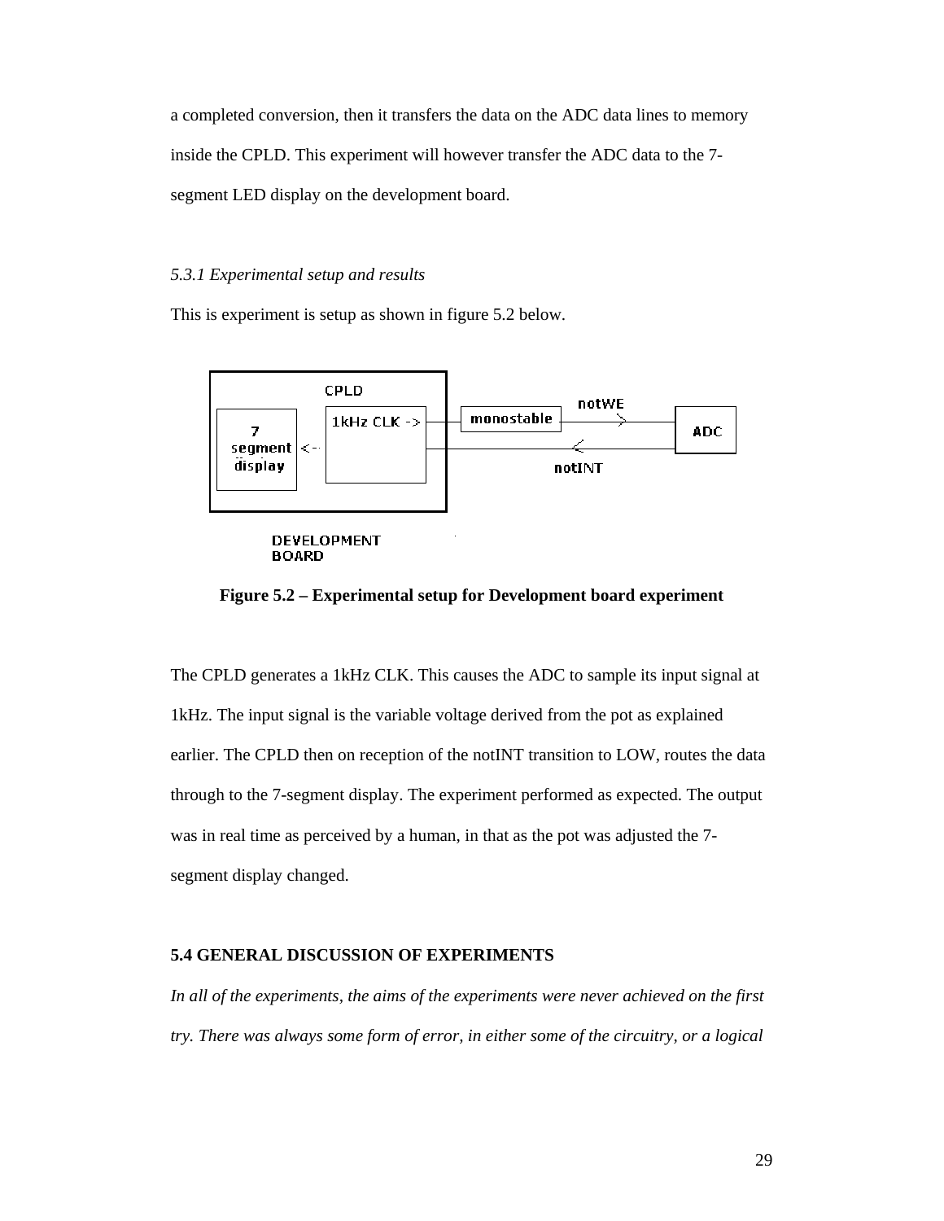a completed conversion, then it transfers the data on the ADC data lines to memory inside the CPLD. This experiment will however transfer the ADC data to the 7-segment LED display on the development board.

### *5.3.1 Experimental setup and results*

This is experiment is setup as shown in figure 5.2 below.

CPLD

7 segment display <--

1kHz CLK ->

monostable

notWE

ADC

notINT

DEVELOPMENT BOARD

**Figure 5.2 – Experimental setup for Development board experiment**

The CPLD generates a 1kHz CLK. This causes the ADC to sample its input signal at 1kHz. The input signal is the variable voltage derived from the pot as explained earlier. The CPLD then on reception of the notINT transition to LOW, routes the data through to the 7-segment display. The experiment performed as expected. The output was in real time as perceived by a human, in that as the pot was adjusted the 7-segment display changed.

## 5.4 GENERAL DISCUSSION OF EXPERIMENTS

*In all of the experiments, the aims of the experiments were never achieved on the first try. There was always some form of error, in either some of the circuitry, or a logical*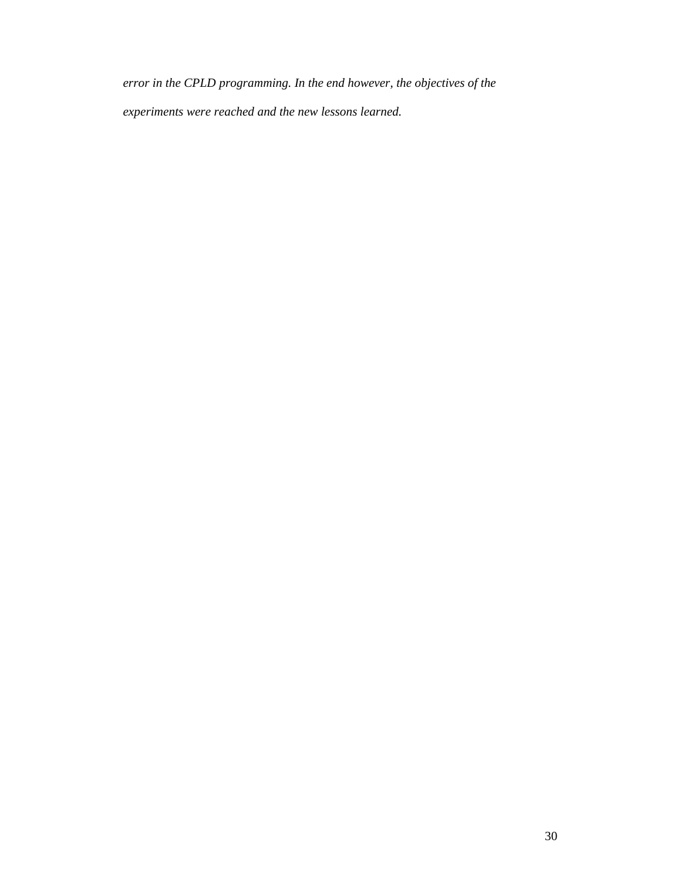*error in the CPLD programming. In the end however, the objectives of the experiments were reached and the new lessons learned.*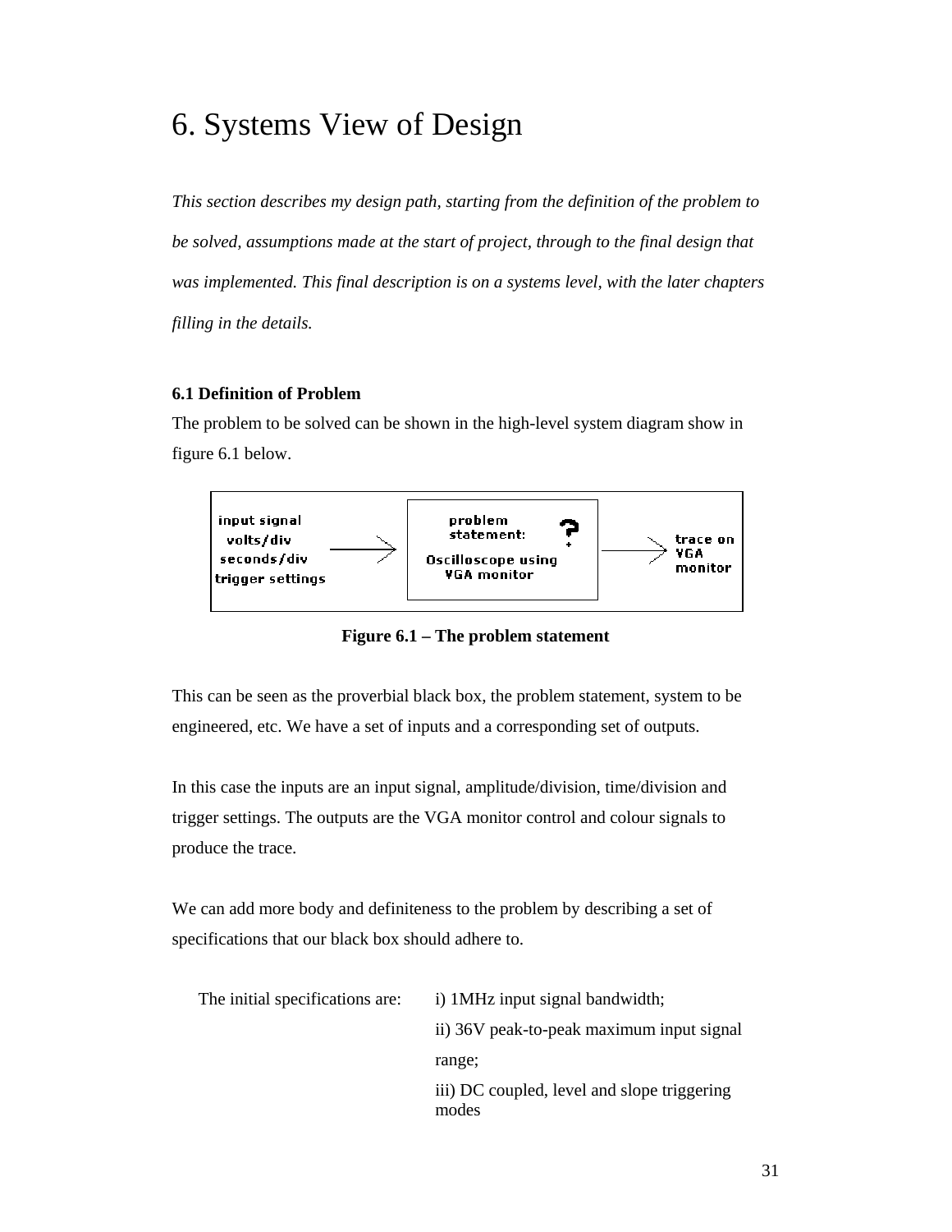# 6. Systems View of Design

*This section describes my design path, starting from the definition of the problem to be solved, assumptions made at the start of project, through to the final design that was implemented. This final description is on a systems level, with the later chapters filling in the details.*

### 6.1 Definition of Problem

The problem to be solved can be shown in the high-level system diagram show in figure 6.1 below.

**Figure 6.1 – The problem statement**

This can be seen as the proverbial black box, the problem statement, system to be engineered, etc. We have a set of inputs and a corresponding set of outputs.

In this case the inputs are an input signal, amplitude/division, time/division and trigger settings. The outputs are the VGA monitor control and colour signals to produce the trace.

We can add more body and definiteness to the problem by describing a set of specifications that our black box should adhere to.

The initial specifications are:

i) 1MHz input signal bandwidth;

ii) 36V peak-to-peak maximum input signal range;

iii) DC coupled, level and slope triggering modes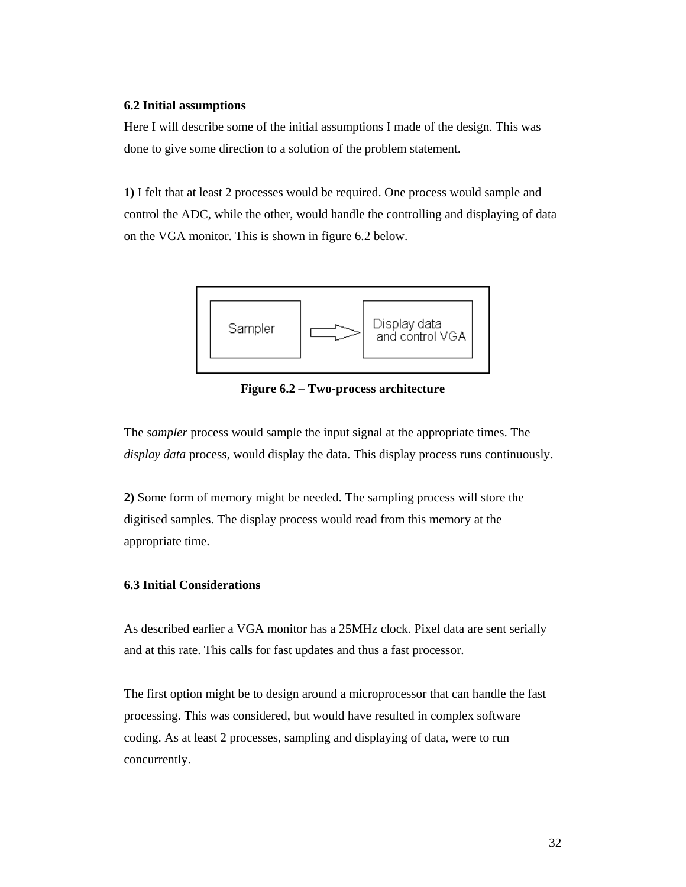### 6.2 Initial assumptions

Here I will describe some of the initial assumptions I made of the design. This was done to give some direction to a solution of the problem statement.

**1)** I felt that at least 2 processes would be required. One process would sample and control the ADC, while the other, would handle the controlling and displaying of data on the VGA monitor. This is shown in figure 6.2 below.

Sampler → Display data and control VGA

**Figure 6.2 – Two-process architecture**

The *sampler* process would sample the input signal at the appropriate times. The *display data* process, would display the data. This display process runs continuously.

**2)** Some form of memory might be needed. The sampling process will store the digitised samples. The display process would read from this memory at the appropriate time.

### 6.3 Initial Considerations

As described earlier a VGA monitor has a 25MHz clock. Pixel data are sent serially and at this rate. This calls for fast updates and thus a fast processor.

The first option might be to design around a microprocessor that can handle the fast processing. This was considered, but would have resulted in complex software coding. As at least 2 processes, sampling and displaying of data, were to run concurrently.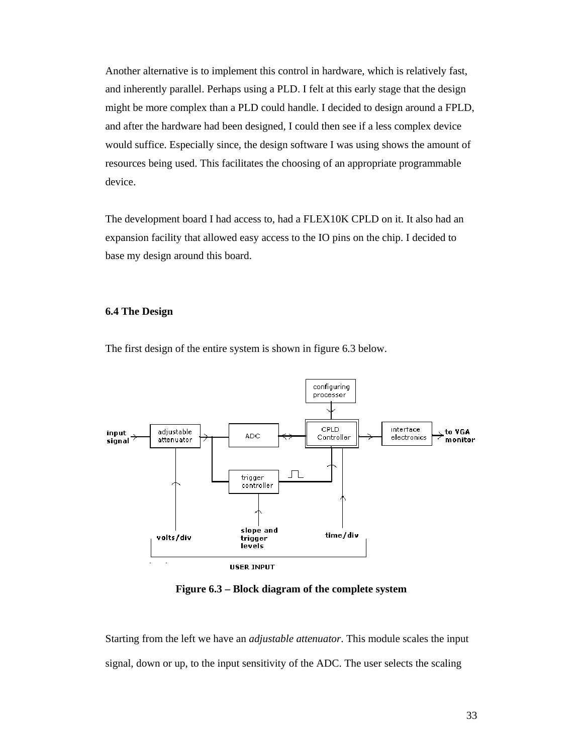Another alternative is to implement this control in hardware, which is relatively fast, and inherently parallel. Perhaps using a PLD. I felt at this early stage that the design might be more complex than a PLD could handle. I decided to design around a FPLD, and after the hardware had been designed, I could then see if a less complex device would suffice. Especially since, the design software I was using shows the amount of resources being used. This facilitates the choosing of an appropriate programmable device.

The development board I had access to, had a FLEX10K CPLD on it. It also had an expansion facility that allowed easy access to the IO pins on the chip. I decided to base my design around this board.

### 6.4 The Design

The first design of the entire system is shown in figure 6.3 below.

**Figure 6.3 – Block diagram of the complete system**

Starting from the left we have an *adjustable attenuator*. This module scales the input signal, down or up, to the input sensitivity of the ADC. The user selects the scaling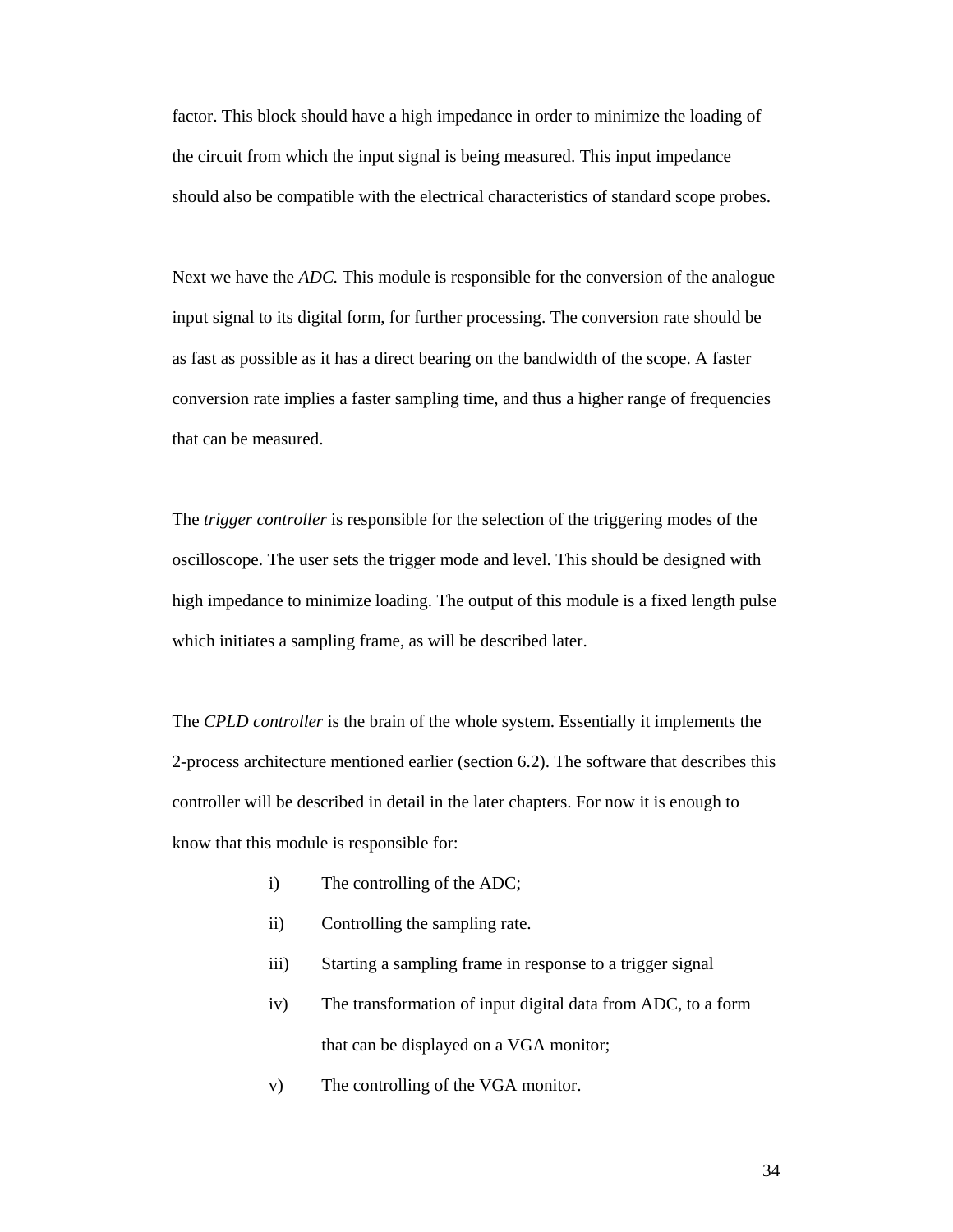factor. This block should have a high impedance in order to minimize the loading of the circuit from which the input signal is being measured. This input impedance should also be compatible with the electrical characteristics of standard scope probes.

Next we have the *ADC.* This module is responsible for the conversion of the analogue input signal to its digital form, for further processing. The conversion rate should be as fast as possible as it has a direct bearing on the bandwidth of the scope. A faster conversion rate implies a faster sampling time, and thus a higher range of frequencies that can be measured.

The *trigger controller* is responsible for the selection of the triggering modes of the oscilloscope. The user sets the trigger mode and level. This should be designed with high impedance to minimize loading. The output of this module is a fixed length pulse which initiates a sampling frame, as will be described later.

The *CPLD controller* is the brain of the whole system. Essentially it implements the 2-process architecture mentioned earlier (section 6.2). The software that describes this controller will be described in detail in the later chapters. For now it is enough to know that this module is responsible for:

i) The controlling of the ADC;

ii) Controlling the sampling rate.

iii) Starting a sampling frame in response to a trigger signal

iv) The transformation of input digital data from ADC, to a form that can be displayed on a VGA monitor;

v) The controlling of the VGA monitor.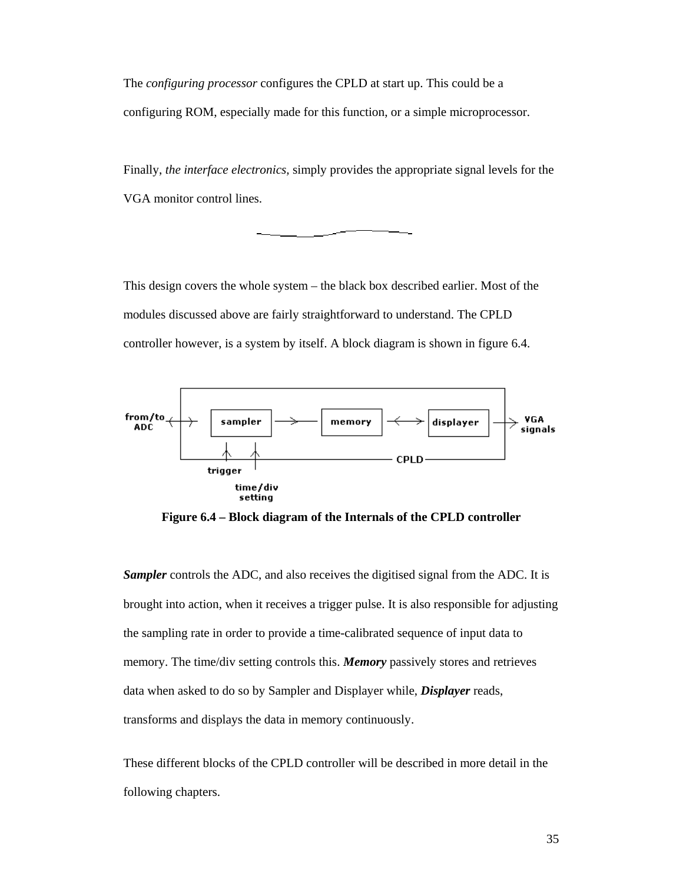The *configuring processor* configures the CPLD at start up. This could be a configuring ROM, especially made for this function, or a simple microprocessor.

Finally, *the interface electronics*, simply provides the appropriate signal levels for the VGA monitor control lines.

This design covers the whole system – the black box described earlier. Most of the modules discussed above are fairly straightforward to understand. The CPLD controller however, is a system by itself. A block diagram is shown in figure 6.4.

**Figure 6.4 – Block diagram of the Internals of the CPLD controller**

***Sampler*** controls the ADC, and also receives the digitised signal from the ADC. It is brought into action, when it receives a trigger pulse. It is also responsible for adjusting the sampling rate in order to provide a time-calibrated sequence of input data to memory. The time/div setting controls this. ***Memory*** passively stores and retrieves data when asked to do so by Sampler and Displayer while, ***Displayer*** reads, transforms and displays the data in memory continuously.

These different blocks of the CPLD controller will be described in more detail in the following chapters.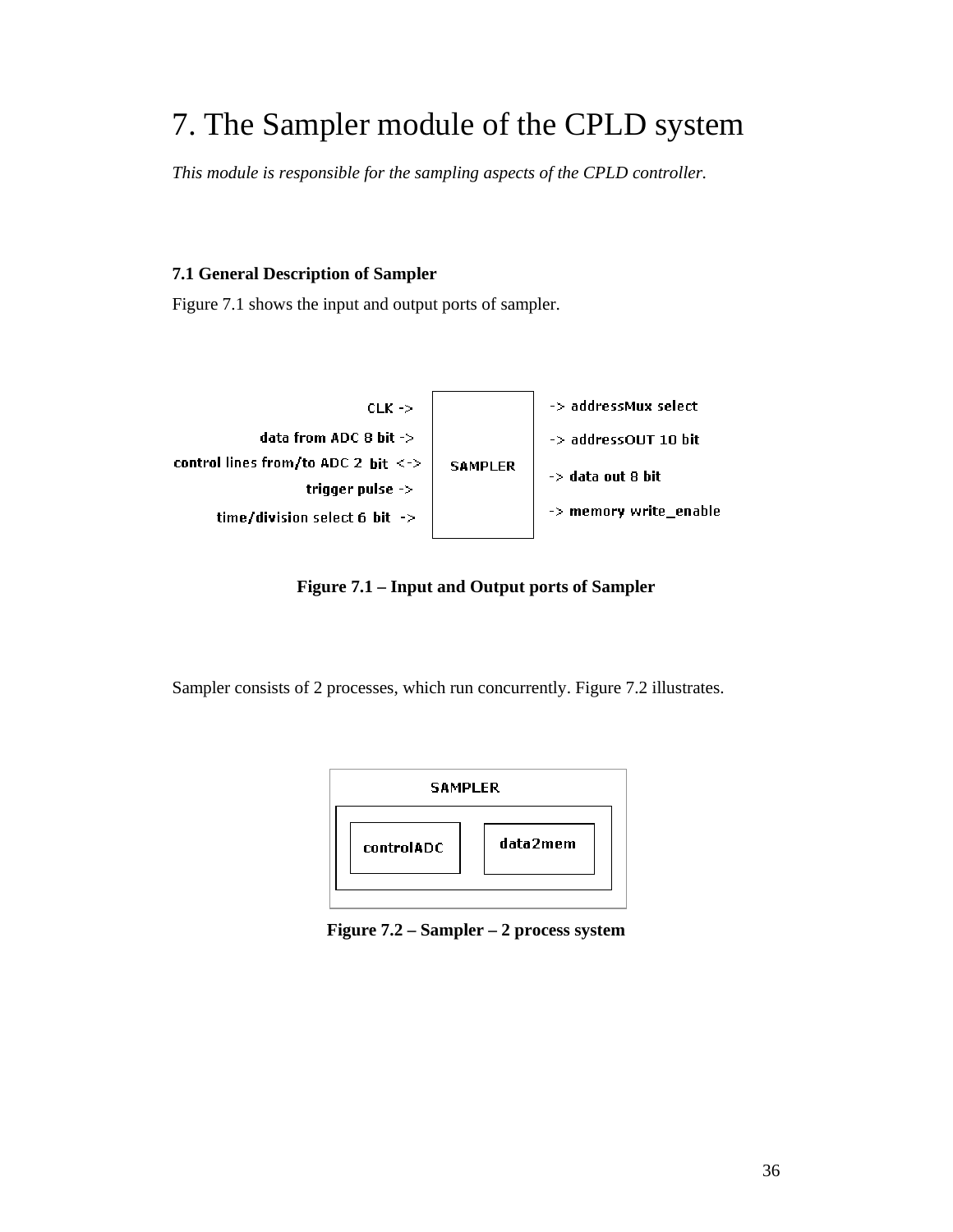# 7. The Sampler module of the CPLD system

*This module is responsible for the sampling aspects of the CPLD controller.*

### 7.1 General Description of Sampler

Figure 7.1 shows the input and output ports of sampler.

**Figure 7.1 – Input and Output ports of Sampler**

Sampler consists of 2 processes, which run concurrently. Figure 7.2 illustrates.

**Figure 7.2 – Sampler – 2 process system**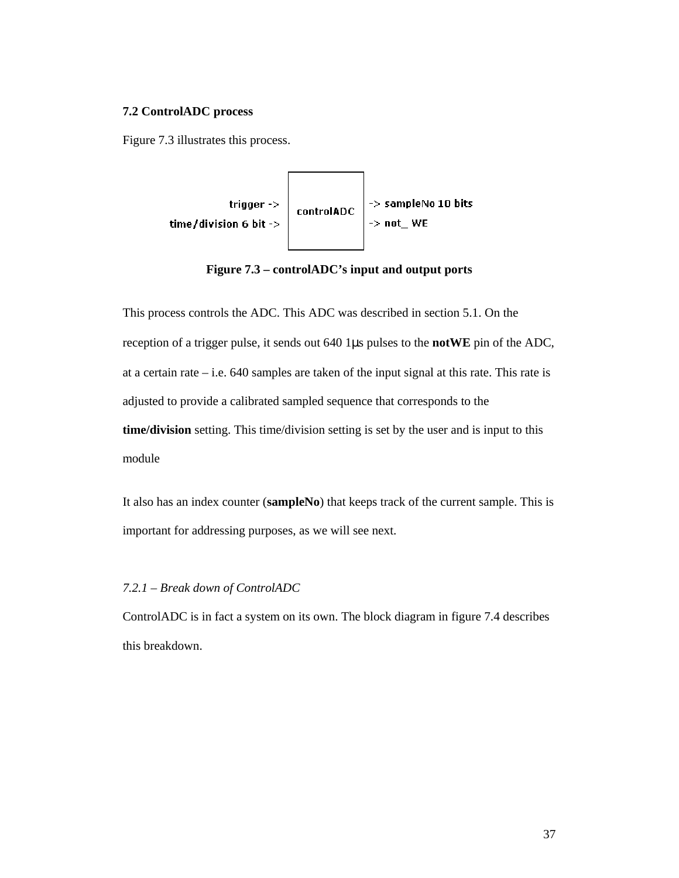### 7.2 ControlADC process

Figure 7.3 illustrates this process.

trigger -> | controlADC | -> sampleNo 10 bits

time/division 6 bit -> | | -> not_ WE

**Figure 7.3 – controlADC's input and output ports**

This process controls the ADC. This ADC was described in section 5.1. On the reception of a trigger pulse, it sends out 640 1μs pulses to the **notWE** pin of the ADC, at a certain rate – i.e. 640 samples are taken of the input signal at this rate. This rate is adjusted to provide a calibrated sampled sequence that corresponds to the **time/division** setting. This time/division setting is set by the user and is input to this module

It also has an index counter (**sampleNo**) that keeps track of the current sample. This is important for addressing purposes, as we will see next.

*7.2.1 – Break down of ControlADC*

ControlADC is in fact a system on its own. The block diagram in figure 7.4 describes this breakdown.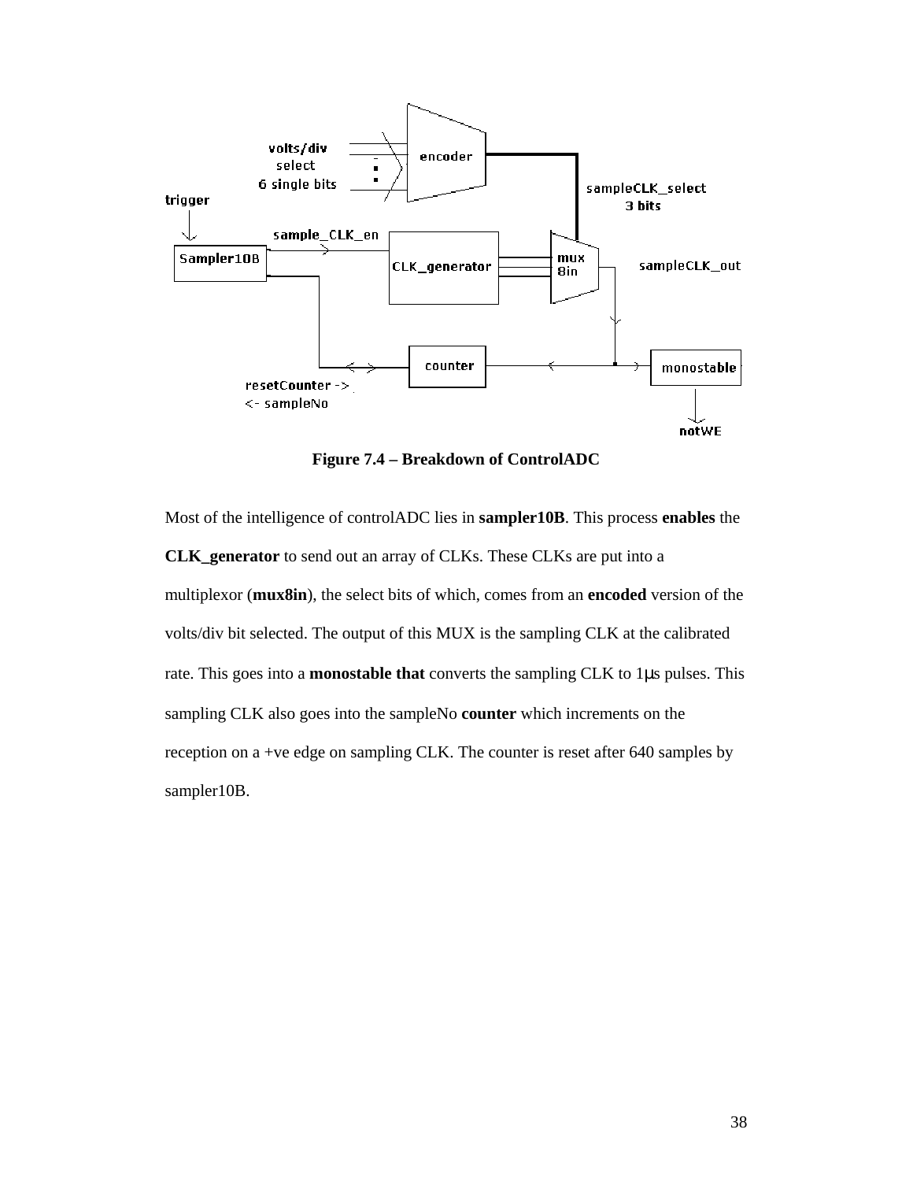**Figure 7.4 – Breakdown of ControlADC**

Most of the intelligence of controlADC lies in **sampler10B**. This process **enables** the **CLK_generator** to send out an array of CLKs. These CLKs are put into a multiplexor (**mux8in**), the select bits of which, comes from an **encoded** version of the volts/div bit selected. The output of this MUX is the sampling CLK at the calibrated rate. This goes into a **monostable that** converts the sampling CLK to 1μs pulses. This sampling CLK also goes into the sampleNo **counter** which increments on the reception on a +ve edge on sampling CLK. The counter is reset after 640 samples by sampler10B.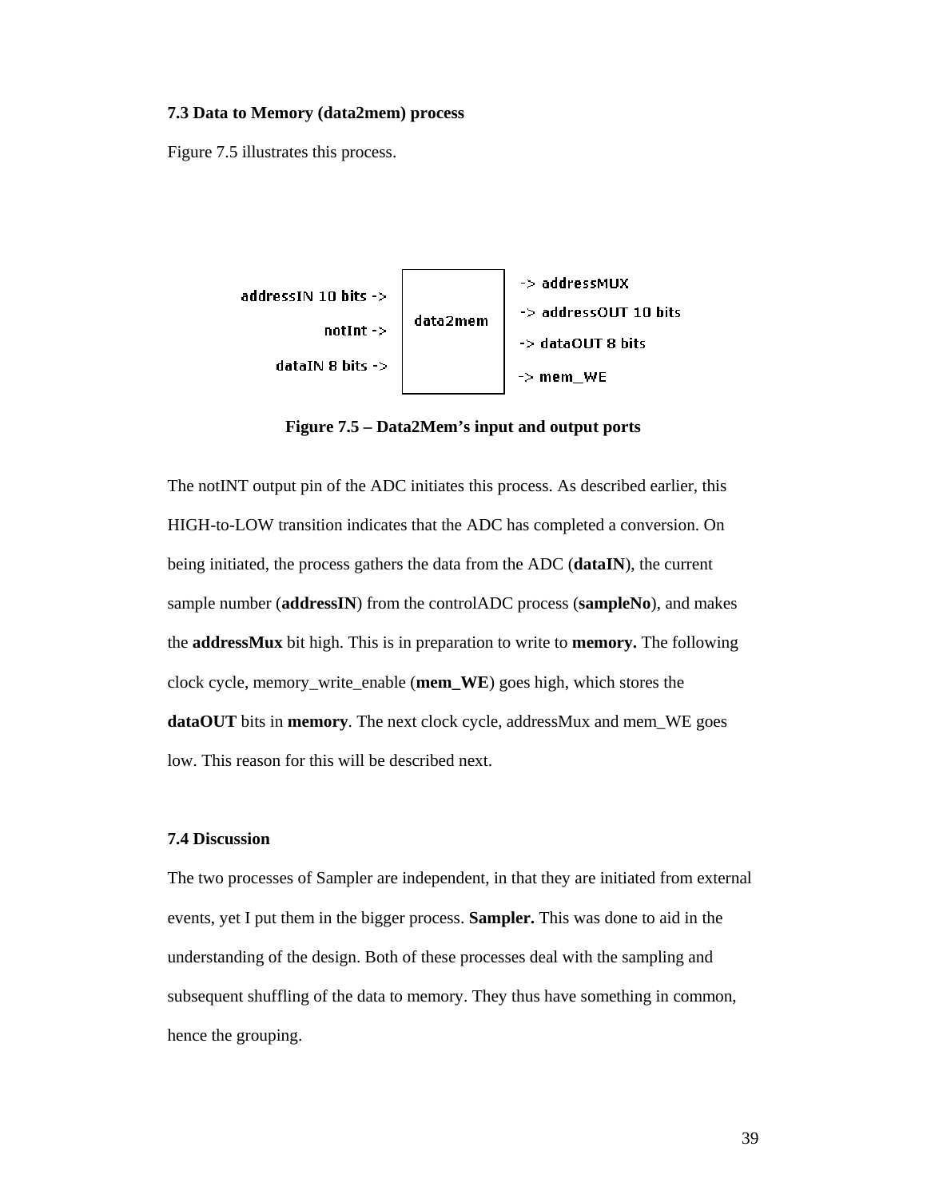### 7.3 Data to Memory (data2mem) process

Figure 7.5 illustrates this process.

```
addressIN 10 bits ->  |          | -> addressMUX
                      |          | -> addressOUT 10 bits
           notInt ->  | data2mem | -> dataOUT 8 bits
   dataIN 8 bits ->   |          | -> mem_WE
```

**Figure 7.5 – Data2Mem's input and output ports**

The notINT output pin of the ADC initiates this process. As described earlier, this HIGH-to-LOW transition indicates that the ADC has completed a conversion. On being initiated, the process gathers the data from the ADC (**dataIN**), the current sample number (**addressIN**) from the controlADC process (**sampleNo**), and makes the **addressMux** bit high. This is in preparation to write to **memory.** The following clock cycle, memory_write_enable (**mem_WE**) goes high, which stores the **dataOUT** bits in **memory**. The next clock cycle, addressMux and mem_WE goes low. This reason for this will be described next.

### 7.4 Discussion

The two processes of Sampler are independent, in that they are initiated from external events, yet I put them in the bigger process. **Sampler.** This was done to aid in the understanding of the design. Both of these processes deal with the sampling and subsequent shuffling of the data to memory. They thus have something in common, hence the grouping.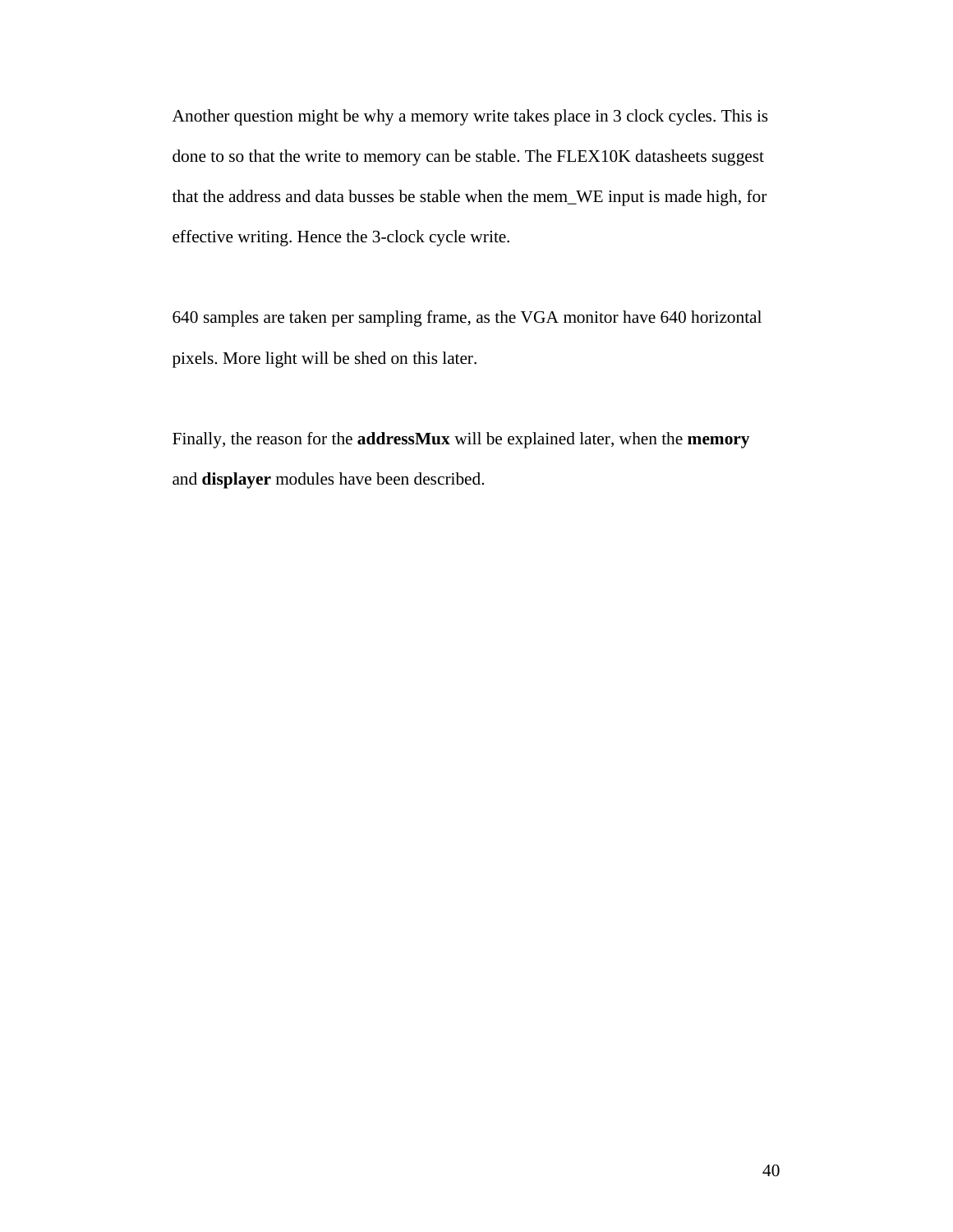Another question might be why a memory write takes place in 3 clock cycles. This is done to so that the write to memory can be stable. The FLEX10K datasheets suggest that the address and data busses be stable when the mem_WE input is made high, for effective writing. Hence the 3-clock cycle write.

640 samples are taken per sampling frame, as the VGA monitor have 640 horizontal pixels. More light will be shed on this later.

Finally, the reason for the **addressMux** will be explained later, when the **memory** and **displayer** modules have been described.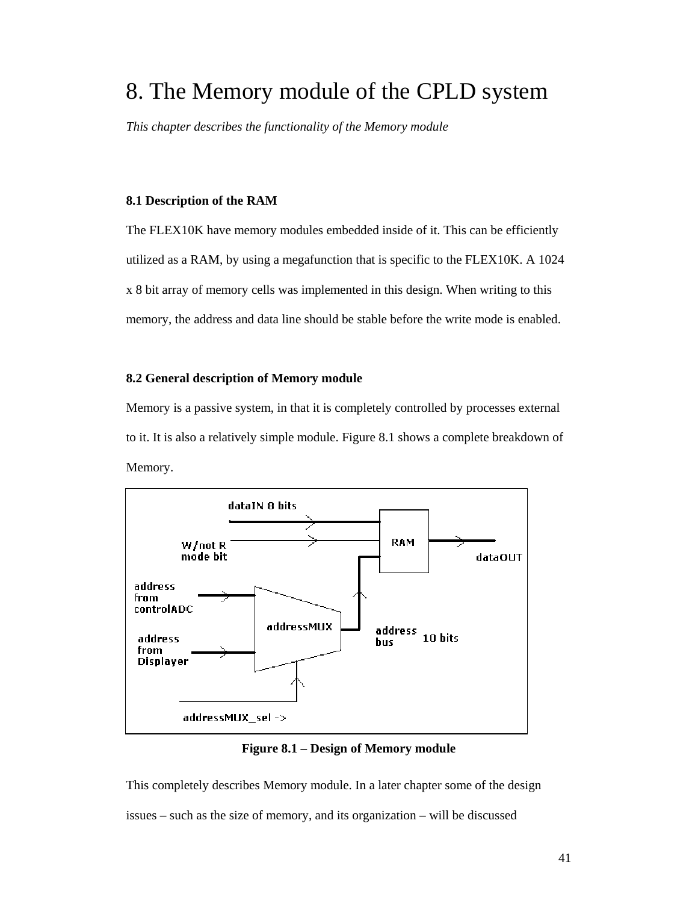# 8. The Memory module of the CPLD system

*This chapter describes the functionality of the Memory module*

### 8.1 Description of the RAM

The FLEX10K have memory modules embedded inside of it. This can be efficiently utilized as a RAM, by using a megafunction that is specific to the FLEX10K. A 1024 x 8 bit array of memory cells was implemented in this design. When writing to this memory, the address and data line should be stable before the write mode is enabled.

### 8.2 General description of Memory module

Memory is a passive system, in that it is completely controlled by processes external to it. It is also a relatively simple module. Figure 8.1 shows a complete breakdown of Memory.

**Figure 8.1 – Design of Memory module**

This completely describes Memory module. In a later chapter some of the design issues – such as the size of memory, and its organization – will be discussed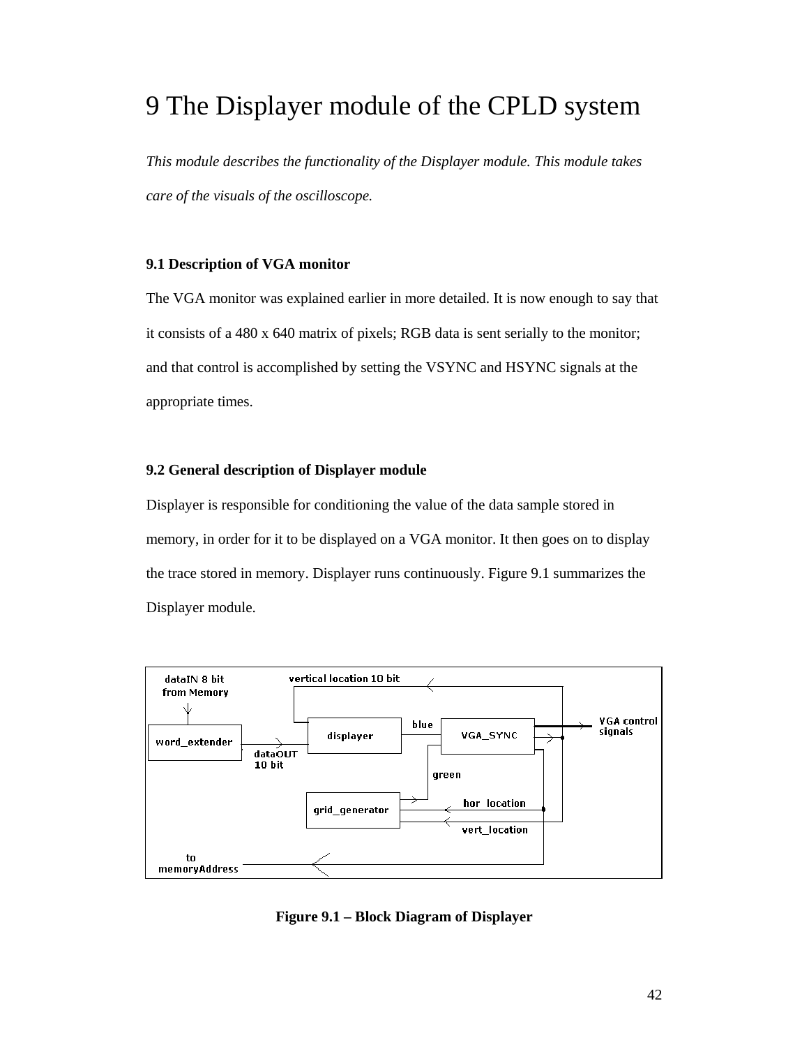# 9 The Displayer module of the CPLD system

*This module describes the functionality of the Displayer module. This module takes care of the visuals of the oscilloscope.*

### 9.1 Description of VGA monitor

The VGA monitor was explained earlier in more detailed. It is now enough to say that it consists of a 480 x 640 matrix of pixels; RGB data is sent serially to the monitor; and that control is accomplished by setting the VSYNC and HSYNC signals at the appropriate times.

### 9.2 General description of Displayer module

Displayer is responsible for conditioning the value of the data sample stored in memory, in order for it to be displayed on a VGA monitor. It then goes on to display the trace stored in memory. Displayer runs continuously. Figure 9.1 summarizes the Displayer module.

dataIN 8 bit from Memory

word_extender

dataOUT 10 bit

vertical location 10 bit

displayer

blue

VGA_SYNC

VGA control signals

green

grid_generator

hor_location

vert_location

to memoryAddress

**Figure 9.1 – Block Diagram of Displayer**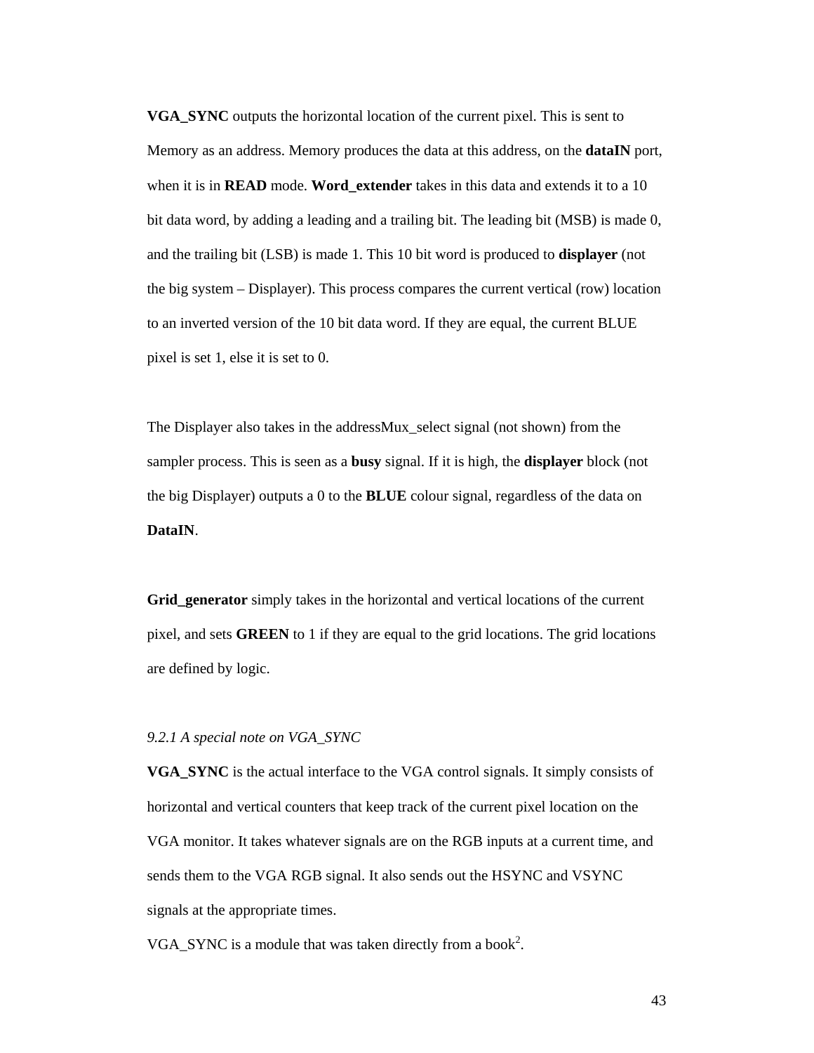**VGA_SYNC** outputs the horizontal location of the current pixel. This is sent to Memory as an address. Memory produces the data at this address, on the **dataIN** port, when it is in **READ** mode. **Word_extender** takes in this data and extends it to a 10 bit data word, by adding a leading and a trailing bit. The leading bit (MSB) is made 0, and the trailing bit (LSB) is made 1. This 10 bit word is produced to **displayer** (not the big system – Displayer). This process compares the current vertical (row) location to an inverted version of the 10 bit data word. If they are equal, the current BLUE pixel is set 1, else it is set to 0.

The Displayer also takes in the addressMux_select signal (not shown) from the sampler process. This is seen as a **busy** signal. If it is high, the **displayer** block (not the big Displayer) outputs a 0 to the **BLUE** colour signal, regardless of the data on **DataIN**.

**Grid_generator** simply takes in the horizontal and vertical locations of the current pixel, and sets **GREEN** to 1 if they are equal to the grid locations. The grid locations are defined by logic.

### *9.2.1 A special note on VGA_SYNC*

**VGA_SYNC** is the actual interface to the VGA control signals. It simply consists of horizontal and vertical counters that keep track of the current pixel location on the VGA monitor. It takes whatever signals are on the RGB inputs at a current time, and sends them to the VGA RGB signal. It also sends out the HSYNC and VSYNC signals at the appropriate times.

VGA_SYNC is a module that was taken directly from a book[2].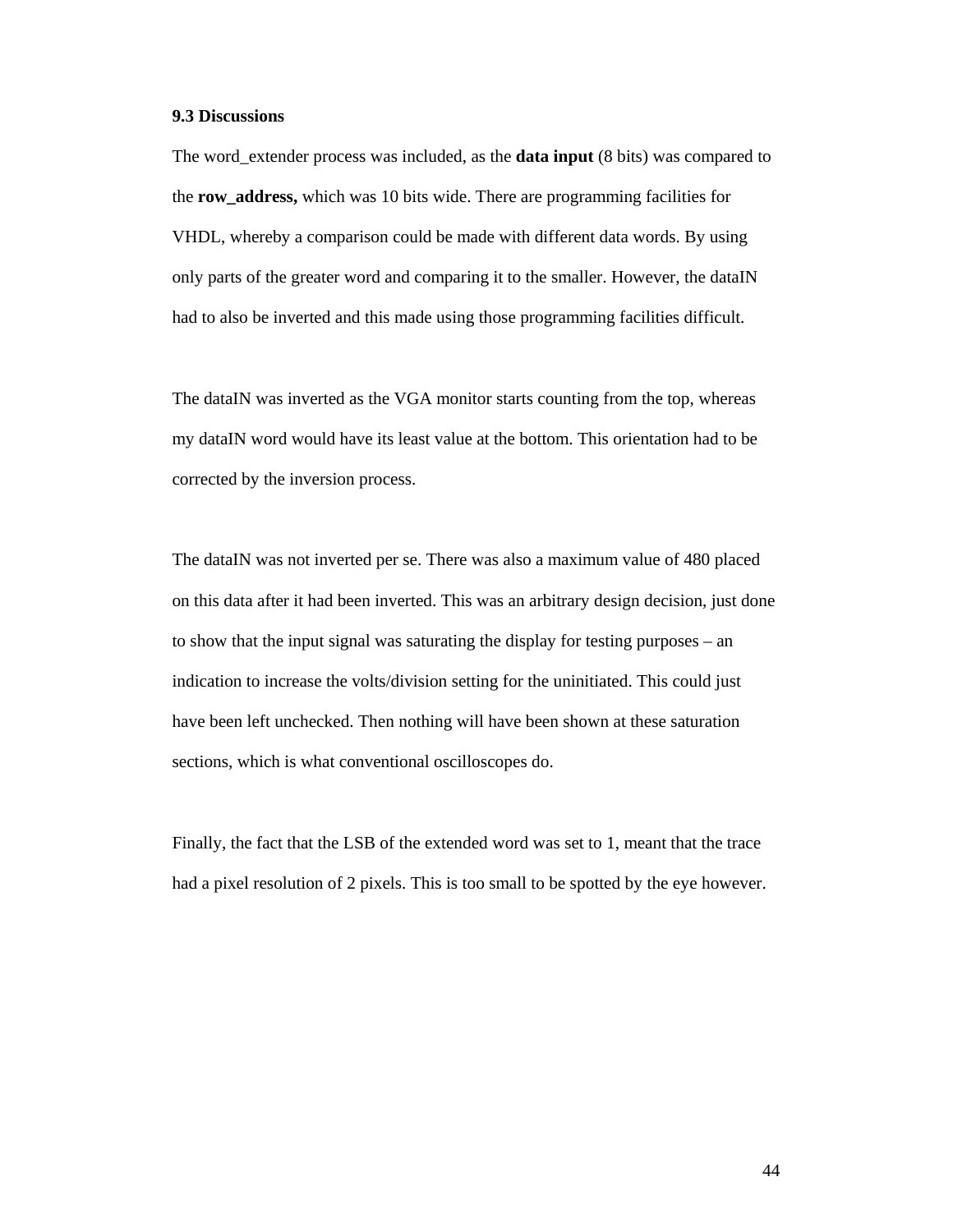### 9.3 Discussions

The word_extender process was included, as the **data input** (8 bits) was compared to the **row_address,** which was 10 bits wide. There are programming facilities for VHDL, whereby a comparison could be made with different data words. By using only parts of the greater word and comparing it to the smaller. However, the dataIN had to also be inverted and this made using those programming facilities difficult.

The dataIN was inverted as the VGA monitor starts counting from the top, whereas my dataIN word would have its least value at the bottom. This orientation had to be corrected by the inversion process.

The dataIN was not inverted per se. There was also a maximum value of 480 placed on this data after it had been inverted. This was an arbitrary design decision, just done to show that the input signal was saturating the display for testing purposes – an indication to increase the volts/division setting for the uninitiated. This could just have been left unchecked. Then nothing will have been shown at these saturation sections, which is what conventional oscilloscopes do.

Finally, the fact that the LSB of the extended word was set to 1, meant that the trace had a pixel resolution of 2 pixels. This is too small to be spotted by the eye however.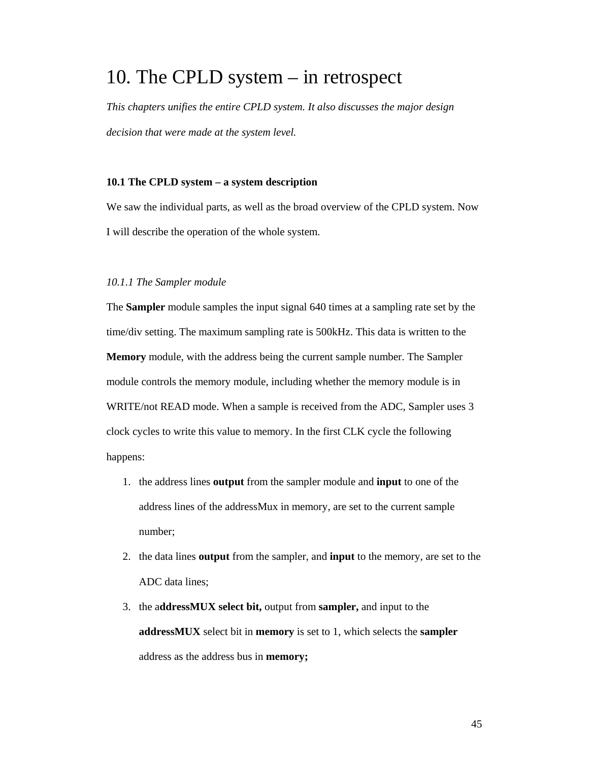# 10. The CPLD system – in retrospect

*This chapters unifies the entire CPLD system. It also discusses the major design decision that were made at the system level.*

### 10.1 The CPLD system – a system description

We saw the individual parts, as well as the broad overview of the CPLD system. Now I will describe the operation of the whole system.

#### *10.1.1 The Sampler module*

The **Sampler** module samples the input signal 640 times at a sampling rate set by the time/div setting. The maximum sampling rate is 500kHz. This data is written to the **Memory** module, with the address being the current sample number. The Sampler module controls the memory module, including whether the memory module is in WRITE/not READ mode. When a sample is received from the ADC, Sampler uses 3 clock cycles to write this value to memory. In the first CLK cycle the following happens:

1. the address lines **output** from the sampler module and **input** to one of the address lines of the addressMux in memory, are set to the current sample number;
2. the data lines **output** from the sampler, and **input** to the memory, are set to the ADC data lines;
3. the a**ddressMUX select bit,** output from **sampler,** and input to the **addressMUX** select bit in **memory** is set to 1, which selects the **sampler** address as the address bus in **memory;**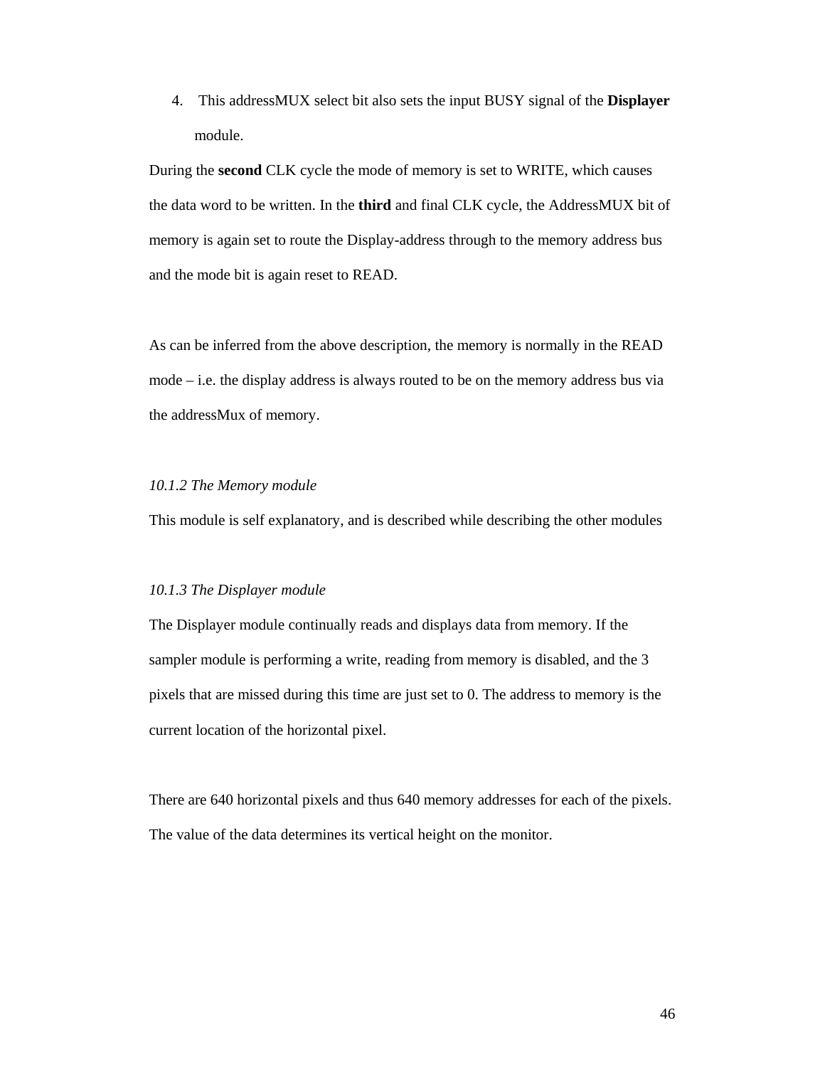4. This addressMUX select bit also sets the input BUSY signal of the **Displayer** module.

During the **second** CLK cycle the mode of memory is set to WRITE, which causes the data word to be written. In the **third** and final CLK cycle, the AddressMUX bit of memory is again set to route the Display-address through to the memory address bus and the mode bit is again reset to READ.

As can be inferred from the above description, the memory is normally in the READ mode – i.e. the display address is always routed to be on the memory address bus via the addressMux of memory.

*10.1.2 The Memory module*

This module is self explanatory, and is described while describing the other modules

*10.1.3 The Displayer module*

The Displayer module continually reads and displays data from memory. If the sampler module is performing a write, reading from memory is disabled, and the 3 pixels that are missed during this time are just set to 0. The address to memory is the current location of the horizontal pixel.

There are 640 horizontal pixels and thus 640 memory addresses for each of the pixels. The value of the data determines its vertical height on the monitor.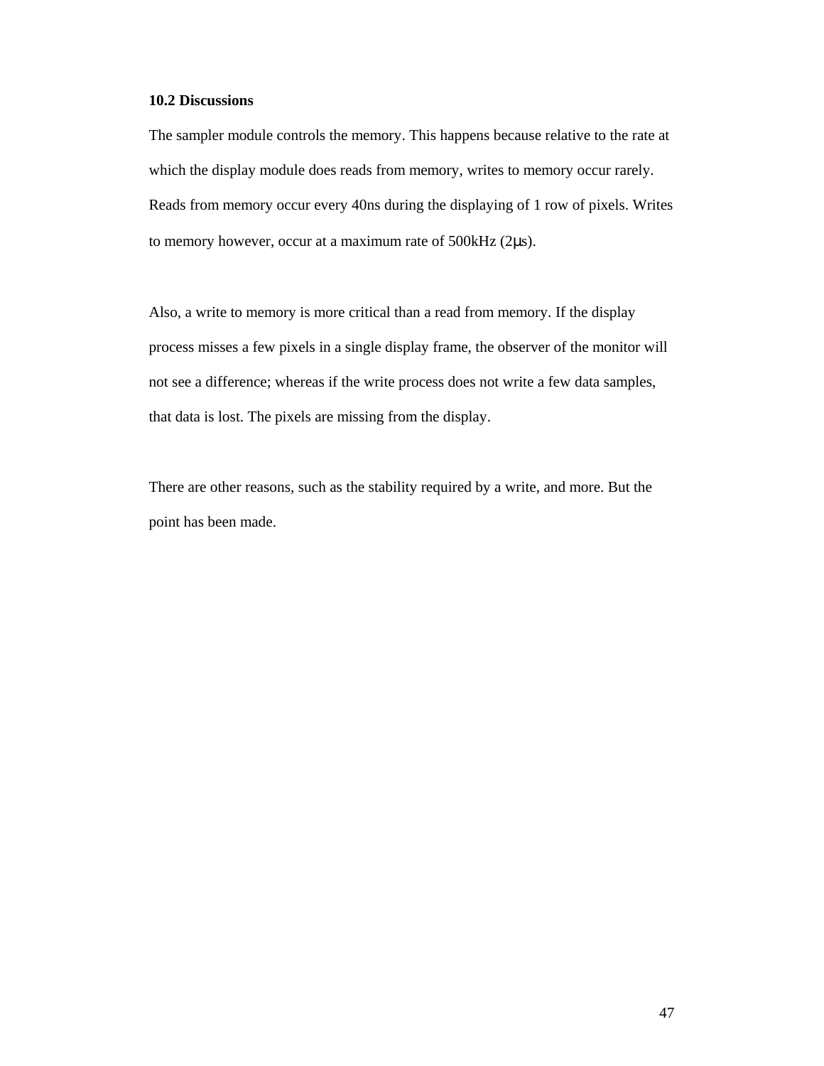### 10.2 Discussions

The sampler module controls the memory. This happens because relative to the rate at which the display module does reads from memory, writes to memory occur rarely. Reads from memory occur every 40ns during the displaying of 1 row of pixels. Writes to memory however, occur at a maximum rate of 500kHz (2μs).

Also, a write to memory is more critical than a read from memory. If the display process misses a few pixels in a single display frame, the observer of the monitor will not see a difference; whereas if the write process does not write a few data samples, that data is lost. The pixels are missing from the display.

There are other reasons, such as the stability required by a write, and more. But the point has been made.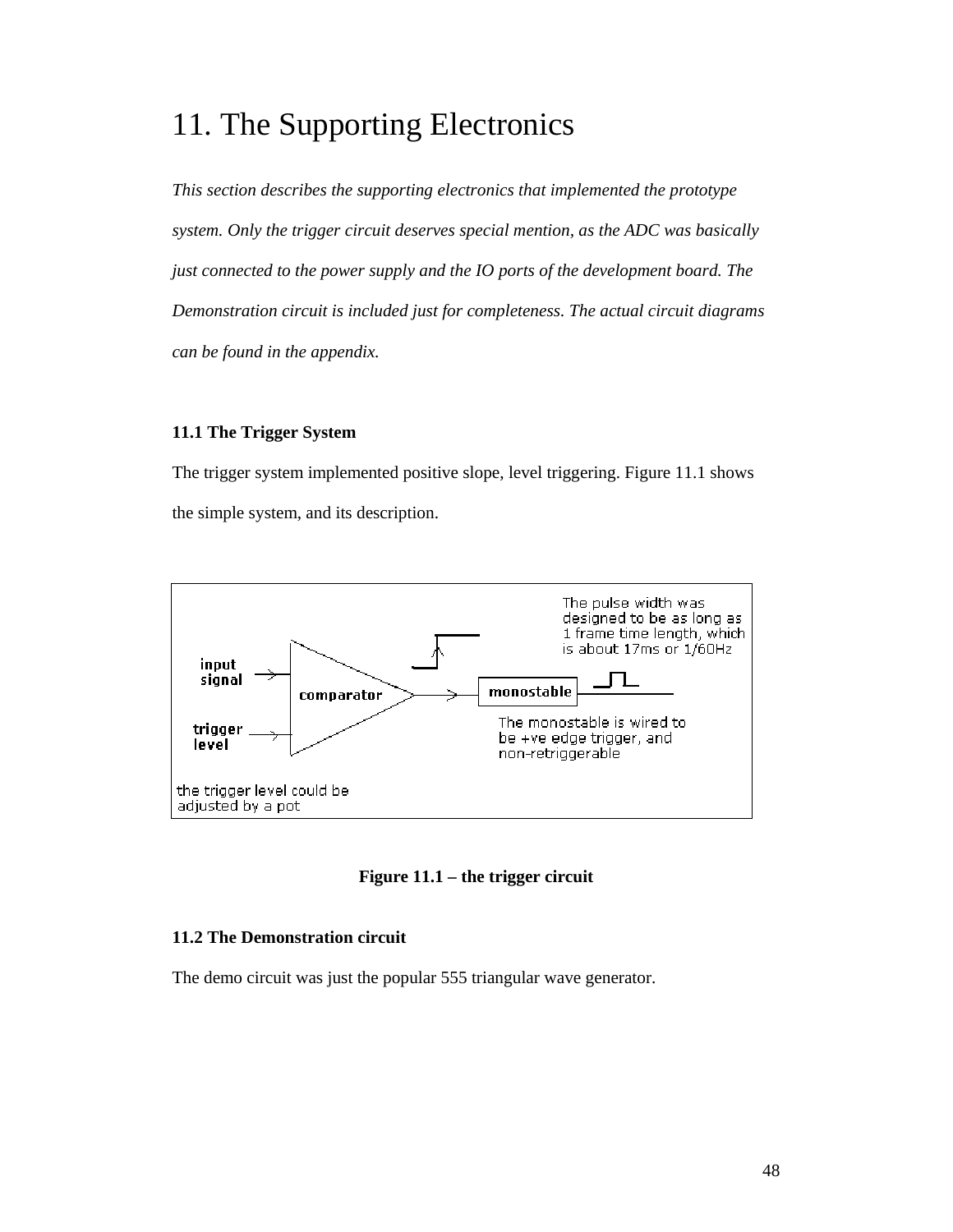# 11. The Supporting Electronics

*This section describes the supporting electronics that implemented the prototype system. Only the trigger circuit deserves special mention, as the ADC was basically just connected to the power supply and the IO ports of the development board. The Demonstration circuit is included just for completeness. The actual circuit diagrams can be found in the appendix.*

### 11.1 The Trigger System

The trigger system implemented positive slope, level triggering. Figure 11.1 shows the simple system, and its description.

input signal

trigger level

comparator

monostable

The pulse width was designed to be as long as 1 frame time length, which is about 17ms or 1/60Hz

The monostable is wired to be +ve edge trigger, and non-retriggerable

the trigger level could be adjusted by a pot

**Figure 11.1 – the trigger circuit**

### 11.2 The Demonstration circuit

The demo circuit was just the popular 555 triangular wave generator.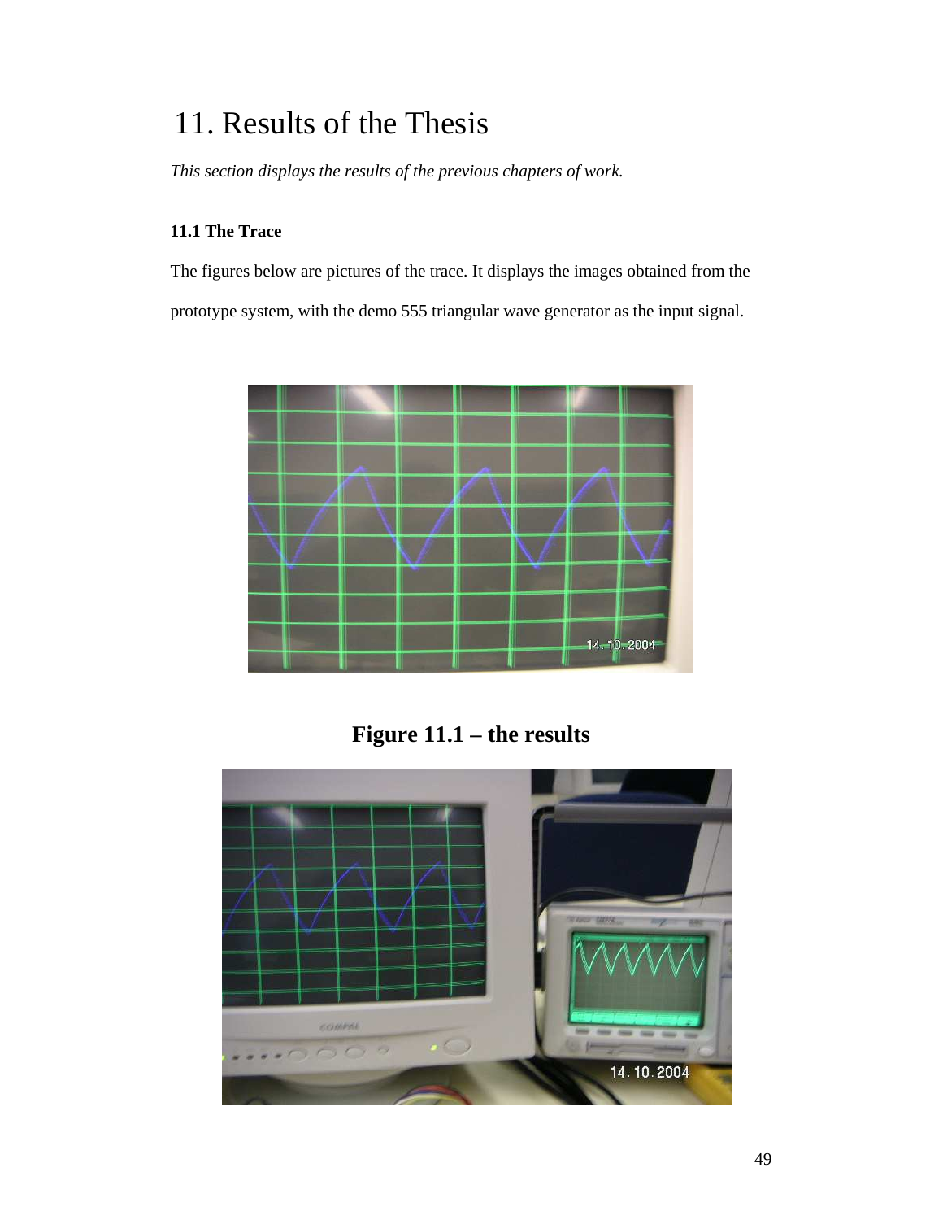# 11. Results of the Thesis

*This section displays the results of the previous chapters of work.*

### 11.1 The Trace

The figures below are pictures of the trace. It displays the images obtained from the prototype system, with the demo 555 triangular wave generator as the input signal.

**Figure 11.1 – the results**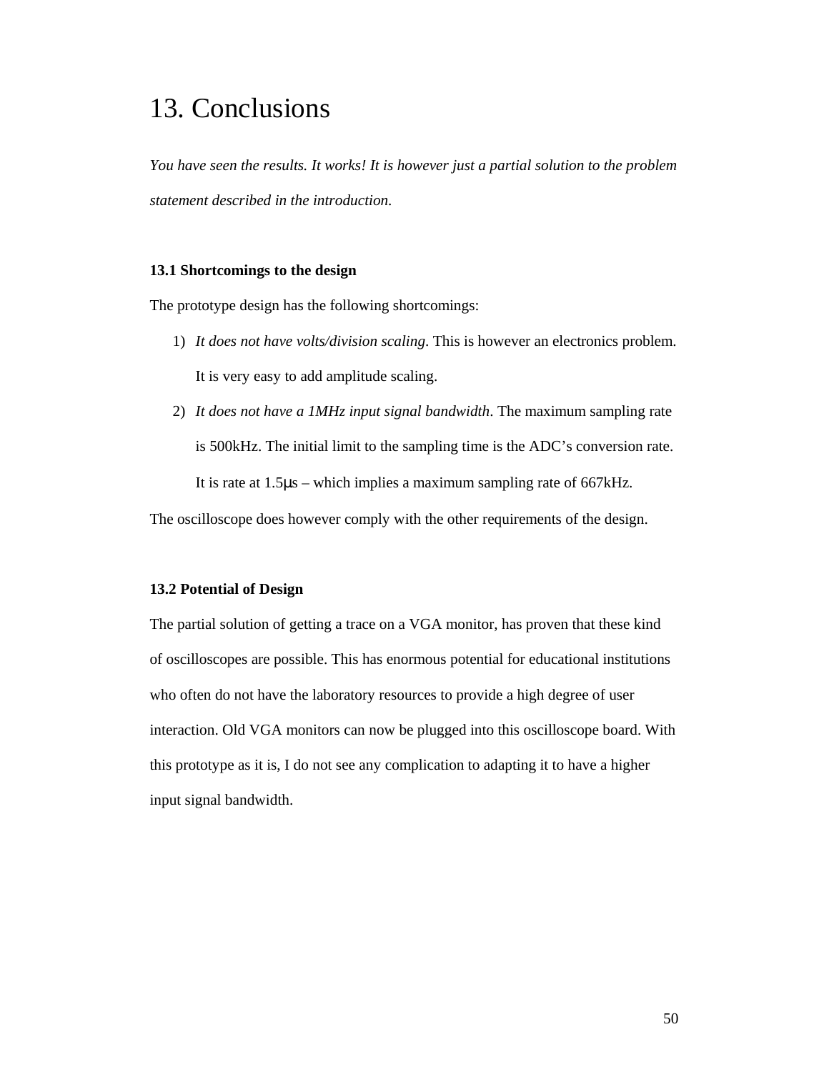# 13. Conclusions

*You have seen the results. It works! It is however just a partial solution to the problem statement described in the introduction.*

### 13.1 Shortcomings to the design

The prototype design has the following shortcomings:

1) *It does not have volts/division scaling*. This is however an electronics problem. It is very easy to add amplitude scaling.
2) *It does not have a 1MHz input signal bandwidth*. The maximum sampling rate is 500kHz. The initial limit to the sampling time is the ADC's conversion rate. It is rate at 1.5μs – which implies a maximum sampling rate of 667kHz.

The oscilloscope does however comply with the other requirements of the design.

### 13.2 Potential of Design

The partial solution of getting a trace on a VGA monitor, has proven that these kind of oscilloscopes are possible. This has enormous potential for educational institutions who often do not have the laboratory resources to provide a high degree of user interaction. Old VGA monitors can now be plugged into this oscilloscope board. With this prototype as it is, I do not see any complication to adapting it to have a higher input signal bandwidth.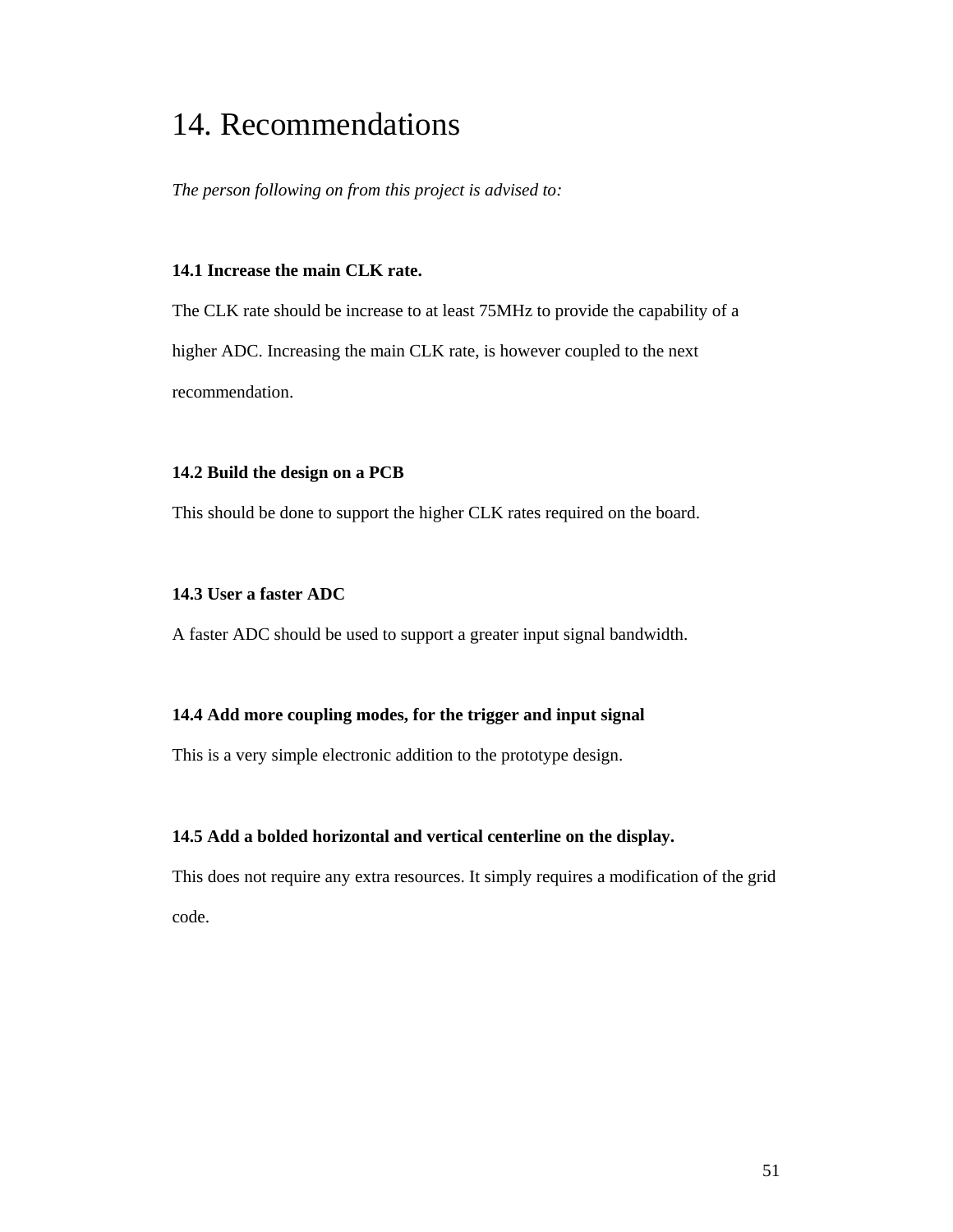# 14. Recommendations

*The person following on from this project is advised to:*

### 14.1 Increase the main CLK rate.

The CLK rate should be increase to at least 75MHz to provide the capability of a higher ADC. Increasing the main CLK rate, is however coupled to the next recommendation.

### 14.2 Build the design on a PCB

This should be done to support the higher CLK rates required on the board.

### 14.3 User a faster ADC

A faster ADC should be used to support a greater input signal bandwidth.

### 14.4 Add more coupling modes, for the trigger and input signal

This is a very simple electronic addition to the prototype design.

### 14.5 Add a bolded horizontal and vertical centerline on the display.

This does not require any extra resources. It simply requires a modification of the grid code.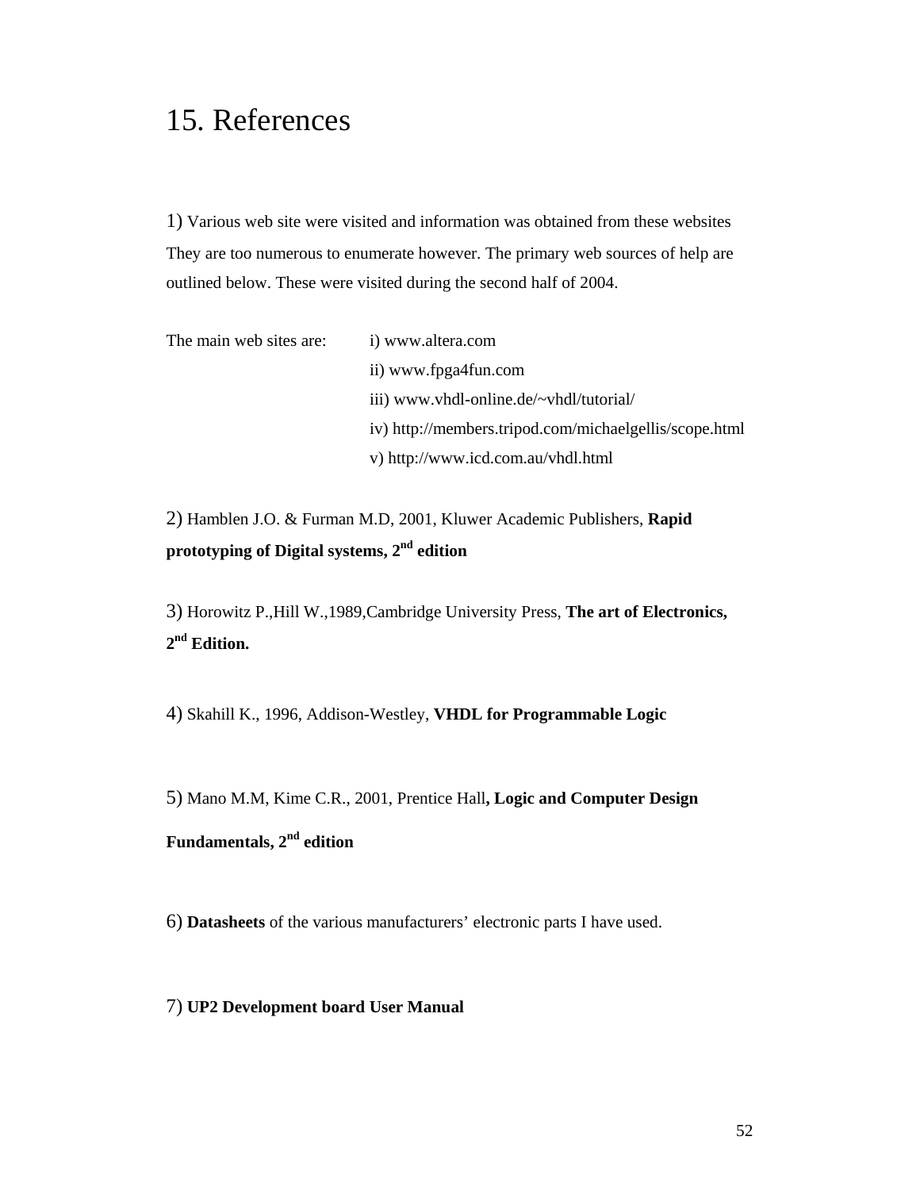# 15. References

1) Various web site were visited and information was obtained from these websites They are too numerous to enumerate however. The primary web sources of help are outlined below. These were visited during the second half of 2004.

The main web sites are:

i) www.altera.com
ii) www.fpga4fun.com
iii) www.vhdl-online.de/~vhdl/tutorial/
iv) http://members.tripod.com/michaelgellis/scope.html
v) http://www.icd.com.au/vhdl.html

2) Hamblen J.O. & Furman M.D, 2001, Kluwer Academic Publishers, **Rapid prototyping of Digital systems, 2nd edition**

3) Horowitz P.,Hill W.,1989,Cambridge University Press, **The art of Electronics, 2nd Edition.**

4) Skahill K., 1996, Addison-Westley, **VHDL for Programmable Logic**

5) Mano M.M, Kime C.R., 2001, Prentice Hall**, Logic and Computer Design Fundamentals, 2nd edition**

6) **Datasheets** of the various manufacturers' electronic parts I have used.

7) **UP2 Development board User Manual**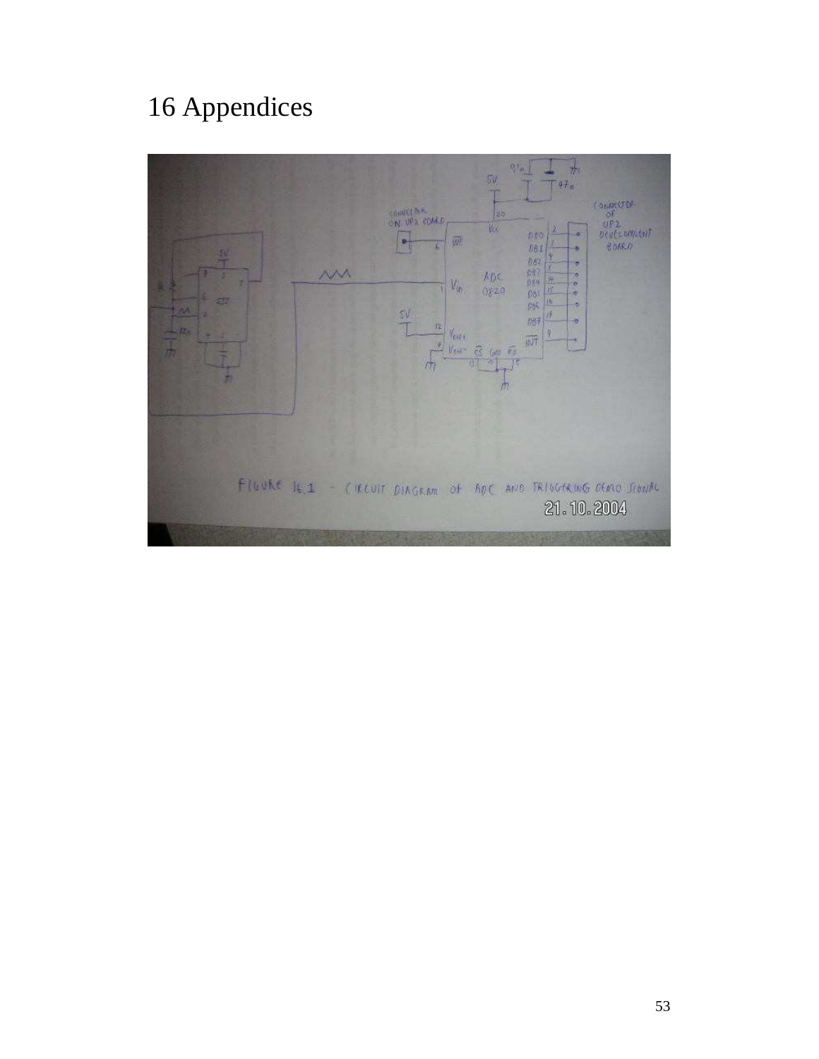# 16 Appendices

FIGURE 16.1 - CIRCUIT DIAGRAM OF ADC AND TRIGGERING DEMO SIGNAL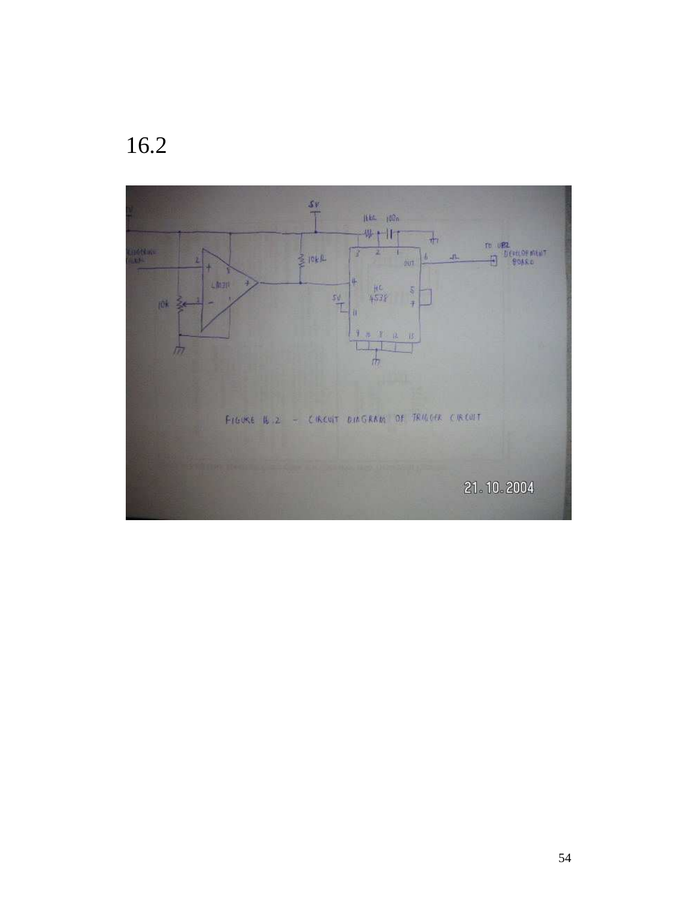16.2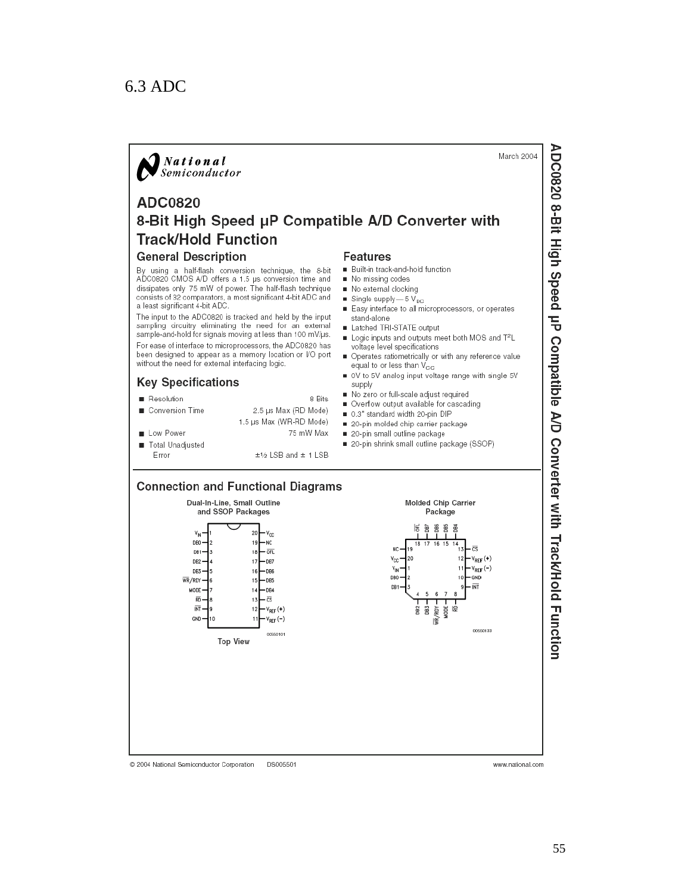## 6.3 ADC

National Semiconductor

March 2004

# ADC0820

## 8-Bit High Speed µP Compatible A/D Converter with Track/Hold Function

### General Description

By using a half-flash conversion technique, the 8-bit ADC0820 CMOS A/D offers a 1.5 µs conversion time and dissipates only 75 mW of power. The half-flash technique consists of 32 comparators, a most significant 4-bit ADC and a least significant 4-bit ADC.

The input to the ADC0820 is tracked and held by the input sampling circuitry eliminating the need for an external sample-and-hold for signals moving at less than 100 mV/µs.

For ease of interface to microprocessors, the ADC0820 has been designed to appear as a memory location or I/O port without the need for external interfacing logic.

### Key Specifications

- Resolution: 8 Bits
- Conversion Time: 2.5 µs Max (RD Mode); 1.5 µs Max (WR-RD Mode)
- Low Power: 75 mW Max
- Total Unadjusted Error: ±½ LSB and ± 1 LSB

### Features

- Built-in track-and-hold function
- No missing codes
- No external clocking
- Single supply — 5 $V_{DC}$
- Easy interface to all microprocessors, or operates stand-alone
- Latched TRI-STATE output
- Logic inputs and outputs meet both MOS and $T^2L$ voltage level specifications
- Operates ratiometrically or with any reference value equal to or less than $V_{CC}$
- 0V to 5V analog input voltage range with single 5V supply
- No zero or full-scale adjust required
- Overflow output available for cascading
- 0.3" standard width 20-pin DIP
- 20-pin molded chip carrier package
- 20-pin small outline package
- 20-pin shrink small outline package (SSOP)

### Connection and Functional Diagrams

**Dual-In-Line, Small Outline and SSOP Packages**

| Pin | Name | Pin | Name |
|---|---|---|---|
| 1 | $V_{IN}$ | 20 | $V_{CC}$ |
| 2 | DB0 | 19 | NC |
| 3 | DB1 | 18 | OFL |
| 4 | DB2 | 17 | DB7 |
| 5 | DB3 | 16 | DB6 |
| 6 | WR/RDY | 15 | DB5 |
| 7 | MODE | 14 | DB4 |
| 8 | RD | 13 | CS |
| 9 | INT | 12 | $V_{REF}(+)$ |
| 10 | GND | 11 | $V_{REF}(-)$ |

00550101

Top View

**Molded Chip Carrier Package**

| Pin | Name |
|---|---|
| 1 | $V_{IN}$ |
| 2 | DB0 |
| 3 | DB1 |
| 4 | DB2 |
| 5 | DB3 |
| 6 | WR/RDY |
| 7 | MODE |
| 8 | RD |
| 9 | INT |
| 10 | GND |
| 11 | $V_{REF}(-)$ |
| 12 | $V_{REF}(+)$ |
| 13 | CS |
| 14 | DB4 |
| 15 | DB5 |
| 16 | DB6 |
| 17 | DB7 |
| 18 | OFL |
| 19 | NC |
| 20 | $V_{CC}$ |

00550133

© 2004 National Semiconductor Corporation DS005501 www.national.com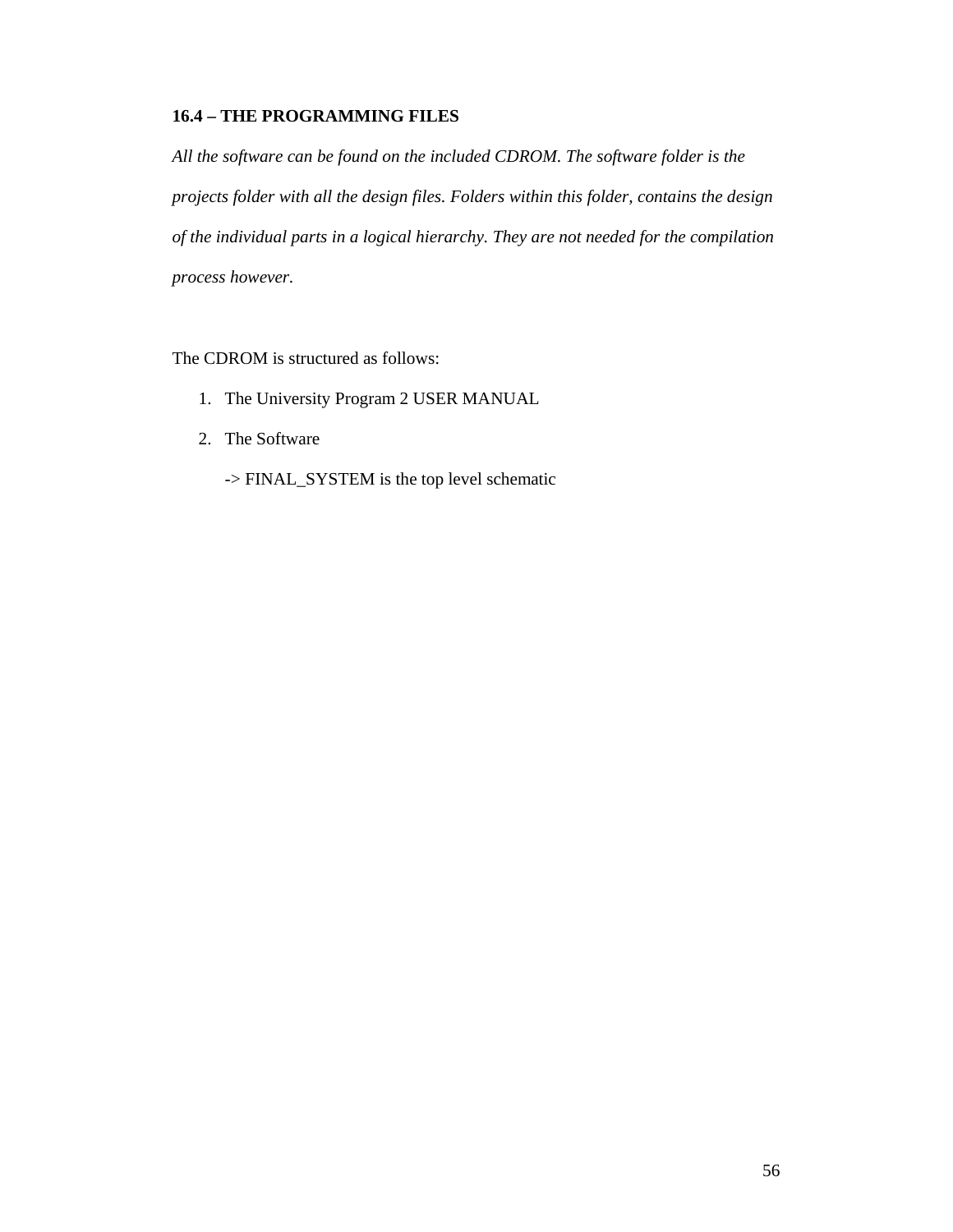### 16.4 – THE PROGRAMMING FILES

*All the software can be found on the included CDROM. The software folder is the projects folder with all the design files. Folders within this folder, contains the design of the individual parts in a logical hierarchy. They are not needed for the compilation process however.*

The CDROM is structured as follows:

1. The University Program 2 USER MANUAL
2. The Software

   -> FINAL_SYSTEM is the top level schematic